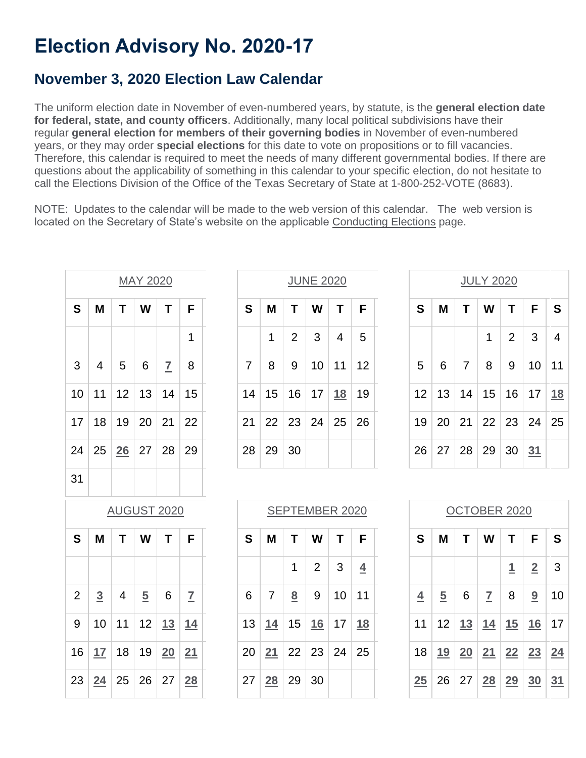# Election Advisory No. 2020-17

## November 3, 2020 Election Law Calendar

The uniform election date in November of even-numbered years, by statute, is the **general election date for federal, state, and county officers**. Additionally, many local political subdivisions have their regular **general election for members of their governing bodies** in November of even-numbered years, or they may order **special elections** for this date to vote on propositions or to fill vacancies. Therefore, this calendar is required to meet the needs of many different governmental bodies. If there are questions about the applicability of something in this calendar to your specific election, do not hesitate to call the Elections Division of the Office of the Texas Secretary of State at 1-800-252-VOTE (8683).

NOTE: Updates to the calendar will be made to the web version of this calendar. The web version is located on the Secretary of State's website on the applicable Conducting Elections page.

| MAY 2020 | | | | | |
|---|---|---|---|---|---|
| S | M | T | W | T | F |
| | | | | | 1 |
| 3 | 4 | 5 | 6 | 7 | 8 |
| 10 | 11 | 12 | 13 | 14 | 15 |
| 17 | 18 | 19 | 20 | 21 | 22 |
| 24 | 25 | 26 | 27 | 28 | 29 |
| 31 | | | | | |

| JUNE 2020 | | | | | |
|---|---|---|---|---|---|
| S | M | T | W | T | F |
| | 1 | 2 | 3 | 4 | 5 |
| 7 | 8 | 9 | 10 | 11 | 12 |
| 14 | 15 | 16 | 17 | 18 | 19 |
| 21 | 22 | 23 | 24 | 25 | 26 |
| 28 | 29 | 30 | | | |

| JULY 2020 | | | | | | |
|---|---|---|---|---|---|---|
| S | M | T | W | T | F | S |
| | | | 1 | 2 | 3 | 4 |
| 5 | 6 | 7 | 8 | 9 | 10 | 11 |
| 12 | 13 | 14 | 15 | 16 | 17 | 18 |
| 19 | 20 | 21 | 22 | 23 | 24 | 25 |
| 26 | 27 | 28 | 29 | 30 | 31 | |

| AUGUST 2020 | | | | | |
|---|---|---|---|---|---|
| S | M | T | W | T | F |
| | | | | | |
| 2 | 3 | 4 | 5 | 6 | 7 |
| 9 | 10 | 11 | 12 | 13 | 14 |
| 16 | 17 | 18 | 19 | 20 | 21 |
| 23 | 24 | 25 | 26 | 27 | 28 |

| SEPTEMBER 2020 | | | | | |
|---|---|---|---|---|---|
| S | M | T | W | T | F |
| | | 1 | 2 | 3 | 4 |
| 6 | 7 | 8 | 9 | 10 | 11 |
| 13 | 14 | 15 | 16 | 17 | 18 |
| 20 | 21 | 22 | 23 | 24 | 25 |
| 27 | 28 | 29 | 30 | | |

| OCTOBER 2020 | | | | | | |
|---|---|---|---|---|---|---|
| S | M | T | W | T | F | S |
| | | | | 1 | 2 | 3 |
| 4 | 5 | 6 | 7 | 8 | 9 | 10 |
| 11 | 12 | 13 | 14 | 15 | 16 | 17 |
| 18 | 19 | 20 | 21 | 22 | 23 | 24 |
| 25 | 26 | 27 | 28 | 29 | 30 | 31 |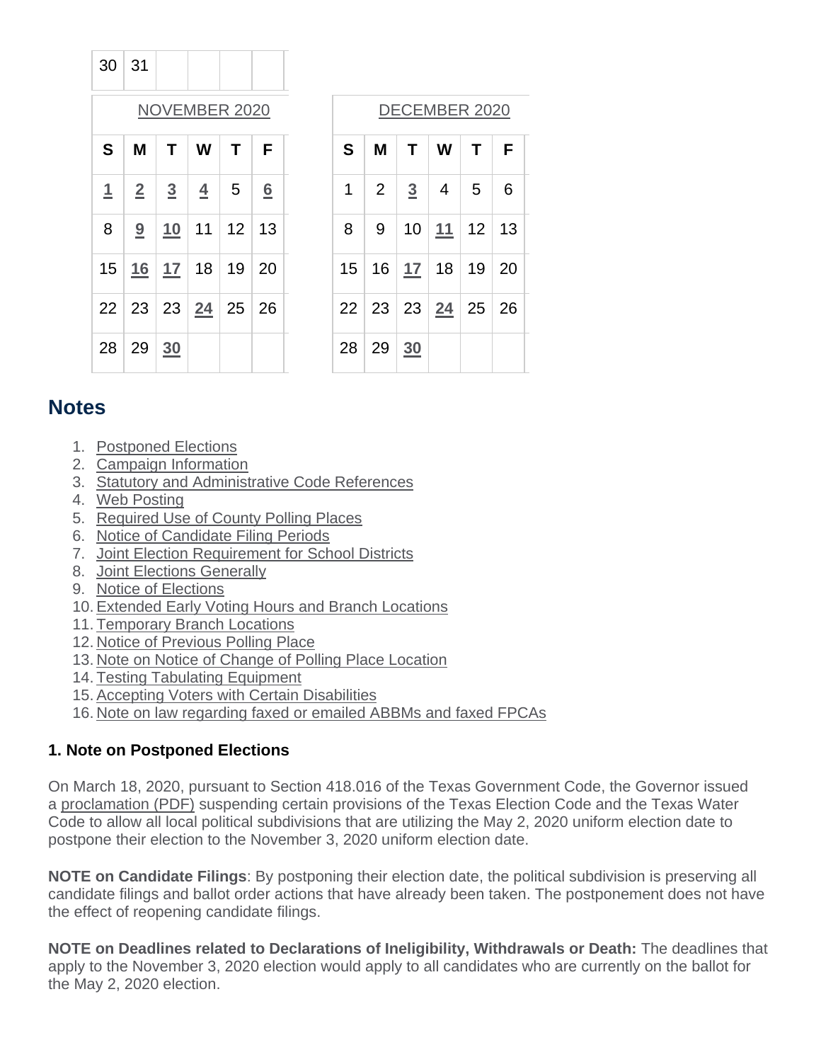| 30 | 31 | | | | |
|---|---|---|---|---|---|

| NOVEMBER 2020 | | | | | |
|---|---|---|---|---|---|
| S | M | T | W | T | F |
| 1 | 2 | 3 | 4 | 5 | 6 |
| 8 | 9 | 10 | 11 | 12 | 13 |
| 15 | 16 | 17 | 18 | 19 | 20 |
| 22 | 23 | 23 | 24 | 25 | 26 |
| 28 | 29 | 30 | | | |

| DECEMBER 2020 | | | | | |
|---|---|---|---|---|---|
| S | M | T | W | T | F |
| 1 | 2 | 3 | 4 | 5 | 6 |
| 8 | 9 | 10 | 11 | 12 | 13 |
| 15 | 16 | 17 | 18 | 19 | 20 |
| 22 | 23 | 23 | 24 | 25 | 26 |
| 28 | 29 | 30 | | | |

## Notes

1. Postponed Elections
2. Campaign Information
3. Statutory and Administrative Code References
4. Web Posting
5. Required Use of County Polling Places
6. Notice of Candidate Filing Periods
7. Joint Election Requirement for School Districts
8. Joint Elections Generally
9. Notice of Elections
10. Extended Early Voting Hours and Branch Locations
11. Temporary Branch Locations
12. Notice of Previous Polling Place
13. Note on Notice of Change of Polling Place Location
14. Testing Tabulating Equipment
15. Accepting Voters with Certain Disabilities
16. Note on law regarding faxed or emailed ABBMs and faxed FPCAs

### 1. Note on Postponed Elections

On March 18, 2020, pursuant to Section 418.016 of the Texas Government Code, the Governor issued a proclamation (PDF) suspending certain provisions of the Texas Election Code and the Texas Water Code to allow all local political subdivisions that are utilizing the May 2, 2020 uniform election date to postpone their election to the November 3, 2020 uniform election date.

**NOTE on Candidate Filings**: By postponing their election date, the political subdivision is preserving all candidate filings and ballot order actions that have already been taken. The postponement does not have the effect of reopening candidate filings.

**NOTE on Deadlines related to Declarations of Ineligibility, Withdrawals or Death:** The deadlines that apply to the November 3, 2020 election would apply to all candidates who are currently on the ballot for the May 2, 2020 election.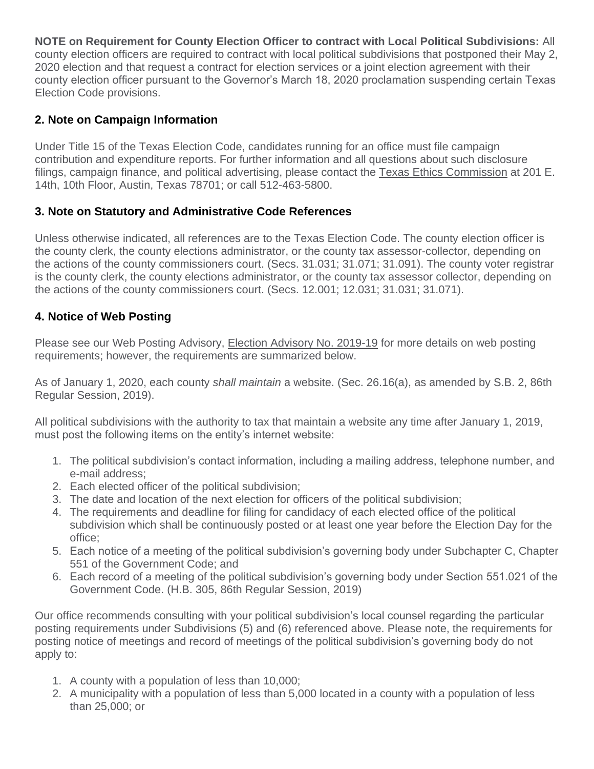**NOTE on Requirement for County Election Officer to contract with Local Political Subdivisions:** All county election officers are required to contract with local political subdivisions that postponed their May 2, 2020 election and that request a contract for election services or a joint election agreement with their county election officer pursuant to the Governor's March 18, 2020 proclamation suspending certain Texas Election Code provisions.

## 2. Note on Campaign Information

Under Title 15 of the Texas Election Code, candidates running for an office must file campaign contribution and expenditure reports. For further information and all questions about such disclosure filings, campaign finance, and political advertising, please contact the Texas Ethics Commission at 201 E. 14th, 10th Floor, Austin, Texas 78701; or call 512-463-5800.

## 3. Note on Statutory and Administrative Code References

Unless otherwise indicated, all references are to the Texas Election Code. The county election officer is the county clerk, the county elections administrator, or the county tax assessor-collector, depending on the actions of the county commissioners court. (Secs. 31.031; 31.071; 31.091). The county voter registrar is the county clerk, the county elections administrator, or the county tax assessor collector, depending on the actions of the county commissioners court. (Secs. 12.001; 12.031; 31.031; 31.071).

## 4. Notice of Web Posting

Please see our Web Posting Advisory, Election Advisory No. 2019-19 for more details on web posting requirements; however, the requirements are summarized below.

As of January 1, 2020, each county *shall maintain* a website. (Sec. 26.16(a), as amended by S.B. 2, 86th Regular Session, 2019).

All political subdivisions with the authority to tax that maintain a website any time after January 1, 2019, must post the following items on the entity's internet website:

1. The political subdivision's contact information, including a mailing address, telephone number, and e-mail address;
2. Each elected officer of the political subdivision;
3. The date and location of the next election for officers of the political subdivision;
4. The requirements and deadline for filing for candidacy of each elected office of the political subdivision which shall be continuously posted or at least one year before the Election Day for the office;
5. Each notice of a meeting of the political subdivision's governing body under Subchapter C, Chapter 551 of the Government Code; and
6. Each record of a meeting of the political subdivision's governing body under Section 551.021 of the Government Code. (H.B. 305, 86th Regular Session, 2019)

Our office recommends consulting with your political subdivision's local counsel regarding the particular posting requirements under Subdivisions (5) and (6) referenced above. Please note, the requirements for posting notice of meetings and record of meetings of the political subdivision's governing body do not apply to:

1. A county with a population of less than 10,000;
2. A municipality with a population of less than 5,000 located in a county with a population of less than 25,000; or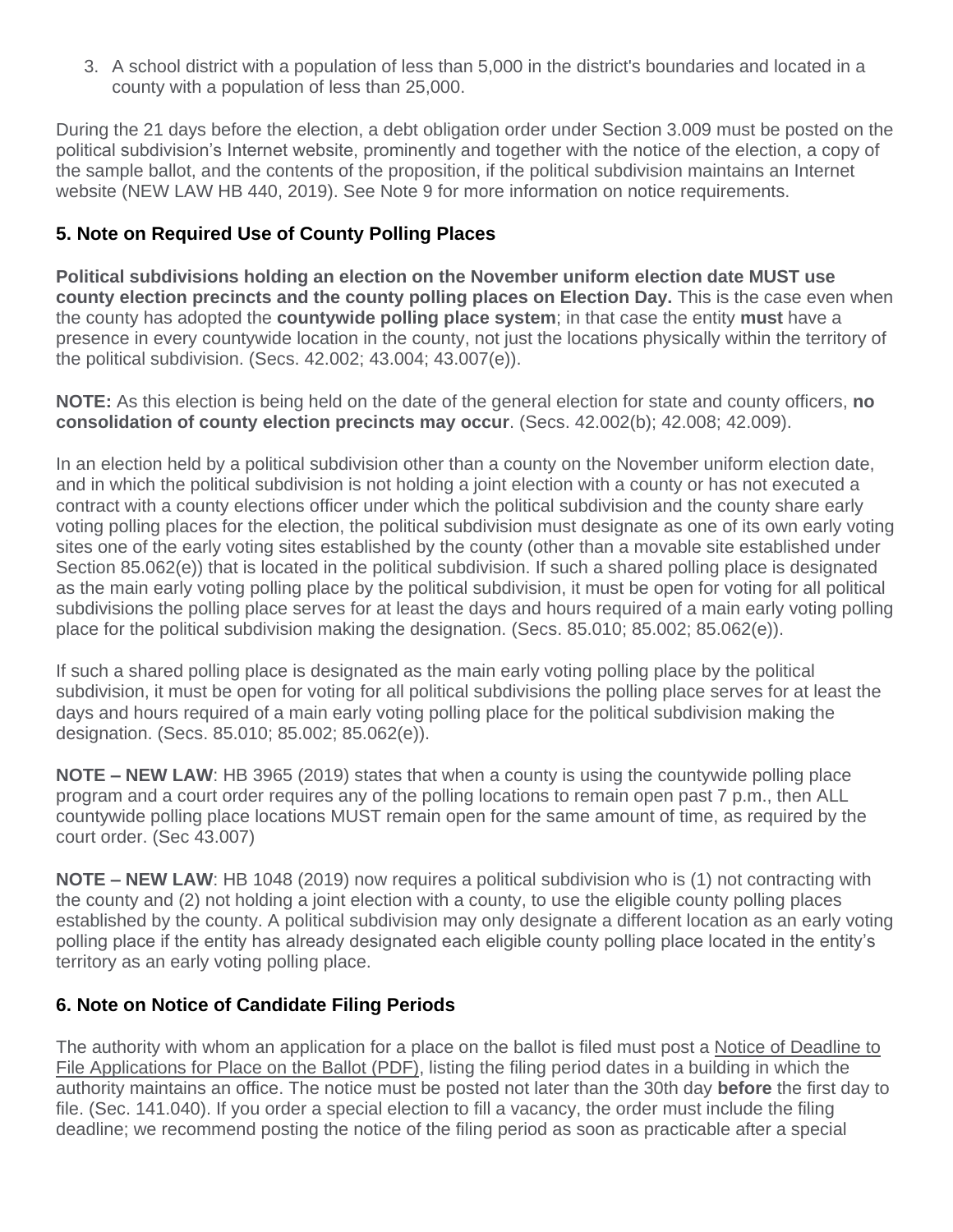3. A school district with a population of less than 5,000 in the district's boundaries and located in a county with a population of less than 25,000.

During the 21 days before the election, a debt obligation order under Section 3.009 must be posted on the political subdivision's Internet website, prominently and together with the notice of the election, a copy of the sample ballot, and the contents of the proposition, if the political subdivision maintains an Internet website (NEW LAW HB 440, 2019). See Note 9 for more information on notice requirements.

### 5. Note on Required Use of County Polling Places

**Political subdivisions holding an election on the November uniform election date MUST use county election precincts and the county polling places on Election Day.** This is the case even when the county has adopted the **countywide polling place system**; in that case the entity **must** have a presence in every countywide location in the county, not just the locations physically within the territory of the political subdivision. (Secs. 42.002; 43.004; 43.007(e)).

**NOTE:** As this election is being held on the date of the general election for state and county officers, **no consolidation of county election precincts may occur**. (Secs. 42.002(b); 42.008; 42.009).

In an election held by a political subdivision other than a county on the November uniform election date, and in which the political subdivision is not holding a joint election with a county or has not executed a contract with a county elections officer under which the political subdivision and the county share early voting polling places for the election, the political subdivision must designate as one of its own early voting sites one of the early voting sites established by the county (other than a movable site established under Section 85.062(e)) that is located in the political subdivision. If such a shared polling place is designated as the main early voting polling place by the political subdivision, it must be open for voting for all political subdivisions the polling place serves for at least the days and hours required of a main early voting polling place for the political subdivision making the designation. (Secs. 85.010; 85.002; 85.062(e)).

If such a shared polling place is designated as the main early voting polling place by the political subdivision, it must be open for voting for all political subdivisions the polling place serves for at least the days and hours required of a main early voting polling place for the political subdivision making the designation. (Secs. 85.010; 85.002; 85.062(e)).

**NOTE – NEW LAW**: HB 3965 (2019) states that when a county is using the countywide polling place program and a court order requires any of the polling locations to remain open past 7 p.m., then ALL countywide polling place locations MUST remain open for the same amount of time, as required by the court order. (Sec 43.007)

**NOTE – NEW LAW**: HB 1048 (2019) now requires a political subdivision who is (1) not contracting with the county and (2) not holding a joint election with a county, to use the eligible county polling places established by the county. A political subdivision may only designate a different location as an early voting polling place if the entity has already designated each eligible county polling place located in the entity's territory as an early voting polling place.

### 6. Note on Notice of Candidate Filing Periods

The authority with whom an application for a place on the ballot is filed must post a Notice of Deadline to File Applications for Place on the Ballot (PDF), listing the filing period dates in a building in which the authority maintains an office. The notice must be posted not later than the 30th day **before** the first day to file. (Sec. 141.040). If you order a special election to fill a vacancy, the order must include the filing deadline; we recommend posting the notice of the filing period as soon as practicable after a special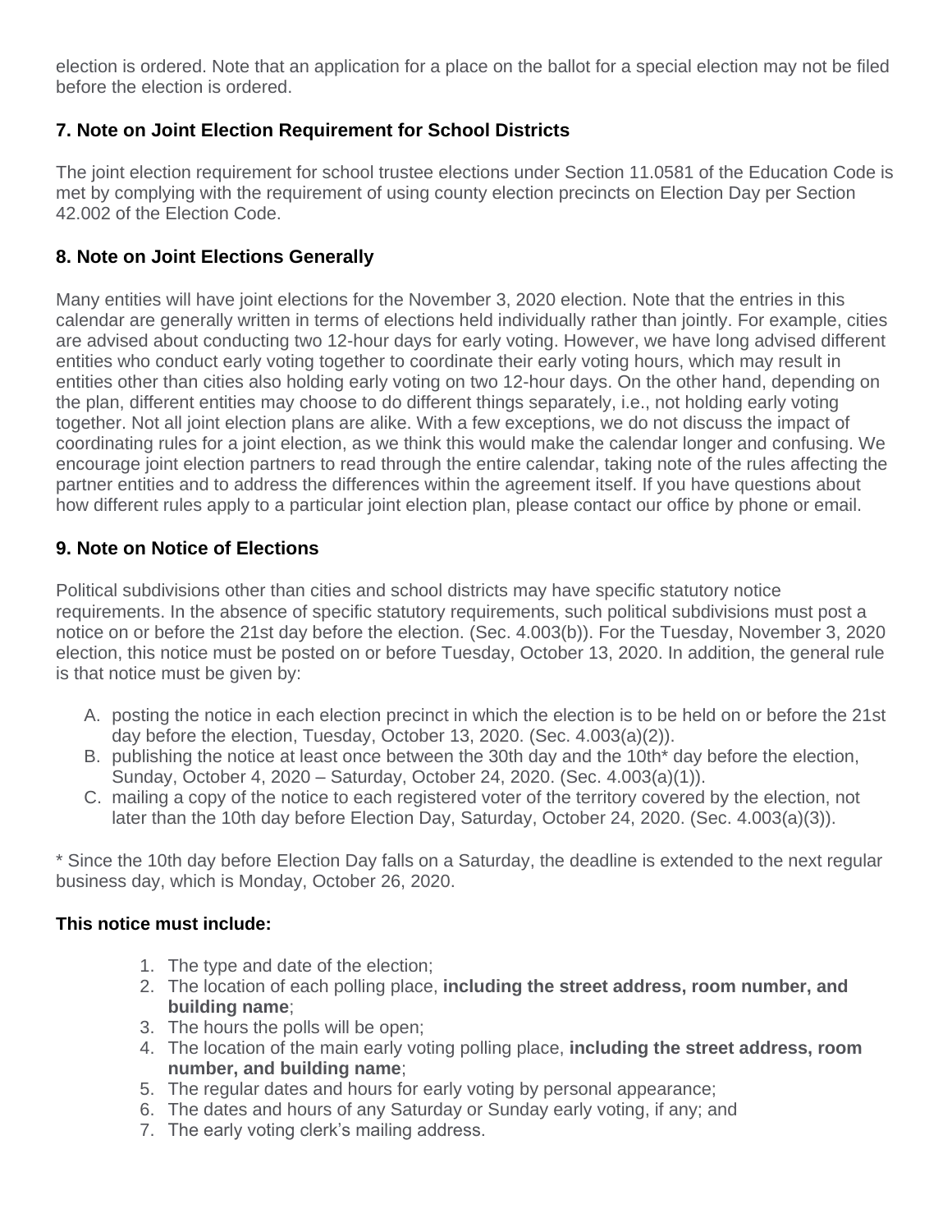election is ordered. Note that an application for a place on the ballot for a special election may not be filed before the election is ordered.

### 7. Note on Joint Election Requirement for School Districts

The joint election requirement for school trustee elections under Section 11.0581 of the Education Code is met by complying with the requirement of using county election precincts on Election Day per Section 42.002 of the Election Code.

### 8. Note on Joint Elections Generally

Many entities will have joint elections for the November 3, 2020 election. Note that the entries in this calendar are generally written in terms of elections held individually rather than jointly. For example, cities are advised about conducting two 12-hour days for early voting. However, we have long advised different entities who conduct early voting together to coordinate their early voting hours, which may result in entities other than cities also holding early voting on two 12-hour days. On the other hand, depending on the plan, different entities may choose to do different things separately, i.e., not holding early voting together. Not all joint election plans are alike. With a few exceptions, we do not discuss the impact of coordinating rules for a joint election, as we think this would make the calendar longer and confusing. We encourage joint election partners to read through the entire calendar, taking note of the rules affecting the partner entities and to address the differences within the agreement itself. If you have questions about how different rules apply to a particular joint election plan, please contact our office by phone or email.

### 9. Note on Notice of Elections

Political subdivisions other than cities and school districts may have specific statutory notice requirements. In the absence of specific statutory requirements, such political subdivisions must post a notice on or before the 21st day before the election. (Sec. 4.003(b)). For the Tuesday, November 3, 2020 election, this notice must be posted on or before Tuesday, October 13, 2020. In addition, the general rule is that notice must be given by:

A. posting the notice in each election precinct in which the election is to be held on or before the 21st day before the election, Tuesday, October 13, 2020. (Sec. 4.003(a)(2)).
B. publishing the notice at least once between the 30th day and the 10th* day before the election, Sunday, October 4, 2020 – Saturday, October 24, 2020. (Sec. 4.003(a)(1)).
C. mailing a copy of the notice to each registered voter of the territory covered by the election, not later than the 10th day before Election Day, Saturday, October 24, 2020. (Sec. 4.003(a)(3)).

\* Since the 10th day before Election Day falls on a Saturday, the deadline is extended to the next regular business day, which is Monday, October 26, 2020.

**This notice must include:**

1. The type and date of the election;
2. The location of each polling place, **including the street address, room number, and building name**;
3. The hours the polls will be open;
4. The location of the main early voting polling place, **including the street address, room number, and building name**;
5. The regular dates and hours for early voting by personal appearance;
6. The dates and hours of any Saturday or Sunday early voting, if any; and
7. The early voting clerk's mailing address.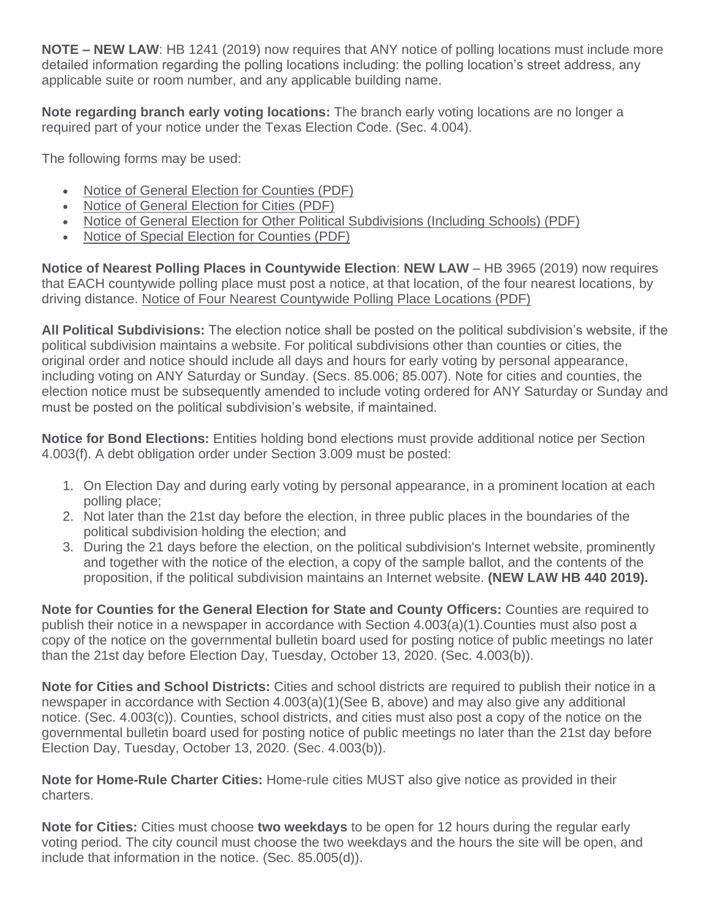**NOTE – NEW LAW**: HB 1241 (2019) now requires that ANY notice of polling locations must include more detailed information regarding the polling locations including: the polling location's street address, any applicable suite or room number, and any applicable building name.

**Note regarding branch early voting locations:** The branch early voting locations are no longer a required part of your notice under the Texas Election Code. (Sec. 4.004).

The following forms may be used:

- Notice of General Election for Counties (PDF)
- Notice of General Election for Cities (PDF)
- Notice of General Election for Other Political Subdivisions (Including Schools) (PDF)
- Notice of Special Election for Counties (PDF)

**Notice of Nearest Polling Places in Countywide Election**: **NEW LAW** – HB 3965 (2019) now requires that EACH countywide polling place must post a notice, at that location, of the four nearest locations, by driving distance. Notice of Four Nearest Countywide Polling Place Locations (PDF)

**All Political Subdivisions:** The election notice shall be posted on the political subdivision's website, if the political subdivision maintains a website. For political subdivisions other than counties or cities, the original order and notice should include all days and hours for early voting by personal appearance, including voting on ANY Saturday or Sunday. (Secs. 85.006; 85.007). Note for cities and counties, the election notice must be subsequently amended to include voting ordered for ANY Saturday or Sunday and must be posted on the political subdivision's website, if maintained.

**Notice for Bond Elections:** Entities holding bond elections must provide additional notice per Section 4.003(f). A debt obligation order under Section 3.009 must be posted:

1. On Election Day and during early voting by personal appearance, in a prominent location at each polling place;
2. Not later than the 21st day before the election, in three public places in the boundaries of the political subdivision holding the election; and
3. During the 21 days before the election, on the political subdivision's Internet website, prominently and together with the notice of the election, a copy of the sample ballot, and the contents of the proposition, if the political subdivision maintains an Internet website. **(NEW LAW HB 440 2019).**

**Note for Counties for the General Election for State and County Officers:** Counties are required to publish their notice in a newspaper in accordance with Section 4.003(a)(1).Counties must also post a copy of the notice on the governmental bulletin board used for posting notice of public meetings no later than the 21st day before Election Day, Tuesday, October 13, 2020. (Sec. 4.003(b)).

**Note for Cities and School Districts:** Cities and school districts are required to publish their notice in a newspaper in accordance with Section 4.003(a)(1)(See B, above) and may also give any additional notice. (Sec. 4.003(c)). Counties, school districts, and cities must also post a copy of the notice on the governmental bulletin board used for posting notice of public meetings no later than the 21st day before Election Day, Tuesday, October 13, 2020. (Sec. 4.003(b)).

**Note for Home-Rule Charter Cities:** Home-rule cities MUST also give notice as provided in their charters.

**Note for Cities:** Cities must choose **two weekdays** to be open for 12 hours during the regular early voting period. The city council must choose the two weekdays and the hours the site will be open, and include that information in the notice. (Sec. 85.005(d)).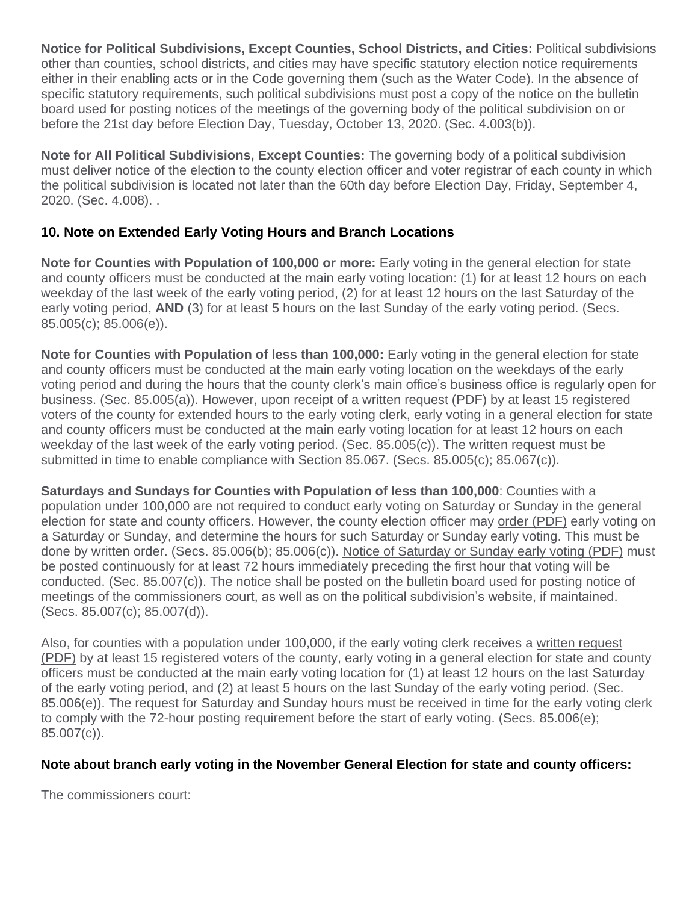**Notice for Political Subdivisions, Except Counties, School Districts, and Cities:** Political subdivisions other than counties, school districts, and cities may have specific statutory election notice requirements either in their enabling acts or in the Code governing them (such as the Water Code). In the absence of specific statutory requirements, such political subdivisions must post a copy of the notice on the bulletin board used for posting notices of the meetings of the governing body of the political subdivision on or before the 21st day before Election Day, Tuesday, October 13, 2020. (Sec. 4.003(b)).

**Note for All Political Subdivisions, Except Counties:** The governing body of a political subdivision must deliver notice of the election to the county election officer and voter registrar of each county in which the political subdivision is located not later than the 60th day before Election Day, Friday, September 4, 2020. (Sec. 4.008). .

### 10. Note on Extended Early Voting Hours and Branch Locations

**Note for Counties with Population of 100,000 or more:** Early voting in the general election for state and county officers must be conducted at the main early voting location: (1) for at least 12 hours on each weekday of the last week of the early voting period, (2) for at least 12 hours on the last Saturday of the early voting period, **AND** (3) for at least 5 hours on the last Sunday of the early voting period. (Secs. 85.005(c); 85.006(e)).

**Note for Counties with Population of less than 100,000:** Early voting in the general election for state and county officers must be conducted at the main early voting location on the weekdays of the early voting period and during the hours that the county clerk's main office's business office is regularly open for business. (Sec. 85.005(a)). However, upon receipt of a written request (PDF) by at least 15 registered voters of the county for extended hours to the early voting clerk, early voting in a general election for state and county officers must be conducted at the main early voting location for at least 12 hours on each weekday of the last week of the early voting period. (Sec. 85.005(c)). The written request must be submitted in time to enable compliance with Section 85.067. (Secs. 85.005(c); 85.067(c)).

**Saturdays and Sundays for Counties with Population of less than 100,000**: Counties with a population under 100,000 are not required to conduct early voting on Saturday or Sunday in the general election for state and county officers. However, the county election officer may order (PDF) early voting on a Saturday or Sunday, and determine the hours for such Saturday or Sunday early voting. This must be done by written order. (Secs. 85.006(b); 85.006(c)). Notice of Saturday or Sunday early voting (PDF) must be posted continuously for at least 72 hours immediately preceding the first hour that voting will be conducted. (Sec. 85.007(c)). The notice shall be posted on the bulletin board used for posting notice of meetings of the commissioners court, as well as on the political subdivision's website, if maintained. (Secs. 85.007(c); 85.007(d)).

Also, for counties with a population under 100,000, if the early voting clerk receives a written request (PDF) by at least 15 registered voters of the county, early voting in a general election for state and county officers must be conducted at the main early voting location for (1) at least 12 hours on the last Saturday of the early voting period, and (2) at least 5 hours on the last Sunday of the early voting period. (Sec. 85.006(e)). The request for Saturday and Sunday hours must be received in time for the early voting clerk to comply with the 72-hour posting requirement before the start of early voting. (Secs. 85.006(e); 85.007(c)).

**Note about branch early voting in the November General Election for state and county officers:**

The commissioners court: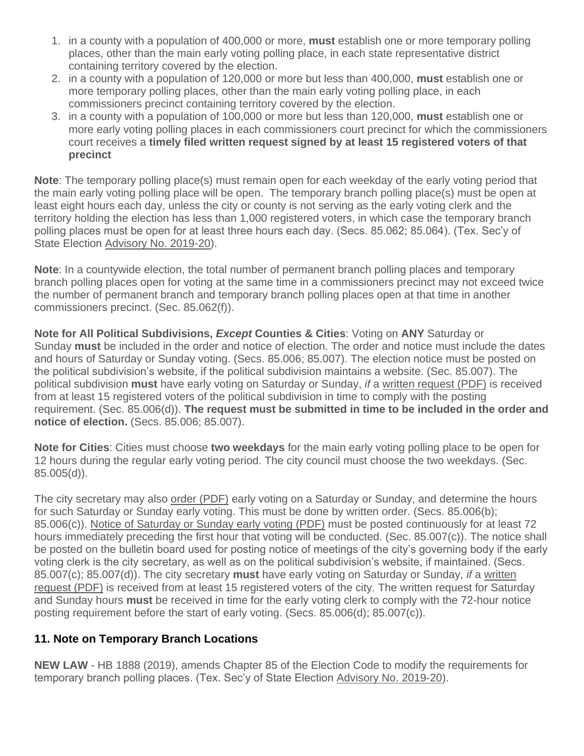1. in a county with a population of 400,000 or more, **must** establish one or more temporary polling places, other than the main early voting polling place, in each state representative district containing territory covered by the election.
2. in a county with a population of 120,000 or more but less than 400,000, **must** establish one or more temporary polling places, other than the main early voting polling place, in each commissioners precinct containing territory covered by the election.
3. in a county with a population of 100,000 or more but less than 120,000, **must** establish one or more early voting polling places in each commissioners court precinct for which the commissioners court receives a **timely filed written request signed by at least 15 registered voters of that precinct**

**Note**: The temporary polling place(s) must remain open for each weekday of the early voting period that the main early voting polling place will be open. The temporary branch polling place(s) must be open at least eight hours each day, unless the city or county is not serving as the early voting clerk and the territory holding the election has less than 1,000 registered voters, in which case the temporary branch polling places must be open for at least three hours each day. (Secs. 85.062; 85.064). (Tex. Sec'y of State Election Advisory No. 2019-20).

**Note**: In a countywide election, the total number of permanent branch polling places and temporary branch polling places open for voting at the same time in a commissioners precinct may not exceed twice the number of permanent branch and temporary branch polling places open at that time in another commissioners precinct. (Sec. 85.062(f)).

**Note for All Political Subdivisions, *Except* Counties & Cities**: Voting on **ANY** Saturday or Sunday **must** be included in the order and notice of election. The order and notice must include the dates and hours of Saturday or Sunday voting. (Secs. 85.006; 85.007). The election notice must be posted on the political subdivision's website, if the political subdivision maintains a website. (Sec. 85.007). The political subdivision **must** have early voting on Saturday or Sunday, *if* a written request (PDF) is received from at least 15 registered voters of the political subdivision in time to comply with the posting requirement. (Sec. 85.006(d)). **The request must be submitted in time to be included in the order and notice of election.** (Secs. 85.006; 85.007).

**Note for Cities**: Cities must choose **two weekdays** for the main early voting polling place to be open for 12 hours during the regular early voting period. The city council must choose the two weekdays. (Sec. 85.005(d)).

The city secretary may also order (PDF) early voting on a Saturday or Sunday, and determine the hours for such Saturday or Sunday early voting. This must be done by written order. (Secs. 85.006(b); 85.006(c)). Notice of Saturday or Sunday early voting (PDF) must be posted continuously for at least 72 hours immediately preceding the first hour that voting will be conducted. (Sec. 85.007(c)). The notice shall be posted on the bulletin board used for posting notice of meetings of the city's governing body if the early voting clerk is the city secretary, as well as on the political subdivision's website, if maintained. (Secs. 85.007(c); 85.007(d)). The city secretary **must** have early voting on Saturday or Sunday, *if* a written request (PDF) is received from at least 15 registered voters of the city. The written request for Saturday and Sunday hours **must** be received in time for the early voting clerk to comply with the 72-hour notice posting requirement before the start of early voting. (Secs. 85.006(d); 85.007(c)).

## 11. Note on Temporary Branch Locations

**NEW LAW** - HB 1888 (2019), amends Chapter 85 of the Election Code to modify the requirements for temporary branch polling places. (Tex. Sec'y of State Election Advisory No. 2019-20).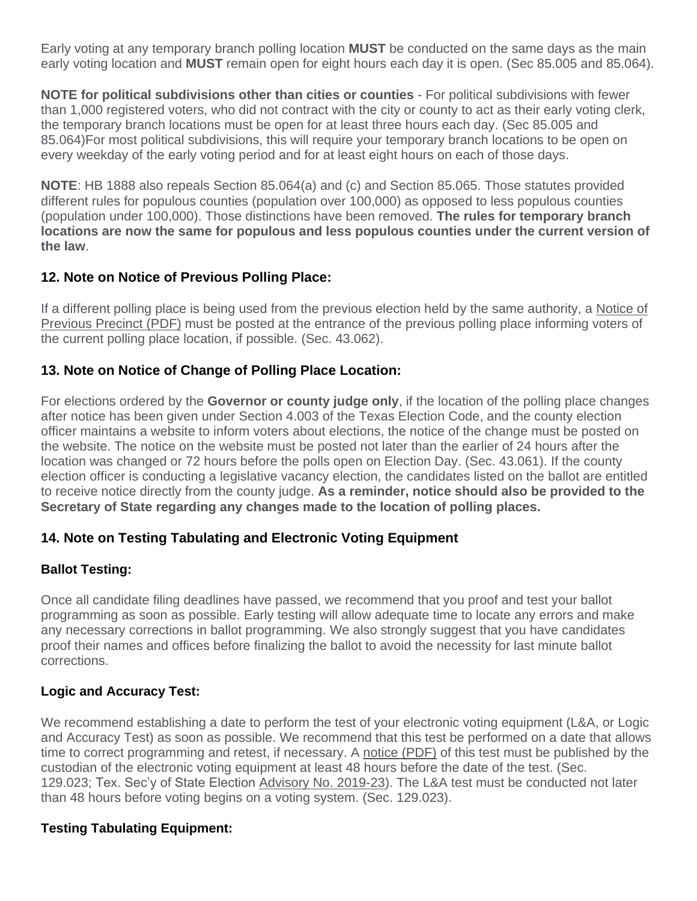Early voting at any temporary branch polling location **MUST** be conducted on the same days as the main early voting location and **MUST** remain open for eight hours each day it is open. (Sec 85.005 and 85.064).

**NOTE for political subdivisions other than cities or counties** - For political subdivisions with fewer than 1,000 registered voters, who did not contract with the city or county to act as their early voting clerk, the temporary branch locations must be open for at least three hours each day. (Sec 85.005 and 85.064)For most political subdivisions, this will require your temporary branch locations to be open on every weekday of the early voting period and for at least eight hours on each of those days.

**NOTE**: HB 1888 also repeals Section 85.064(a) and (c) and Section 85.065. Those statutes provided different rules for populous counties (population over 100,000) as opposed to less populous counties (population under 100,000). Those distinctions have been removed. **The rules for temporary branch locations are now the same for populous and less populous counties under the current version of the law**.

### 12. Note on Notice of Previous Polling Place:

If a different polling place is being used from the previous election held by the same authority, a Notice of Previous Precinct (PDF) must be posted at the entrance of the previous polling place informing voters of the current polling place location, if possible. (Sec. 43.062).

### 13. Note on Notice of Change of Polling Place Location:

For elections ordered by the **Governor or county judge only**, if the location of the polling place changes after notice has been given under Section 4.003 of the Texas Election Code, and the county election officer maintains a website to inform voters about elections, the notice of the change must be posted on the website. The notice on the website must be posted not later than the earlier of 24 hours after the location was changed or 72 hours before the polls open on Election Day. (Sec. 43.061). If the county election officer is conducting a legislative vacancy election, the candidates listed on the ballot are entitled to receive notice directly from the county judge. **As a reminder, notice should also be provided to the Secretary of State regarding any changes made to the location of polling places.**

### 14. Note on Testing Tabulating and Electronic Voting Equipment

#### Ballot Testing:

Once all candidate filing deadlines have passed, we recommend that you proof and test your ballot programming as soon as possible. Early testing will allow adequate time to locate any errors and make any necessary corrections in ballot programming. We also strongly suggest that you have candidates proof their names and offices before finalizing the ballot to avoid the necessity for last minute ballot corrections.

#### Logic and Accuracy Test:

We recommend establishing a date to perform the test of your electronic voting equipment (L&A, or Logic and Accuracy Test) as soon as possible. We recommend that this test be performed on a date that allows time to correct programming and retest, if necessary. A notice (PDF) of this test must be published by the custodian of the electronic voting equipment at least 48 hours before the date of the test. (Sec. 129.023; Tex. Sec'y of State Election Advisory No. 2019-23). The L&A test must be conducted not later than 48 hours before voting begins on a voting system. (Sec. 129.023).

#### Testing Tabulating Equipment: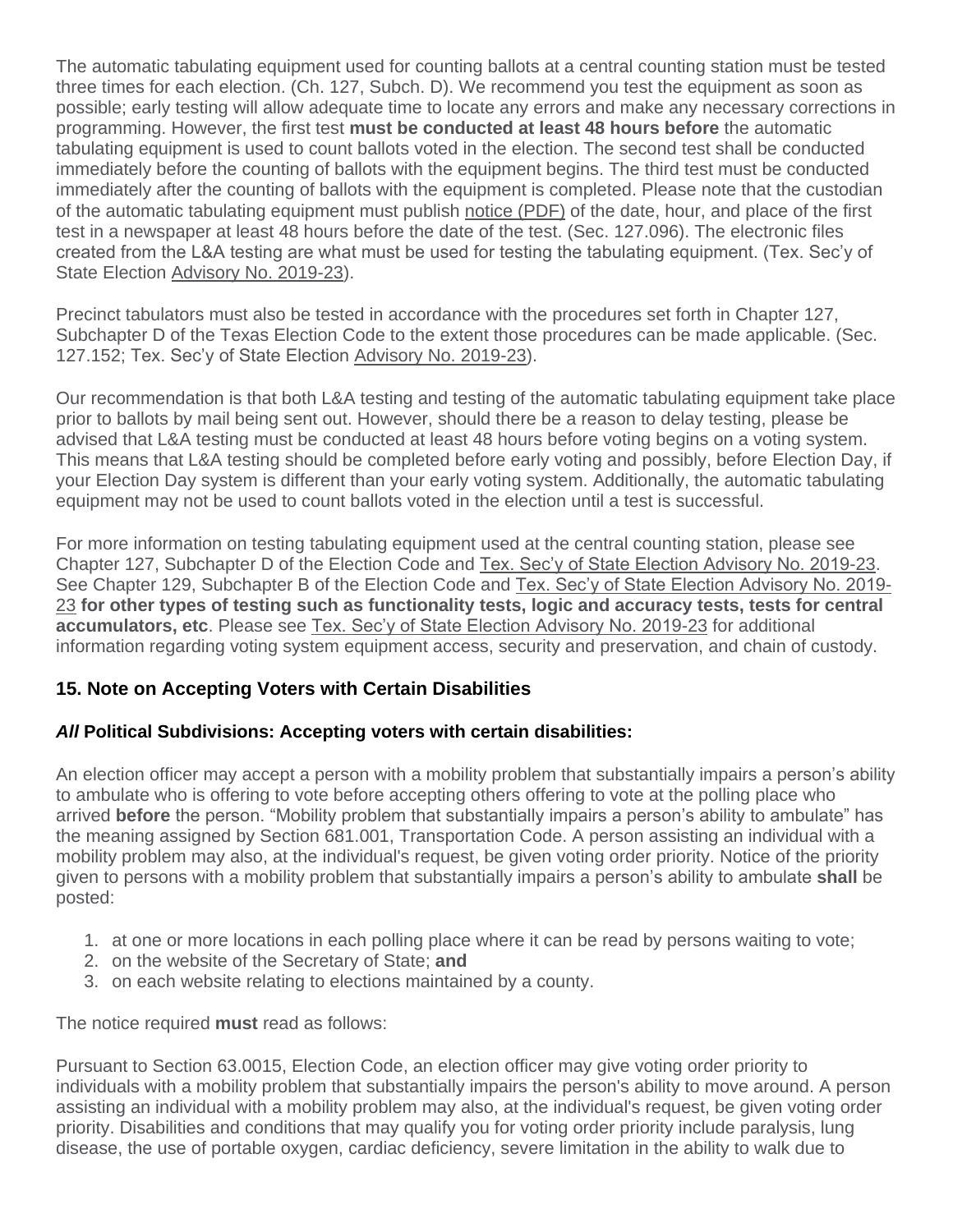The automatic tabulating equipment used for counting ballots at a central counting station must be tested three times for each election. (Ch. 127, Subch. D). We recommend you test the equipment as soon as possible; early testing will allow adequate time to locate any errors and make any necessary corrections in programming. However, the first test **must be conducted at least 48 hours before** the automatic tabulating equipment is used to count ballots voted in the election. The second test shall be conducted immediately before the counting of ballots with the equipment begins. The third test must be conducted immediately after the counting of ballots with the equipment is completed. Please note that the custodian of the automatic tabulating equipment must publish notice (PDF) of the date, hour, and place of the first test in a newspaper at least 48 hours before the date of the test. (Sec. 127.096). The electronic files created from the L&A testing are what must be used for testing the tabulating equipment. (Tex. Sec'y of State Election Advisory No. 2019-23).

Precinct tabulators must also be tested in accordance with the procedures set forth in Chapter 127, Subchapter D of the Texas Election Code to the extent those procedures can be made applicable. (Sec. 127.152; Tex. Sec'y of State Election Advisory No. 2019-23).

Our recommendation is that both L&A testing and testing of the automatic tabulating equipment take place prior to ballots by mail being sent out. However, should there be a reason to delay testing, please be advised that L&A testing must be conducted at least 48 hours before voting begins on a voting system. This means that L&A testing should be completed before early voting and possibly, before Election Day, if your Election Day system is different than your early voting system. Additionally, the automatic tabulating equipment may not be used to count ballots voted in the election until a test is successful.

For more information on testing tabulating equipment used at the central counting station, please see Chapter 127, Subchapter D of the Election Code and Tex. Sec'y of State Election Advisory No. 2019-23. See Chapter 129, Subchapter B of the Election Code and Tex. Sec'y of State Election Advisory No. 2019-23 **for other types of testing such as functionality tests, logic and accuracy tests, tests for central accumulators, etc**. Please see Tex. Sec'y of State Election Advisory No. 2019-23 for additional information regarding voting system equipment access, security and preservation, and chain of custody.

## 15. Note on Accepting Voters with Certain Disabilities

### ***All*** Political Subdivisions: Accepting voters with certain disabilities:

An election officer may accept a person with a mobility problem that substantially impairs a person's ability to ambulate who is offering to vote before accepting others offering to vote at the polling place who arrived **before** the person. "Mobility problem that substantially impairs a person's ability to ambulate" has the meaning assigned by Section 681.001, Transportation Code. A person assisting an individual with a mobility problem may also, at the individual's request, be given voting order priority. Notice of the priority given to persons with a mobility problem that substantially impairs a person's ability to ambulate **shall** be posted:

1. at one or more locations in each polling place where it can be read by persons waiting to vote;
2. on the website of the Secretary of State; **and**
3. on each website relating to elections maintained by a county.

The notice required **must** read as follows:

Pursuant to Section 63.0015, Election Code, an election officer may give voting order priority to individuals with a mobility problem that substantially impairs the person's ability to move around. A person assisting an individual with a mobility problem may also, at the individual's request, be given voting order priority. Disabilities and conditions that may qualify you for voting order priority include paralysis, lung disease, the use of portable oxygen, cardiac deficiency, severe limitation in the ability to walk due to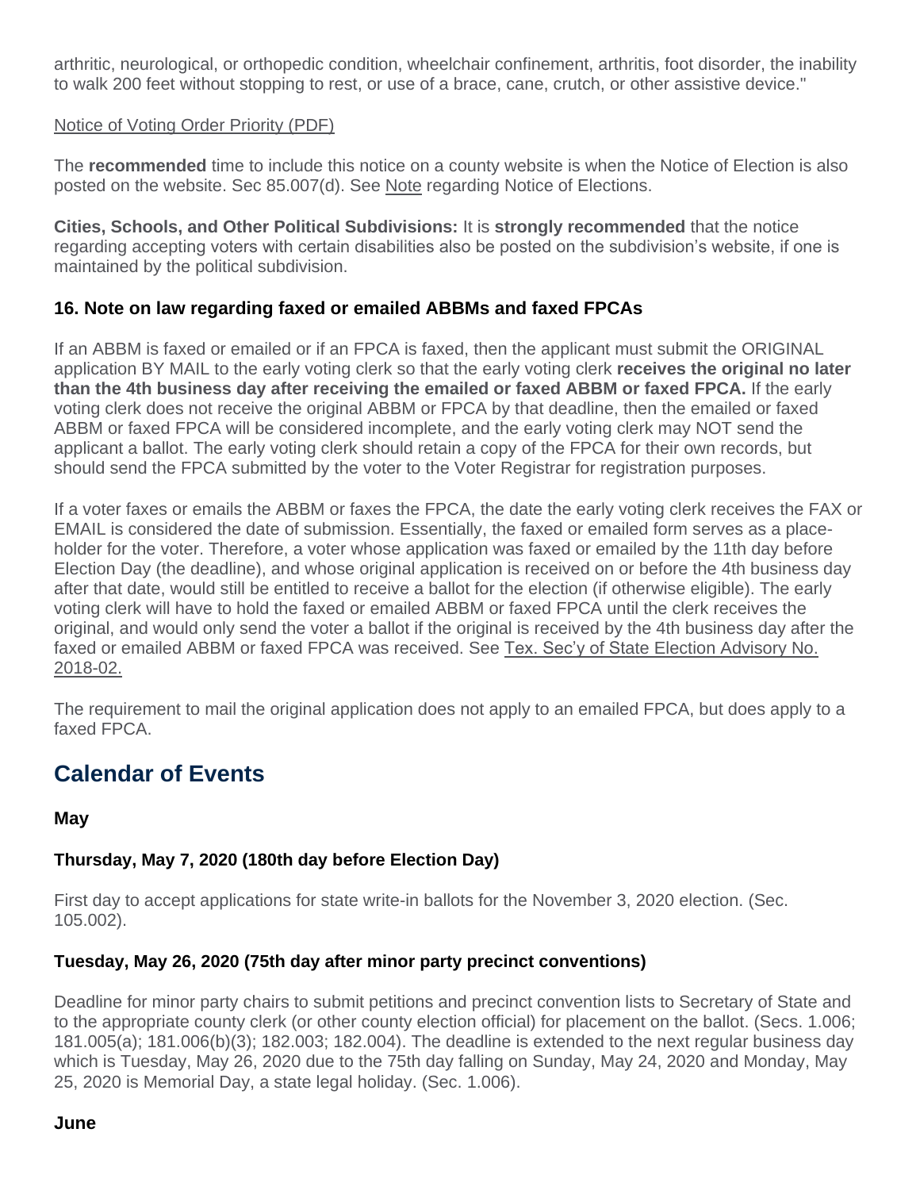arthritic, neurological, or orthopedic condition, wheelchair confinement, arthritis, foot disorder, the inability to walk 200 feet without stopping to rest, or use of a brace, cane, crutch, or other assistive device."

Notice of Voting Order Priority (PDF)

The **recommended** time to include this notice on a county website is when the Notice of Election is also posted on the website. Sec 85.007(d). See Note regarding Notice of Elections.

**Cities, Schools, and Other Political Subdivisions:** It is **strongly recommended** that the notice regarding accepting voters with certain disabilities also be posted on the subdivision's website, if one is maintained by the political subdivision.

### 16. Note on law regarding faxed or emailed ABBMs and faxed FPCAs

If an ABBM is faxed or emailed or if an FPCA is faxed, then the applicant must submit the ORIGINAL application BY MAIL to the early voting clerk so that the early voting clerk **receives the original no later than the 4th business day after receiving the emailed or faxed ABBM or faxed FPCA.** If the early voting clerk does not receive the original ABBM or FPCA by that deadline, then the emailed or faxed ABBM or faxed FPCA will be considered incomplete, and the early voting clerk may NOT send the applicant a ballot. The early voting clerk should retain a copy of the FPCA for their own records, but should send the FPCA submitted by the voter to the Voter Registrar for registration purposes.

If a voter faxes or emails the ABBM or faxes the FPCA, the date the early voting clerk receives the FAX or EMAIL is considered the date of submission. Essentially, the faxed or emailed form serves as a place-holder for the voter. Therefore, a voter whose application was faxed or emailed by the 11th day before Election Day (the deadline), and whose original application is received on or before the 4th business day after that date, would still be entitled to receive a ballot for the election (if otherwise eligible). The early voting clerk will have to hold the faxed or emailed ABBM or faxed FPCA until the clerk receives the original, and would only send the voter a ballot if the original is received by the 4th business day after the faxed or emailed ABBM or faxed FPCA was received. See Tex. Sec'y of State Election Advisory No. 2018-02.

The requirement to mail the original application does not apply to an emailed FPCA, but does apply to a faxed FPCA.

## Calendar of Events

### May

### Thursday, May 7, 2020 (180th day before Election Day)

First day to accept applications for state write-in ballots for the November 3, 2020 election. (Sec. 105.002).

### Tuesday, May 26, 2020 (75th day after minor party precinct conventions)

Deadline for minor party chairs to submit petitions and precinct convention lists to Secretary of State and to the appropriate county clerk (or other county election official) for placement on the ballot. (Secs. 1.006; 181.005(a); 181.006(b)(3); 182.003; 182.004). The deadline is extended to the next regular business day which is Tuesday, May 26, 2020 due to the 75th day falling on Sunday, May 24, 2020 and Monday, May 25, 2020 is Memorial Day, a state legal holiday. (Sec. 1.006).

### June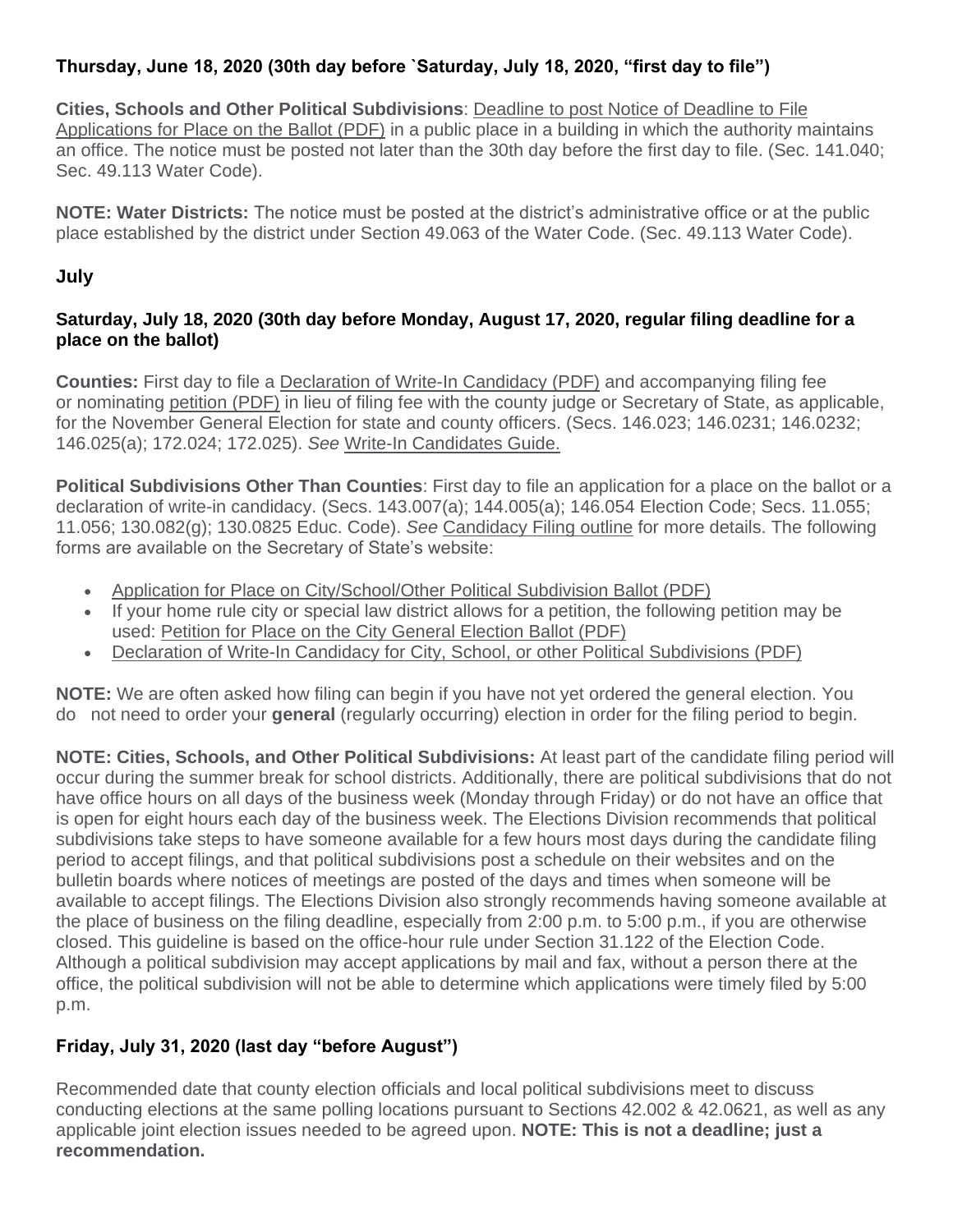### Thursday, June 18, 2020 (30th day before `Saturday, July 18, 2020, "first day to file")

**Cities, Schools and Other Political Subdivisions**: Deadline to post Notice of Deadline to File Applications for Place on the Ballot (PDF) in a public place in a building in which the authority maintains an office. The notice must be posted not later than the 30th day before the first day to file. (Sec. 141.040; Sec. 49.113 Water Code).

**NOTE: Water Districts:** The notice must be posted at the district's administrative office or at the public place established by the district under Section 49.063 of the Water Code. (Sec. 49.113 Water Code).

## July

### Saturday, July 18, 2020 (30th day before Monday, August 17, 2020, regular filing deadline for a place on the ballot)

**Counties:** First day to file a Declaration of Write-In Candidacy (PDF) and accompanying filing fee or nominating petition (PDF) in lieu of filing fee with the county judge or Secretary of State, as applicable, for the November General Election for state and county officers. (Secs. 146.023; 146.0231; 146.0232; 146.025(a); 172.024; 172.025). *See* Write-In Candidates Guide.

**Political Subdivisions Other Than Counties**: First day to file an application for a place on the ballot or a declaration of write-in candidacy. (Secs. 143.007(a); 144.005(a); 146.054 Election Code; Secs. 11.055; 11.056; 130.082(g); 130.0825 Educ. Code). *See* Candidacy Filing outline for more details. The following forms are available on the Secretary of State's website:

- Application for Place on City/School/Other Political Subdivision Ballot (PDF)
- If your home rule city or special law district allows for a petition, the following petition may be used: Petition for Place on the City General Election Ballot (PDF)
- Declaration of Write-In Candidacy for City, School, or other Political Subdivisions (PDF)

**NOTE:** We are often asked how filing can begin if you have not yet ordered the general election. You do not need to order your **general** (regularly occurring) election in order for the filing period to begin.

**NOTE: Cities, Schools, and Other Political Subdivisions:** At least part of the candidate filing period will occur during the summer break for school districts. Additionally, there are political subdivisions that do not have office hours on all days of the business week (Monday through Friday) or do not have an office that is open for eight hours each day of the business week. The Elections Division recommends that political subdivisions take steps to have someone available for a few hours most days during the candidate filing period to accept filings, and that political subdivisions post a schedule on their websites and on the bulletin boards where notices of meetings are posted of the days and times when someone will be available to accept filings. The Elections Division also strongly recommends having someone available at the place of business on the filing deadline, especially from 2:00 p.m. to 5:00 p.m., if you are otherwise closed. This guideline is based on the office-hour rule under Section 31.122 of the Election Code. Although a political subdivision may accept applications by mail and fax, without a person there at the office, the political subdivision will not be able to determine which applications were timely filed by 5:00 p.m.

### Friday, July 31, 2020 (last day "before August")

Recommended date that county election officials and local political subdivisions meet to discuss conducting elections at the same polling locations pursuant to Sections 42.002 & 42.0621, as well as any applicable joint election issues needed to be agreed upon. **NOTE: This is not a deadline; just a recommendation.**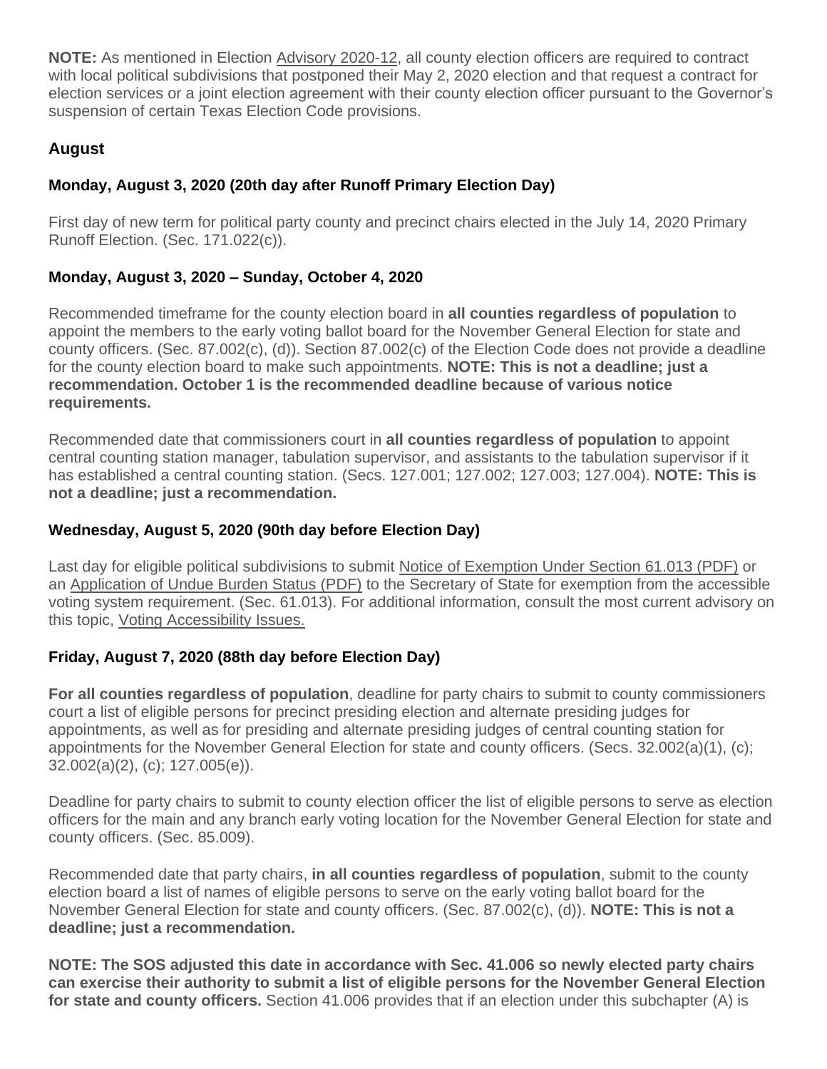**NOTE:** As mentioned in Election Advisory 2020-12, all county election officers are required to contract with local political subdivisions that postponed their May 2, 2020 election and that request a contract for election services or a joint election agreement with their county election officer pursuant to the Governor's suspension of certain Texas Election Code provisions.

## August

### Monday, August 3, 2020 (20th day after Runoff Primary Election Day)

First day of new term for political party county and precinct chairs elected in the July 14, 2020 Primary Runoff Election. (Sec. 171.022(c)).

### Monday, August 3, 2020 – Sunday, October 4, 2020

Recommended timeframe for the county election board in **all counties regardless of population** to appoint the members to the early voting ballot board for the November General Election for state and county officers. (Sec. 87.002(c), (d)). Section 87.002(c) of the Election Code does not provide a deadline for the county election board to make such appointments. **NOTE: This is not a deadline; just a recommendation. October 1 is the recommended deadline because of various notice requirements.**

Recommended date that commissioners court in **all counties regardless of population** to appoint central counting station manager, tabulation supervisor, and assistants to the tabulation supervisor if it has established a central counting station. (Secs. 127.001; 127.002; 127.003; 127.004). **NOTE: This is not a deadline; just a recommendation.**

### Wednesday, August 5, 2020 (90th day before Election Day)

Last day for eligible political subdivisions to submit Notice of Exemption Under Section 61.013 (PDF) or an Application of Undue Burden Status (PDF) to the Secretary of State for exemption from the accessible voting system requirement. (Sec. 61.013). For additional information, consult the most current advisory on this topic, Voting Accessibility Issues.

### Friday, August 7, 2020 (88th day before Election Day)

**For all counties regardless of population**, deadline for party chairs to submit to county commissioners court a list of eligible persons for precinct presiding election and alternate presiding judges for appointments, as well as for presiding and alternate presiding judges of central counting station for appointments for the November General Election for state and county officers. (Secs. 32.002(a)(1), (c); 32.002(a)(2), (c); 127.005(e)).

Deadline for party chairs to submit to county election officer the list of eligible persons to serve as election officers for the main and any branch early voting location for the November General Election for state and county officers. (Sec. 85.009).

Recommended date that party chairs, **in all counties regardless of population**, submit to the county election board a list of names of eligible persons to serve on the early voting ballot board for the November General Election for state and county officers. (Sec. 87.002(c), (d)). **NOTE: This is not a deadline; just a recommendation.**

**NOTE: The SOS adjusted this date in accordance with Sec. 41.006 so newly elected party chairs can exercise their authority to submit a list of eligible persons for the November General Election for state and county officers.** Section 41.006 provides that if an election under this subchapter (A) is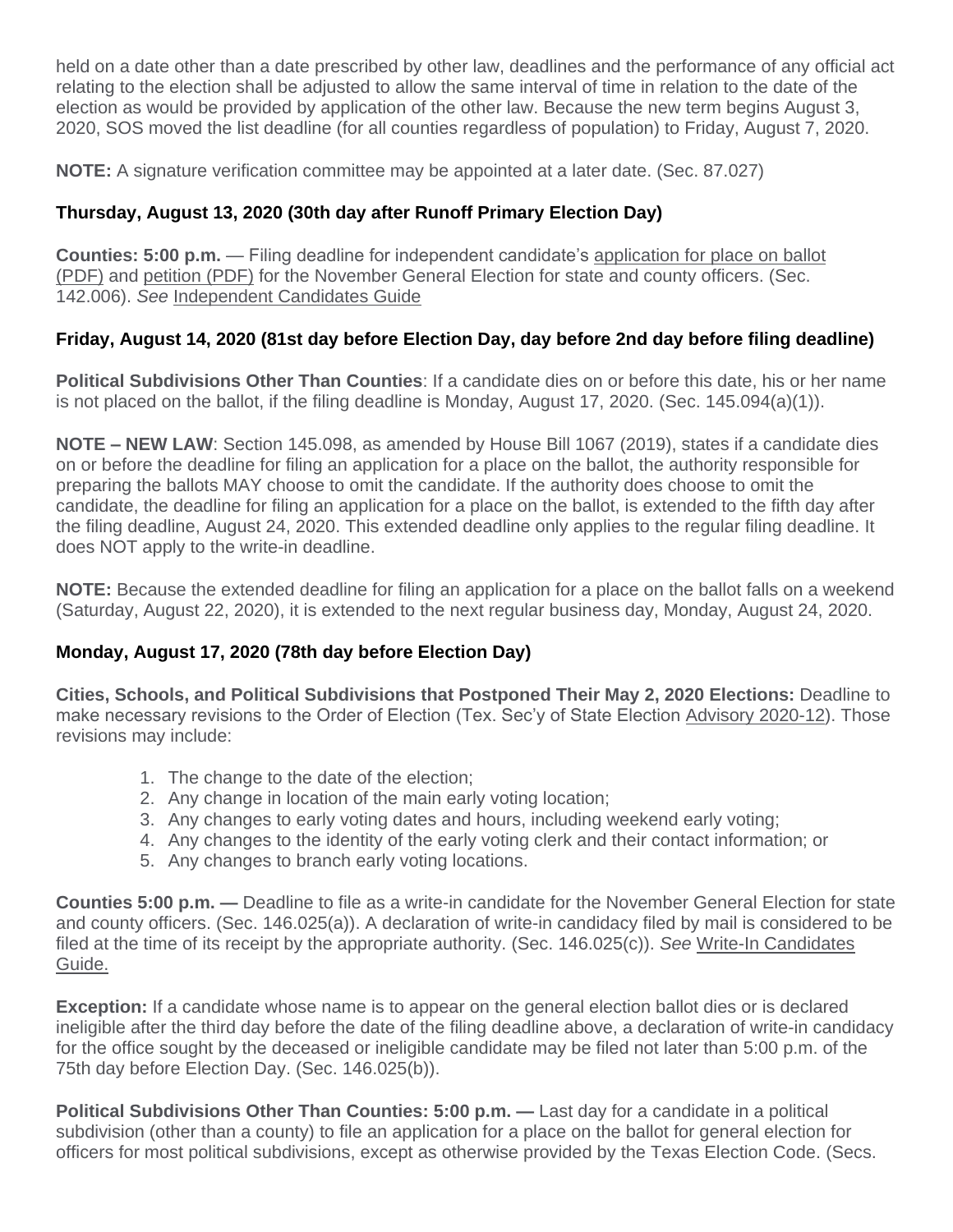held on a date other than a date prescribed by other law, deadlines and the performance of any official act relating to the election shall be adjusted to allow the same interval of time in relation to the date of the election as would be provided by application of the other law. Because the new term begins August 3, 2020, SOS moved the list deadline (for all counties regardless of population) to Friday, August 7, 2020.

**NOTE:** A signature verification committee may be appointed at a later date. (Sec. 87.027)

### Thursday, August 13, 2020 (30th day after Runoff Primary Election Day)

**Counties: 5:00 p.m.** — Filing deadline for independent candidate's application for place on ballot (PDF) and petition (PDF) for the November General Election for state and county officers. (Sec. 142.006). *See* Independent Candidates Guide

### Friday, August 14, 2020 (81st day before Election Day, day before 2nd day before filing deadline)

**Political Subdivisions Other Than Counties**: If a candidate dies on or before this date, his or her name is not placed on the ballot, if the filing deadline is Monday, August 17, 2020. (Sec. 145.094(a)(1)).

**NOTE – NEW LAW**: Section 145.098, as amended by House Bill 1067 (2019), states if a candidate dies on or before the deadline for filing an application for a place on the ballot, the authority responsible for preparing the ballots MAY choose to omit the candidate. If the authority does choose to omit the candidate, the deadline for filing an application for a place on the ballot, is extended to the fifth day after the filing deadline, August 24, 2020. This extended deadline only applies to the regular filing deadline. It does NOT apply to the write-in deadline.

**NOTE:** Because the extended deadline for filing an application for a place on the ballot falls on a weekend (Saturday, August 22, 2020), it is extended to the next regular business day, Monday, August 24, 2020.

### Monday, August 17, 2020 (78th day before Election Day)

**Cities, Schools, and Political Subdivisions that Postponed Their May 2, 2020 Elections:** Deadline to make necessary revisions to the Order of Election (Tex. Sec'y of State Election Advisory 2020-12). Those revisions may include:

1. The change to the date of the election;
2. Any change in location of the main early voting location;
3. Any changes to early voting dates and hours, including weekend early voting;
4. Any changes to the identity of the early voting clerk and their contact information; or
5. Any changes to branch early voting locations.

**Counties 5:00 p.m. —** Deadline to file as a write-in candidate for the November General Election for state and county officers. (Sec. 146.025(a)). A declaration of write-in candidacy filed by mail is considered to be filed at the time of its receipt by the appropriate authority. (Sec. 146.025(c)). *See* Write-In Candidates Guide.

**Exception:** If a candidate whose name is to appear on the general election ballot dies or is declared ineligible after the third day before the date of the filing deadline above, a declaration of write-in candidacy for the office sought by the deceased or ineligible candidate may be filed not later than 5:00 p.m. of the 75th day before Election Day. (Sec. 146.025(b)).

**Political Subdivisions Other Than Counties: 5:00 p.m. —** Last day for a candidate in a political subdivision (other than a county) to file an application for a place on the ballot for general election for officers for most political subdivisions, except as otherwise provided by the Texas Election Code. (Secs.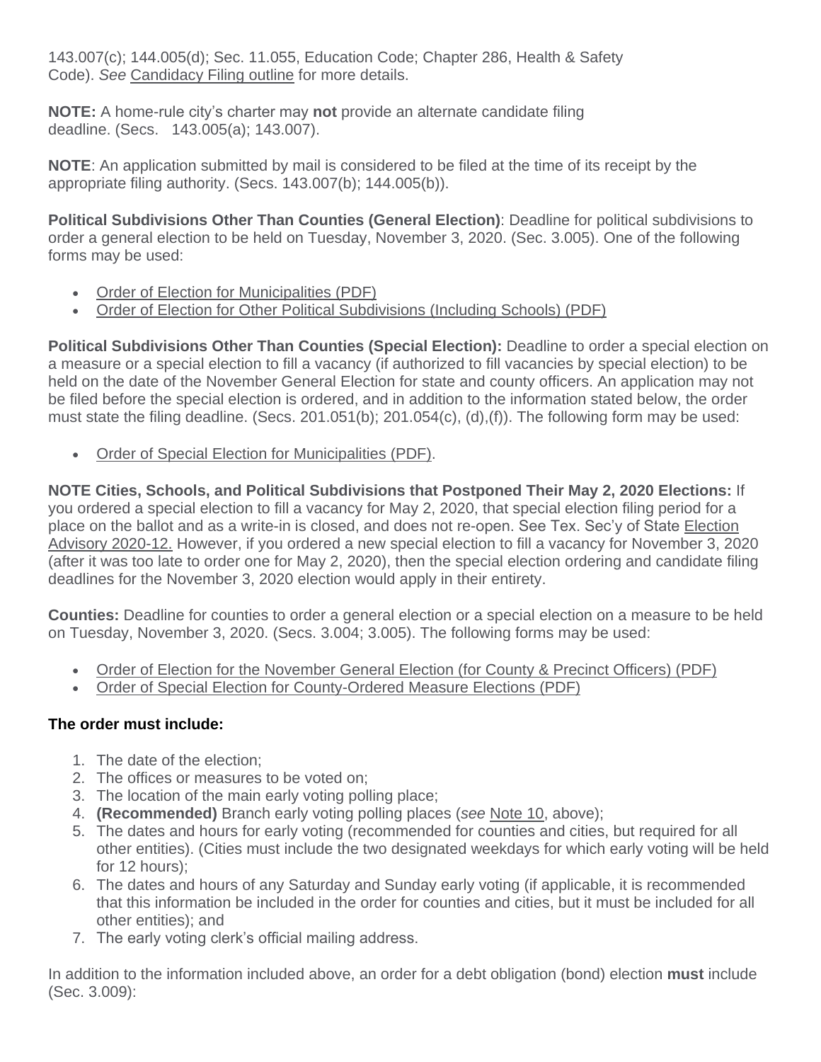143.007(c); 144.005(d); Sec. 11.055, Education Code; Chapter 286, Health & Safety Code). *See* Candidacy Filing outline for more details.

**NOTE:** A home-rule city's charter may **not** provide an alternate candidate filing deadline. (Secs. 143.005(a); 143.007).

**NOTE**: An application submitted by mail is considered to be filed at the time of its receipt by the appropriate filing authority. (Secs. 143.007(b); 144.005(b)).

**Political Subdivisions Other Than Counties (General Election)**: Deadline for political subdivisions to order a general election to be held on Tuesday, November 3, 2020. (Sec. 3.005). One of the following forms may be used:

- Order of Election for Municipalities (PDF)
- Order of Election for Other Political Subdivisions (Including Schools) (PDF)

**Political Subdivisions Other Than Counties (Special Election):** Deadline to order a special election on a measure or a special election to fill a vacancy (if authorized to fill vacancies by special election) to be held on the date of the November General Election for state and county officers. An application may not be filed before the special election is ordered, and in addition to the information stated below, the order must state the filing deadline. (Secs. 201.051(b); 201.054(c), (d),(f)). The following form may be used:

- Order of Special Election for Municipalities (PDF).

**NOTE Cities, Schools, and Political Subdivisions that Postponed Their May 2, 2020 Elections:** If you ordered a special election to fill a vacancy for May 2, 2020, that special election filing period for a place on the ballot and as a write-in is closed, and does not re-open. See Tex. Sec'y of State Election Advisory 2020-12. However, if you ordered a new special election to fill a vacancy for November 3, 2020 (after it was too late to order one for May 2, 2020), then the special election ordering and candidate filing deadlines for the November 3, 2020 election would apply in their entirety.

**Counties:** Deadline for counties to order a general election or a special election on a measure to be held on Tuesday, November 3, 2020. (Secs. 3.004; 3.005). The following forms may be used:

- Order of Election for the November General Election (for County & Precinct Officers) (PDF)
- Order of Special Election for County-Ordered Measure Elections (PDF)

**The order must include:**

1. The date of the election;
2. The offices or measures to be voted on;
3. The location of the main early voting polling place;
4. **(Recommended)** Branch early voting polling places (*see* Note 10, above);
5. The dates and hours for early voting (recommended for counties and cities, but required for all other entities). (Cities must include the two designated weekdays for which early voting will be held for 12 hours);
6. The dates and hours of any Saturday and Sunday early voting (if applicable, it is recommended that this information be included in the order for counties and cities, but it must be included for all other entities); and
7. The early voting clerk's official mailing address.

In addition to the information included above, an order for a debt obligation (bond) election **must** include (Sec. 3.009):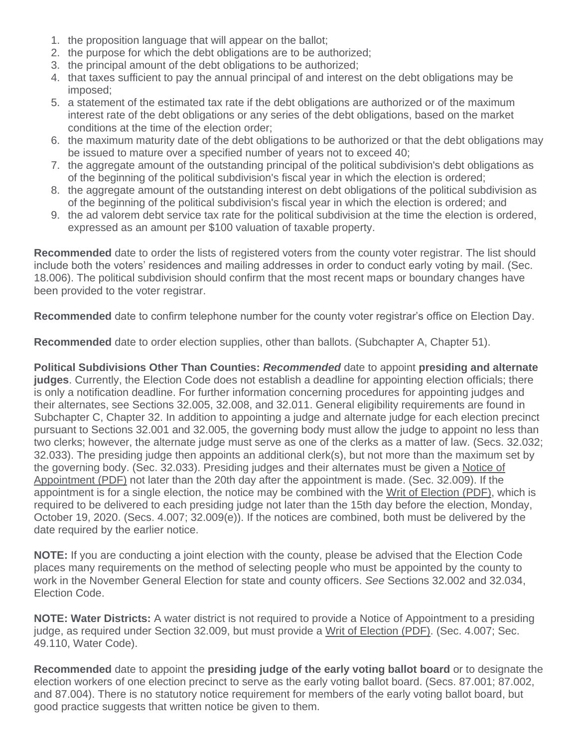1. the proposition language that will appear on the ballot;
2. the purpose for which the debt obligations are to be authorized;
3. the principal amount of the debt obligations to be authorized;
4. that taxes sufficient to pay the annual principal of and interest on the debt obligations may be imposed;
5. a statement of the estimated tax rate if the debt obligations are authorized or of the maximum interest rate of the debt obligations or any series of the debt obligations, based on the market conditions at the time of the election order;
6. the maximum maturity date of the debt obligations to be authorized or that the debt obligations may be issued to mature over a specified number of years not to exceed 40;
7. the aggregate amount of the outstanding principal of the political subdivision's debt obligations as of the beginning of the political subdivision's fiscal year in which the election is ordered;
8. the aggregate amount of the outstanding interest on debt obligations of the political subdivision as of the beginning of the political subdivision's fiscal year in which the election is ordered; and
9. the ad valorem debt service tax rate for the political subdivision at the time the election is ordered, expressed as an amount per $100 valuation of taxable property.

**Recommended** date to order the lists of registered voters from the county voter registrar. The list should include both the voters' residences and mailing addresses in order to conduct early voting by mail. (Sec. 18.006). The political subdivision should confirm that the most recent maps or boundary changes have been provided to the voter registrar.

**Recommended** date to confirm telephone number for the county voter registrar's office on Election Day.

**Recommended** date to order election supplies, other than ballots. (Subchapter A, Chapter 51).

**Political Subdivisions Other Than Counties:** ***Recommended*** date to appoint **presiding and alternate judges**. Currently, the Election Code does not establish a deadline for appointing election officials; there is only a notification deadline. For further information concerning procedures for appointing judges and their alternates, see Sections 32.005, 32.008, and 32.011. General eligibility requirements are found in Subchapter C, Chapter 32. In addition to appointing a judge and alternate judge for each election precinct pursuant to Sections 32.001 and 32.005, the governing body must allow the judge to appoint no less than two clerks; however, the alternate judge must serve as one of the clerks as a matter of law. (Secs. 32.032; 32.033). The presiding judge then appoints an additional clerk(s), but not more than the maximum set by the governing body. (Sec. 32.033). Presiding judges and their alternates must be given a Notice of Appointment (PDF) not later than the 20th day after the appointment is made. (Sec. 32.009). If the appointment is for a single election, the notice may be combined with the Writ of Election (PDF), which is required to be delivered to each presiding judge not later than the 15th day before the election, Monday, October 19, 2020. (Secs. 4.007; 32.009(e)). If the notices are combined, both must be delivered by the date required by the earlier notice.

**NOTE:** If you are conducting a joint election with the county, please be advised that the Election Code places many requirements on the method of selecting people who must be appointed by the county to work in the November General Election for state and county officers. *See* Sections 32.002 and 32.034, Election Code.

**NOTE: Water Districts:** A water district is not required to provide a Notice of Appointment to a presiding judge, as required under Section 32.009, but must provide a Writ of Election (PDF). (Sec. 4.007; Sec. 49.110, Water Code).

**Recommended** date to appoint the **presiding judge of the early voting ballot board** or to designate the election workers of one election precinct to serve as the early voting ballot board. (Secs. 87.001; 87.002, and 87.004). There is no statutory notice requirement for members of the early voting ballot board, but good practice suggests that written notice be given to them.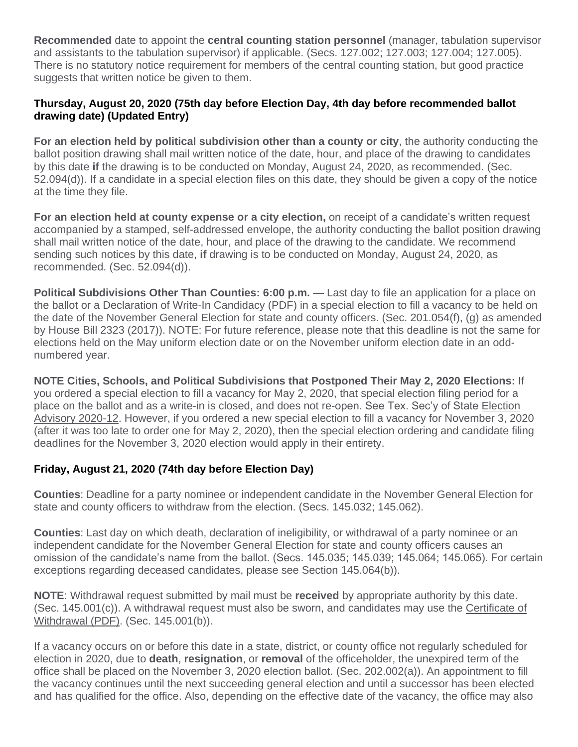**Recommended** date to appoint the **central counting station personnel** (manager, tabulation supervisor and assistants to the tabulation supervisor) if applicable. (Secs. 127.002; 127.003; 127.004; 127.005). There is no statutory notice requirement for members of the central counting station, but good practice suggests that written notice be given to them.

### Thursday, August 20, 2020 (75th day before Election Day, 4th day before recommended ballot drawing date) (Updated Entry)

**For an election held by political subdivision other than a county or city**, the authority conducting the ballot position drawing shall mail written notice of the date, hour, and place of the drawing to candidates by this date **if** the drawing is to be conducted on Monday, August 24, 2020, as recommended. (Sec. 52.094(d)). If a candidate in a special election files on this date, they should be given a copy of the notice at the time they file.

**For an election held at county expense or a city election,** on receipt of a candidate's written request accompanied by a stamped, self-addressed envelope, the authority conducting the ballot position drawing shall mail written notice of the date, hour, and place of the drawing to the candidate. We recommend sending such notices by this date, **if** drawing is to be conducted on Monday, August 24, 2020, as recommended. (Sec. 52.094(d)).

**Political Subdivisions Other Than Counties: 6:00 p.m.** — Last day to file an application for a place on the ballot or a Declaration of Write-In Candidacy (PDF) in a special election to fill a vacancy to be held on the date of the November General Election for state and county officers. (Sec. 201.054(f), (g) as amended by House Bill 2323 (2017)). NOTE: For future reference, please note that this deadline is not the same for elections held on the May uniform election date or on the November uniform election date in an odd-numbered year.

**NOTE Cities, Schools, and Political Subdivisions that Postponed Their May 2, 2020 Elections:** If you ordered a special election to fill a vacancy for May 2, 2020, that special election filing period for a place on the ballot and as a write-in is closed, and does not re-open. See Tex. Sec'y of State Election Advisory 2020-12. However, if you ordered a new special election to fill a vacancy for November 3, 2020 (after it was too late to order one for May 2, 2020), then the special election ordering and candidate filing deadlines for the November 3, 2020 election would apply in their entirety.

### Friday, August 21, 2020 (74th day before Election Day)

**Counties**: Deadline for a party nominee or independent candidate in the November General Election for state and county officers to withdraw from the election. (Secs. 145.032; 145.062).

**Counties**: Last day on which death, declaration of ineligibility, or withdrawal of a party nominee or an independent candidate for the November General Election for state and county officers causes an omission of the candidate's name from the ballot. (Secs. 145.035; 145.039; 145.064; 145.065). For certain exceptions regarding deceased candidates, please see Section 145.064(b)).

**NOTE**: Withdrawal request submitted by mail must be **received** by appropriate authority by this date. (Sec. 145.001(c)). A withdrawal request must also be sworn, and candidates may use the Certificate of Withdrawal (PDF). (Sec. 145.001(b)).

If a vacancy occurs on or before this date in a state, district, or county office not regularly scheduled for election in 2020, due to **death**, **resignation**, or **removal** of the officeholder, the unexpired term of the office shall be placed on the November 3, 2020 election ballot. (Sec. 202.002(a)). An appointment to fill the vacancy continues until the next succeeding general election and until a successor has been elected and has qualified for the office. Also, depending on the effective date of the vacancy, the office may also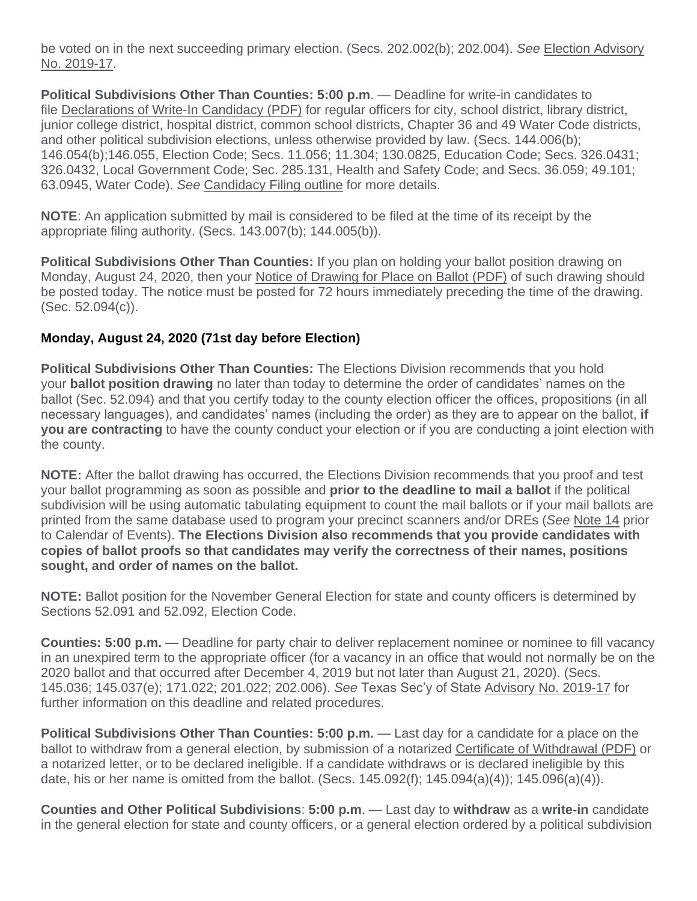be voted on in the next succeeding primary election. (Secs. 202.002(b); 202.004). *See* Election Advisory No. 2019-17.

**Political Subdivisions Other Than Counties: 5:00 p.m**. — Deadline for write-in candidates to file Declarations of Write-In Candidacy (PDF) for regular officers for city, school district, library district, junior college district, hospital district, common school districts, Chapter 36 and 49 Water Code districts, and other political subdivision elections, unless otherwise provided by law. (Secs. 144.006(b); 146.054(b);146.055, Election Code; Secs. 11.056; 11.304; 130.0825, Education Code; Secs. 326.0431; 326.0432, Local Government Code; Sec. 285.131, Health and Safety Code; and Secs. 36.059; 49.101; 63.0945, Water Code). *See* Candidacy Filing outline for more details.

**NOTE**: An application submitted by mail is considered to be filed at the time of its receipt by the appropriate filing authority. (Secs. 143.007(b); 144.005(b)).

**Political Subdivisions Other Than Counties:** If you plan on holding your ballot position drawing on Monday, August 24, 2020, then your Notice of Drawing for Place on Ballot (PDF) of such drawing should be posted today. The notice must be posted for 72 hours immediately preceding the time of the drawing. (Sec. 52.094(c)).

### Monday, August 24, 2020 (71st day before Election)

**Political Subdivisions Other Than Counties:** The Elections Division recommends that you hold your **ballot position drawing** no later than today to determine the order of candidates' names on the ballot (Sec. 52.094) and that you certify today to the county election officer the offices, propositions (in all necessary languages), and candidates' names (including the order) as they are to appear on the ballot, **if you are contracting** to have the county conduct your election or if you are conducting a joint election with the county.

**NOTE:** After the ballot drawing has occurred, the Elections Division recommends that you proof and test your ballot programming as soon as possible and **prior to the deadline to mail a ballot** if the political subdivision will be using automatic tabulating equipment to count the mail ballots or if your mail ballots are printed from the same database used to program your precinct scanners and/or DREs (*See* Note 14 prior to Calendar of Events). **The Elections Division also recommends that you provide candidates with copies of ballot proofs so that candidates may verify the correctness of their names, positions sought, and order of names on the ballot.**

**NOTE:** Ballot position for the November General Election for state and county officers is determined by Sections 52.091 and 52.092, Election Code.

**Counties: 5:00 p.m.** — Deadline for party chair to deliver replacement nominee or nominee to fill vacancy in an unexpired term to the appropriate officer (for a vacancy in an office that would not normally be on the 2020 ballot and that occurred after December 4, 2019 but not later than August 21, 2020). (Secs. 145.036; 145.037(e); 171.022; 201.022; 202.006). *See* Texas Sec'y of State Advisory No. 2019-17 for further information on this deadline and related procedures.

**Political Subdivisions Other Than Counties: 5:00 p.m.** — Last day for a candidate for a place on the ballot to withdraw from a general election, by submission of a notarized Certificate of Withdrawal (PDF) or a notarized letter, or to be declared ineligible. If a candidate withdraws or is declared ineligible by this date, his or her name is omitted from the ballot. (Secs. 145.092(f); 145.094(a)(4)); 145.096(a)(4)).

**Counties and Other Political Subdivisions**: **5:00 p.m**. — Last day to **withdraw** as a **write-in** candidate in the general election for state and county officers, or a general election ordered by a political subdivision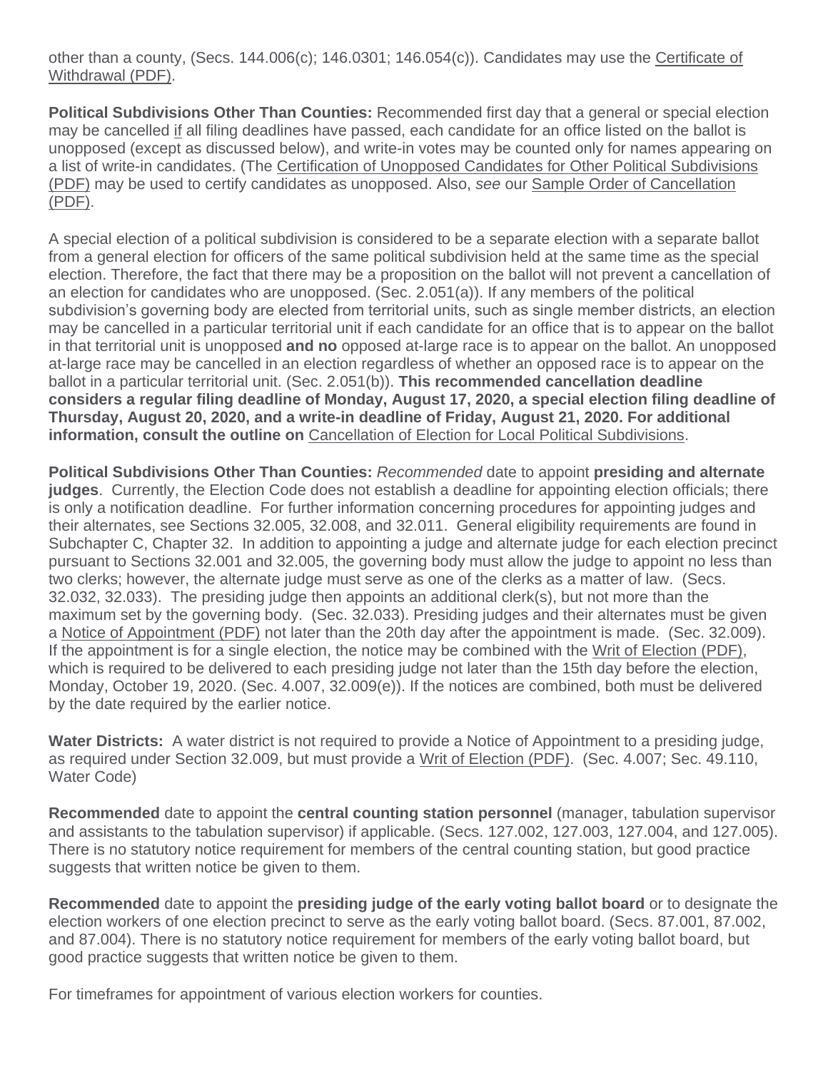other than a county, (Secs. 144.006(c); 146.0301; 146.054(c)). Candidates may use the Certificate of Withdrawal (PDF).

**Political Subdivisions Other Than Counties:** Recommended first day that a general or special election may be cancelled if all filing deadlines have passed, each candidate for an office listed on the ballot is unopposed (except as discussed below), and write-in votes may be counted only for names appearing on a list of write-in candidates. (The Certification of Unopposed Candidates for Other Political Subdivisions (PDF) may be used to certify candidates as unopposed. Also, *see* our Sample Order of Cancellation (PDF).

A special election of a political subdivision is considered to be a separate election with a separate ballot from a general election for officers of the same political subdivision held at the same time as the special election. Therefore, the fact that there may be a proposition on the ballot will not prevent a cancellation of an election for candidates who are unopposed. (Sec. 2.051(a)). If any members of the political subdivision's governing body are elected from territorial units, such as single member districts, an election may be cancelled in a particular territorial unit if each candidate for an office that is to appear on the ballot in that territorial unit is unopposed **and no** opposed at-large race is to appear on the ballot. An unopposed at-large race may be cancelled in an election regardless of whether an opposed race is to appear on the ballot in a particular territorial unit. (Sec. 2.051(b)). **This recommended cancellation deadline considers a regular filing deadline of Monday, August 17, 2020, a special election filing deadline of Thursday, August 20, 2020, and a write-in deadline of Friday, August 21, 2020. For additional information, consult the outline on** Cancellation of Election for Local Political Subdivisions.

**Political Subdivisions Other Than Counties:** *Recommended* date to appoint **presiding and alternate judges**. Currently, the Election Code does not establish a deadline for appointing election officials; there is only a notification deadline. For further information concerning procedures for appointing judges and their alternates, see Sections 32.005, 32.008, and 32.011. General eligibility requirements are found in Subchapter C, Chapter 32. In addition to appointing a judge and alternate judge for each election precinct pursuant to Sections 32.001 and 32.005, the governing body must allow the judge to appoint no less than two clerks; however, the alternate judge must serve as one of the clerks as a matter of law. (Secs. 32.032, 32.033). The presiding judge then appoints an additional clerk(s), but not more than the maximum set by the governing body. (Sec. 32.033). Presiding judges and their alternates must be given a Notice of Appointment (PDF) not later than the 20th day after the appointment is made. (Sec. 32.009). If the appointment is for a single election, the notice may be combined with the Writ of Election (PDF), which is required to be delivered to each presiding judge not later than the 15th day before the election, Monday, October 19, 2020. (Sec. 4.007, 32.009(e)). If the notices are combined, both must be delivered by the date required by the earlier notice.

**Water Districts:** A water district is not required to provide a Notice of Appointment to a presiding judge, as required under Section 32.009, but must provide a Writ of Election (PDF). (Sec. 4.007; Sec. 49.110, Water Code)

**Recommended** date to appoint the **central counting station personnel** (manager, tabulation supervisor and assistants to the tabulation supervisor) if applicable. (Secs. 127.002, 127.003, 127.004, and 127.005). There is no statutory notice requirement for members of the central counting station, but good practice suggests that written notice be given to them.

**Recommended** date to appoint the **presiding judge of the early voting ballot board** or to designate the election workers of one election precinct to serve as the early voting ballot board. (Secs. 87.001, 87.002, and 87.004). There is no statutory notice requirement for members of the early voting ballot board, but good practice suggests that written notice be given to them.

For timeframes for appointment of various election workers for counties.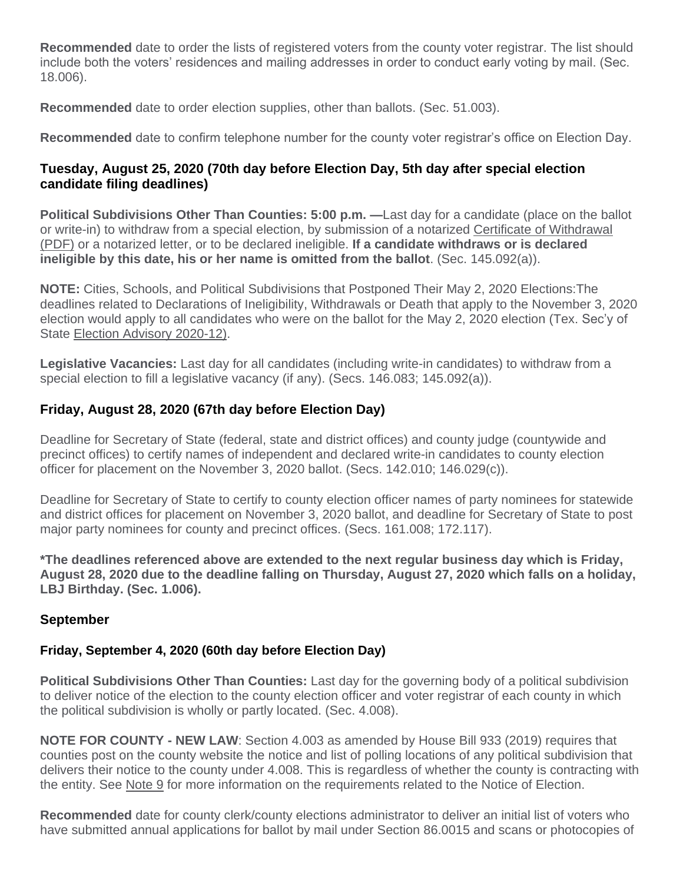**Recommended** date to order the lists of registered voters from the county voter registrar. The list should include both the voters' residences and mailing addresses in order to conduct early voting by mail. (Sec. 18.006).

**Recommended** date to order election supplies, other than ballots. (Sec. 51.003).

**Recommended** date to confirm telephone number for the county voter registrar's office on Election Day.

### Tuesday, August 25, 2020 (70th day before Election Day, 5th day after special election candidate filing deadlines)

**Political Subdivisions Other Than Counties: 5:00 p.m. —**Last day for a candidate (place on the ballot or write-in) to withdraw from a special election, by submission of a notarized Certificate of Withdrawal (PDF) or a notarized letter, or to be declared ineligible. **If a candidate withdraws or is declared ineligible by this date, his or her name is omitted from the ballot**. (Sec. 145.092(a)).

**NOTE:** Cities, Schools, and Political Subdivisions that Postponed Their May 2, 2020 Elections:The deadlines related to Declarations of Ineligibility, Withdrawals or Death that apply to the November 3, 2020 election would apply to all candidates who were on the ballot for the May 2, 2020 election (Tex. Sec'y of State Election Advisory 2020-12).

**Legislative Vacancies:** Last day for all candidates (including write-in candidates) to withdraw from a special election to fill a legislative vacancy (if any). (Secs. 146.083; 145.092(a)).

### Friday, August 28, 2020 (67th day before Election Day)

Deadline for Secretary of State (federal, state and district offices) and county judge (countywide and precinct offices) to certify names of independent and declared write-in candidates to county election officer for placement on the November 3, 2020 ballot. (Secs. 142.010; 146.029(c)).

Deadline for Secretary of State to certify to county election officer names of party nominees for statewide and district offices for placement on November 3, 2020 ballot, and deadline for Secretary of State to post major party nominees for county and precinct offices. (Secs. 161.008; 172.117).

**\*The deadlines referenced above are extended to the next regular business day which is Friday, August 28, 2020 due to the deadline falling on Thursday, August 27, 2020 which falls on a holiday, LBJ Birthday. (Sec. 1.006).**

## September

### Friday, September 4, 2020 (60th day before Election Day)

**Political Subdivisions Other Than Counties:** Last day for the governing body of a political subdivision to deliver notice of the election to the county election officer and voter registrar of each county in which the political subdivision is wholly or partly located. (Sec. 4.008).

**NOTE FOR COUNTY - NEW LAW**: Section 4.003 as amended by House Bill 933 (2019) requires that counties post on the county website the notice and list of polling locations of any political subdivision that delivers their notice to the county under 4.008. This is regardless of whether the county is contracting with the entity. See Note 9 for more information on the requirements related to the Notice of Election.

**Recommended** date for county clerk/county elections administrator to deliver an initial list of voters who have submitted annual applications for ballot by mail under Section 86.0015 and scans or photocopies of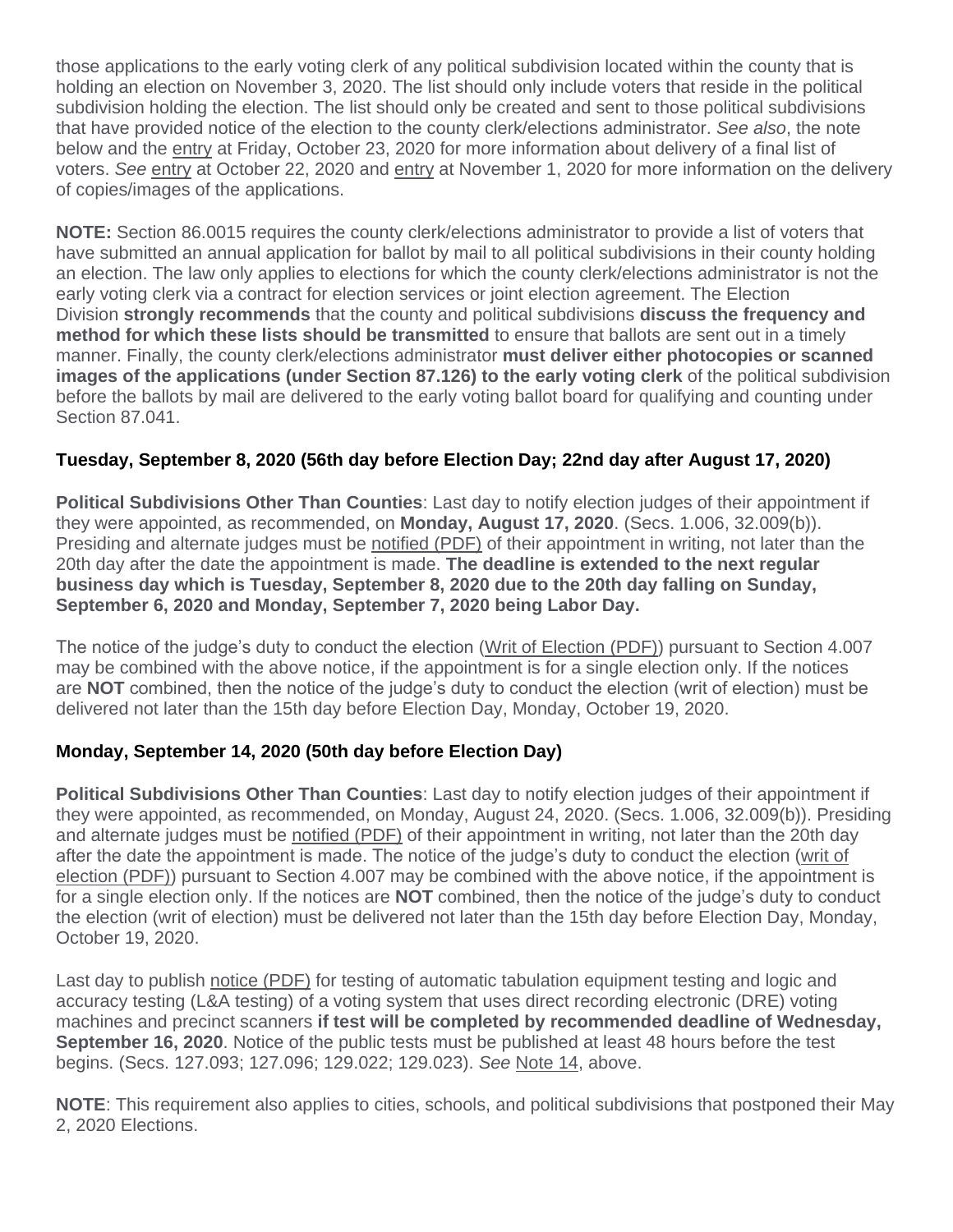those applications to the early voting clerk of any political subdivision located within the county that is holding an election on November 3, 2020. The list should only include voters that reside in the political subdivision holding the election. The list should only be created and sent to those political subdivisions that have provided notice of the election to the county clerk/elections administrator. *See also*, the note below and the entry at Friday, October 23, 2020 for more information about delivery of a final list of voters. *See* entry at October 22, 2020 and entry at November 1, 2020 for more information on the delivery of copies/images of the applications.

**NOTE:** Section 86.0015 requires the county clerk/elections administrator to provide a list of voters that have submitted an annual application for ballot by mail to all political subdivisions in their county holding an election. The law only applies to elections for which the county clerk/elections administrator is not the early voting clerk via a contract for election services or joint election agreement. The Election Division **strongly recommends** that the county and political subdivisions **discuss the frequency and method for which these lists should be transmitted** to ensure that ballots are sent out in a timely manner. Finally, the county clerk/elections administrator **must deliver either photocopies or scanned images of the applications (under Section 87.126) to the early voting clerk** of the political subdivision before the ballots by mail are delivered to the early voting ballot board for qualifying and counting under Section 87.041.

### Tuesday, September 8, 2020 (56th day before Election Day; 22nd day after August 17, 2020)

**Political Subdivisions Other Than Counties**: Last day to notify election judges of their appointment if they were appointed, as recommended, on **Monday, August 17, 2020**. (Secs. 1.006, 32.009(b)). Presiding and alternate judges must be notified (PDF) of their appointment in writing, not later than the 20th day after the date the appointment is made. **The deadline is extended to the next regular business day which is Tuesday, September 8, 2020 due to the 20th day falling on Sunday, September 6, 2020 and Monday, September 7, 2020 being Labor Day.**

The notice of the judge's duty to conduct the election (Writ of Election (PDF)) pursuant to Section 4.007 may be combined with the above notice, if the appointment is for a single election only. If the notices are **NOT** combined, then the notice of the judge's duty to conduct the election (writ of election) must be delivered not later than the 15th day before Election Day, Monday, October 19, 2020.

### Monday, September 14, 2020 (50th day before Election Day)

**Political Subdivisions Other Than Counties**: Last day to notify election judges of their appointment if they were appointed, as recommended, on Monday, August 24, 2020. (Secs. 1.006, 32.009(b)). Presiding and alternate judges must be notified (PDF) of their appointment in writing, not later than the 20th day after the date the appointment is made. The notice of the judge's duty to conduct the election (writ of election (PDF)) pursuant to Section 4.007 may be combined with the above notice, if the appointment is for a single election only. If the notices are **NOT** combined, then the notice of the judge's duty to conduct the election (writ of election) must be delivered not later than the 15th day before Election Day, Monday, October 19, 2020.

Last day to publish notice (PDF) for testing of automatic tabulation equipment testing and logic and accuracy testing (L&A testing) of a voting system that uses direct recording electronic (DRE) voting machines and precinct scanners **if test will be completed by recommended deadline of Wednesday, September 16, 2020**. Notice of the public tests must be published at least 48 hours before the test begins. (Secs. 127.093; 127.096; 129.022; 129.023). *See* Note 14, above.

**NOTE**: This requirement also applies to cities, schools, and political subdivisions that postponed their May 2, 2020 Elections.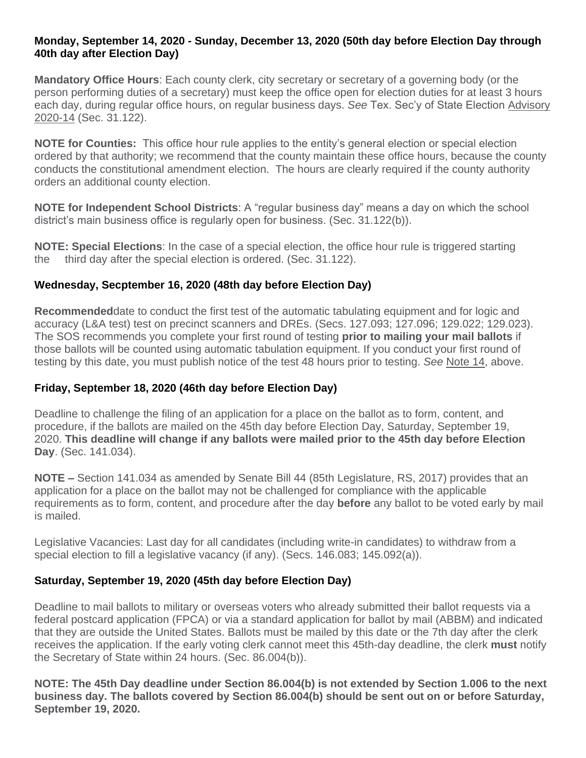**Monday, September 14, 2020 - Sunday, December 13, 2020 (50th day before Election Day through 40th day after Election Day)**

**Mandatory Office Hours**: Each county clerk, city secretary or secretary of a governing body (or the person performing duties of a secretary) must keep the office open for election duties for at least 3 hours each day, during regular office hours, on regular business days. *See* Tex. Sec'y of State Election Advisory 2020-14 (Sec. 31.122).

**NOTE for Counties:** This office hour rule applies to the entity's general election or special election ordered by that authority; we recommend that the county maintain these office hours, because the county conducts the constitutional amendment election. The hours are clearly required if the county authority orders an additional county election.

**NOTE for Independent School Districts**: A "regular business day" means a day on which the school district's main business office is regularly open for business. (Sec. 31.122(b)).

**NOTE: Special Elections**: In the case of a special election, the office hour rule is triggered starting the third day after the special election is ordered. (Sec. 31.122).

**Wednesday, Secptember 16, 2020 (48th day before Election Day)**

**Recommended**date to conduct the first test of the automatic tabulating equipment and for logic and accuracy (L&A test) test on precinct scanners and DREs. (Secs. 127.093; 127.096; 129.022; 129.023). The SOS recommends you complete your first round of testing **prior to mailing your mail ballots** if those ballots will be counted using automatic tabulation equipment. If you conduct your first round of testing by this date, you must publish notice of the test 48 hours prior to testing. *See* Note 14, above.

**Friday, September 18, 2020 (46th day before Election Day)**

Deadline to challenge the filing of an application for a place on the ballot as to form, content, and procedure, if the ballots are mailed on the 45th day before Election Day, Saturday, September 19, 2020. **This deadline will change if any ballots were mailed prior to the 45th day before Election Day**. (Sec. 141.034).

**NOTE –** Section 141.034 as amended by Senate Bill 44 (85th Legislature, RS, 2017) provides that an application for a place on the ballot may not be challenged for compliance with the applicable requirements as to form, content, and procedure after the day **before** any ballot to be voted early by mail is mailed.

Legislative Vacancies: Last day for all candidates (including write-in candidates) to withdraw from a special election to fill a legislative vacancy (if any). (Secs. 146.083; 145.092(a)).

**Saturday, September 19, 2020 (45th day before Election Day)**

Deadline to mail ballots to military or overseas voters who already submitted their ballot requests via a federal postcard application (FPCA) or via a standard application for ballot by mail (ABBM) and indicated that they are outside the United States. Ballots must be mailed by this date or the 7th day after the clerk receives the application. If the early voting clerk cannot meet this 45th-day deadline, the clerk **must** notify the Secretary of State within 24 hours. (Sec. 86.004(b)).

**NOTE: The 45th Day deadline under Section 86.004(b) is not extended by Section 1.006 to the next business day. The ballots covered by Section 86.004(b) should be sent out on or before Saturday, September 19, 2020.**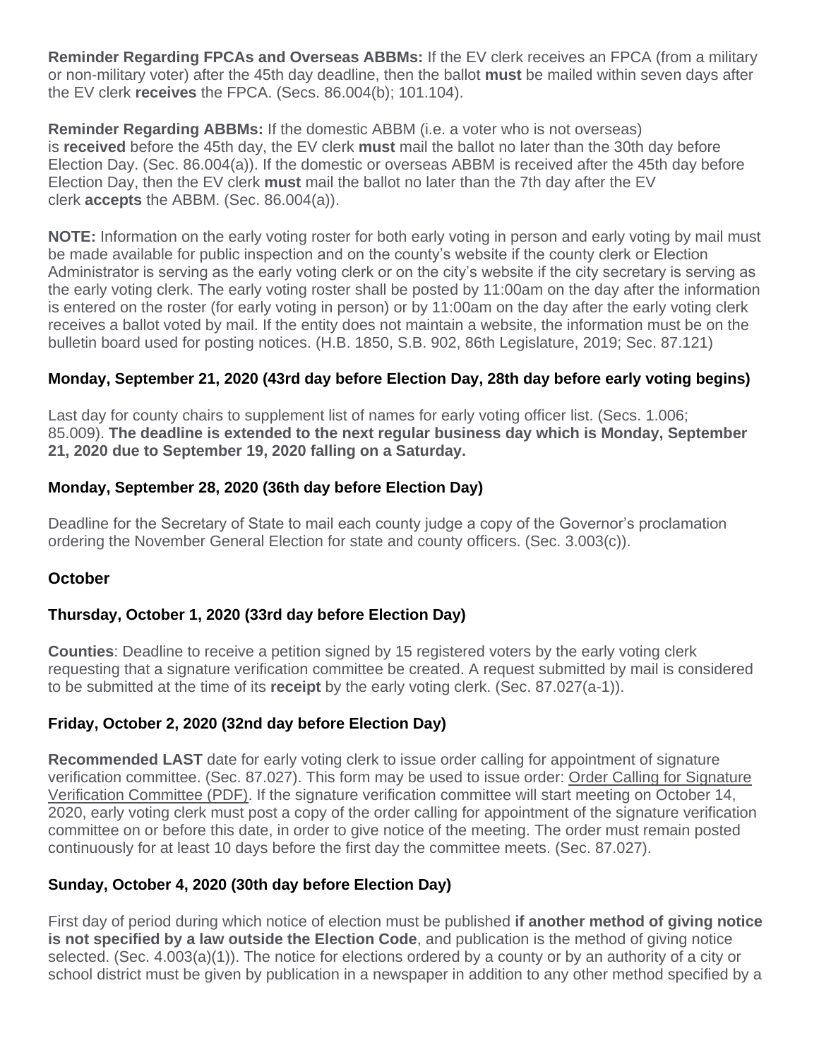**Reminder Regarding FPCAs and Overseas ABBMs:** If the EV clerk receives an FPCA (from a military or non-military voter) after the 45th day deadline, then the ballot **must** be mailed within seven days after the EV clerk **receives** the FPCA. (Secs. 86.004(b); 101.104).

**Reminder Regarding ABBMs:** If the domestic ABBM (i.e. a voter who is not overseas) is **received** before the 45th day, the EV clerk **must** mail the ballot no later than the 30th day before Election Day. (Sec. 86.004(a)). If the domestic or overseas ABBM is received after the 45th day before Election Day, then the EV clerk **must** mail the ballot no later than the 7th day after the EV clerk **accepts** the ABBM. (Sec. 86.004(a)).

**NOTE:** Information on the early voting roster for both early voting in person and early voting by mail must be made available for public inspection and on the county's website if the county clerk or Election Administrator is serving as the early voting clerk or on the city's website if the city secretary is serving as the early voting clerk. The early voting roster shall be posted by 11:00am on the day after the information is entered on the roster (for early voting in person) or by 11:00am on the day after the early voting clerk receives a ballot voted by mail. If the entity does not maintain a website, the information must be on the bulletin board used for posting notices. (H.B. 1850, S.B. 902, 86th Legislature, 2019; Sec. 87.121)

### Monday, September 21, 2020 (43rd day before Election Day, 28th day before early voting begins)

Last day for county chairs to supplement list of names for early voting officer list. (Secs. 1.006; 85.009). **The deadline is extended to the next regular business day which is Monday, September 21, 2020 due to September 19, 2020 falling on a Saturday.**

### Monday, September 28, 2020 (36th day before Election Day)

Deadline for the Secretary of State to mail each county judge a copy of the Governor's proclamation ordering the November General Election for state and county officers. (Sec. 3.003(c)).

## October

### Thursday, October 1, 2020 (33rd day before Election Day)

**Counties**: Deadline to receive a petition signed by 15 registered voters by the early voting clerk requesting that a signature verification committee be created. A request submitted by mail is considered to be submitted at the time of its **receipt** by the early voting clerk. (Sec. 87.027(a-1)).

### Friday, October 2, 2020 (32nd day before Election Day)

**Recommended LAST** date for early voting clerk to issue order calling for appointment of signature verification committee. (Sec. 87.027). This form may be used to issue order: Order Calling for Signature Verification Committee (PDF). If the signature verification committee will start meeting on October 14, 2020, early voting clerk must post a copy of the order calling for appointment of the signature verification committee on or before this date, in order to give notice of the meeting. The order must remain posted continuously for at least 10 days before the first day the committee meets. (Sec. 87.027).

### Sunday, October 4, 2020 (30th day before Election Day)

First day of period during which notice of election must be published **if another method of giving notice is not specified by a law outside the Election Code**, and publication is the method of giving notice selected. (Sec. 4.003(a)(1)). The notice for elections ordered by a county or by an authority of a city or school district must be given by publication in a newspaper in addition to any other method specified by a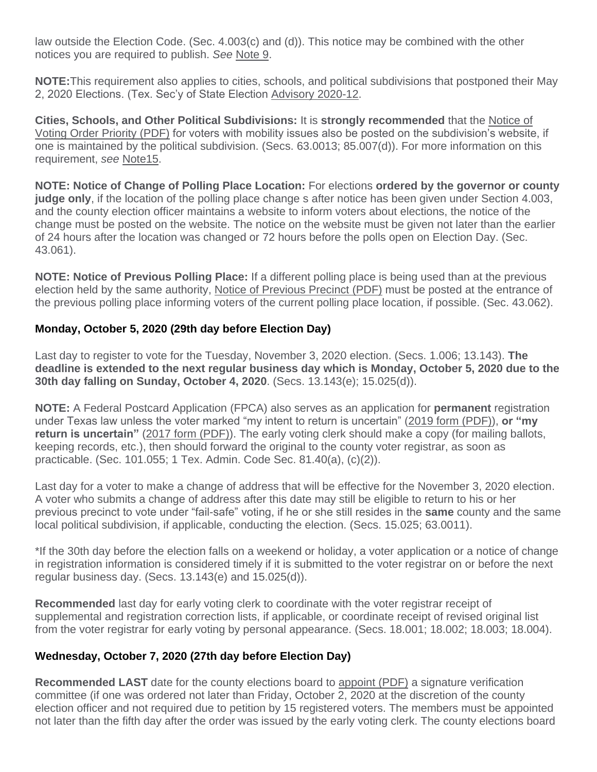law outside the Election Code. (Sec. 4.003(c) and (d)). This notice may be combined with the other notices you are required to publish. *See* Note 9.

**NOTE:**This requirement also applies to cities, schools, and political subdivisions that postponed their May 2, 2020 Elections. (Tex. Sec'y of State Election Advisory 2020-12.

**Cities, Schools, and Other Political Subdivisions:** It is **strongly recommended** that the Notice of Voting Order Priority (PDF) for voters with mobility issues also be posted on the subdivision's website, if one is maintained by the political subdivision. (Secs. 63.0013; 85.007(d)). For more information on this requirement, *see* Note15.

**NOTE: Notice of Change of Polling Place Location:** For elections **ordered by the governor or county judge only**, if the location of the polling place change s after notice has been given under Section 4.003, and the county election officer maintains a website to inform voters about elections, the notice of the change must be posted on the website. The notice on the website must be given not later than the earlier of 24 hours after the location was changed or 72 hours before the polls open on Election Day. (Sec. 43.061).

**NOTE: Notice of Previous Polling Place:** If a different polling place is being used than at the previous election held by the same authority, Notice of Previous Precinct (PDF) must be posted at the entrance of the previous polling place informing voters of the current polling place location, if possible. (Sec. 43.062).

### Monday, October 5, 2020 (29th day before Election Day)

Last day to register to vote for the Tuesday, November 3, 2020 election. (Secs. 1.006; 13.143). **The deadline is extended to the next regular business day which is Monday, October 5, 2020 due to the 30th day falling on Sunday, October 4, 2020**. (Secs. 13.143(e); 15.025(d)).

**NOTE:** A Federal Postcard Application (FPCA) also serves as an application for **permanent** registration under Texas law unless the voter marked "my intent to return is uncertain" (2019 form (PDF)), **or "my return is uncertain"** (2017 form (PDF)). The early voting clerk should make a copy (for mailing ballots, keeping records, etc.), then should forward the original to the county voter registrar, as soon as practicable. (Sec. 101.055; 1 Tex. Admin. Code Sec. 81.40(a), (c)(2)).

Last day for a voter to make a change of address that will be effective for the November 3, 2020 election. A voter who submits a change of address after this date may still be eligible to return to his or her previous precinct to vote under "fail-safe" voting, if he or she still resides in the **same** county and the same local political subdivision, if applicable, conducting the election. (Secs. 15.025; 63.0011).

*If the 30th day before the election falls on a weekend or holiday, a voter application or a notice of change in registration information is considered timely if it is submitted to the voter registrar on or before the next regular business day. (Secs. 13.143(e) and 15.025(d)).

**Recommended** last day for early voting clerk to coordinate with the voter registrar receipt of supplemental and registration correction lists, if applicable, or coordinate receipt of revised original list from the voter registrar for early voting by personal appearance. (Secs. 18.001; 18.002; 18.003; 18.004).

### Wednesday, October 7, 2020 (27th day before Election Day)

**Recommended LAST** date for the county elections board to appoint (PDF) a signature verification committee (if one was ordered not later than Friday, October 2, 2020 at the discretion of the county election officer and not required due to petition by 15 registered voters. The members must be appointed not later than the fifth day after the order was issued by the early voting clerk. The county elections board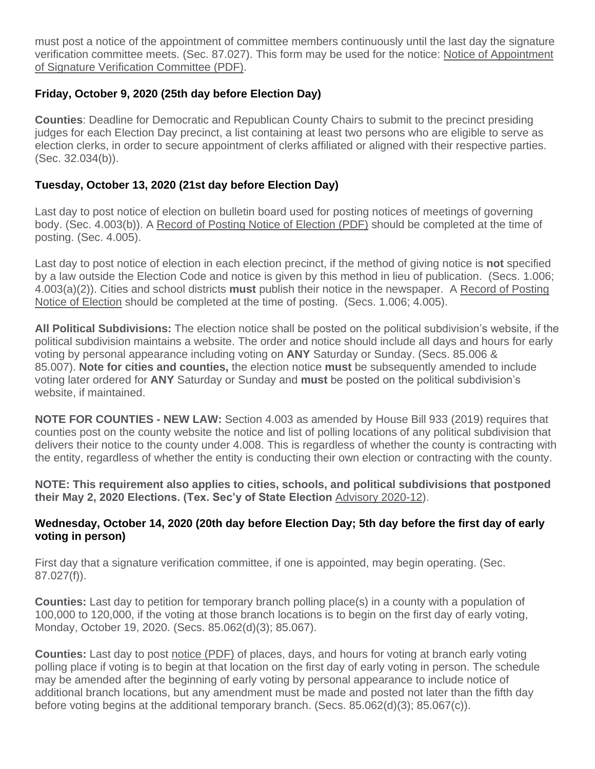must post a notice of the appointment of committee members continuously until the last day the signature verification committee meets. (Sec. 87.027). This form may be used for the notice: Notice of Appointment of Signature Verification Committee (PDF).

### Friday, October 9, 2020 (25th day before Election Day)

**Counties**: Deadline for Democratic and Republican County Chairs to submit to the precinct presiding judges for each Election Day precinct, a list containing at least two persons who are eligible to serve as election clerks, in order to secure appointment of clerks affiliated or aligned with their respective parties. (Sec. 32.034(b)).

### Tuesday, October 13, 2020 (21st day before Election Day)

Last day to post notice of election on bulletin board used for posting notices of meetings of governing body. (Sec. 4.003(b)). A Record of Posting Notice of Election (PDF) should be completed at the time of posting. (Sec. 4.005).

Last day to post notice of election in each election precinct, if the method of giving notice is **not** specified by a law outside the Election Code and notice is given by this method in lieu of publication. (Secs. 1.006; 4.003(a)(2)). Cities and school districts **must** publish their notice in the newspaper. A Record of Posting Notice of Election should be completed at the time of posting. (Secs. 1.006; 4.005).

**All Political Subdivisions:** The election notice shall be posted on the political subdivision's website, if the political subdivision maintains a website. The order and notice should include all days and hours for early voting by personal appearance including voting on **ANY** Saturday or Sunday. (Secs. 85.006 & 85.007). **Note for cities and counties,** the election notice **must** be subsequently amended to include voting later ordered for **ANY** Saturday or Sunday and **must** be posted on the political subdivision's website, if maintained.

**NOTE FOR COUNTIES - NEW LAW:** Section 4.003 as amended by House Bill 933 (2019) requires that counties post on the county website the notice and list of polling locations of any political subdivision that delivers their notice to the county under 4.008. This is regardless of whether the county is contracting with the entity, regardless of whether the entity is conducting their own election or contracting with the county.

**NOTE: This requirement also applies to cities, schools, and political subdivisions that postponed their May 2, 2020 Elections. (Tex. Sec'y of State Election** Advisory 2020-12).

### Wednesday, October 14, 2020 (20th day before Election Day; 5th day before the first day of early voting in person)

First day that a signature verification committee, if one is appointed, may begin operating. (Sec. 87.027(f)).

**Counties:** Last day to petition for temporary branch polling place(s) in a county with a population of 100,000 to 120,000, if the voting at those branch locations is to begin on the first day of early voting, Monday, October 19, 2020. (Secs. 85.062(d)(3); 85.067).

**Counties:** Last day to post notice (PDF) of places, days, and hours for voting at branch early voting polling place if voting is to begin at that location on the first day of early voting in person. The schedule may be amended after the beginning of early voting by personal appearance to include notice of additional branch locations, but any amendment must be made and posted not later than the fifth day before voting begins at the additional temporary branch. (Secs. 85.062(d)(3); 85.067(c)).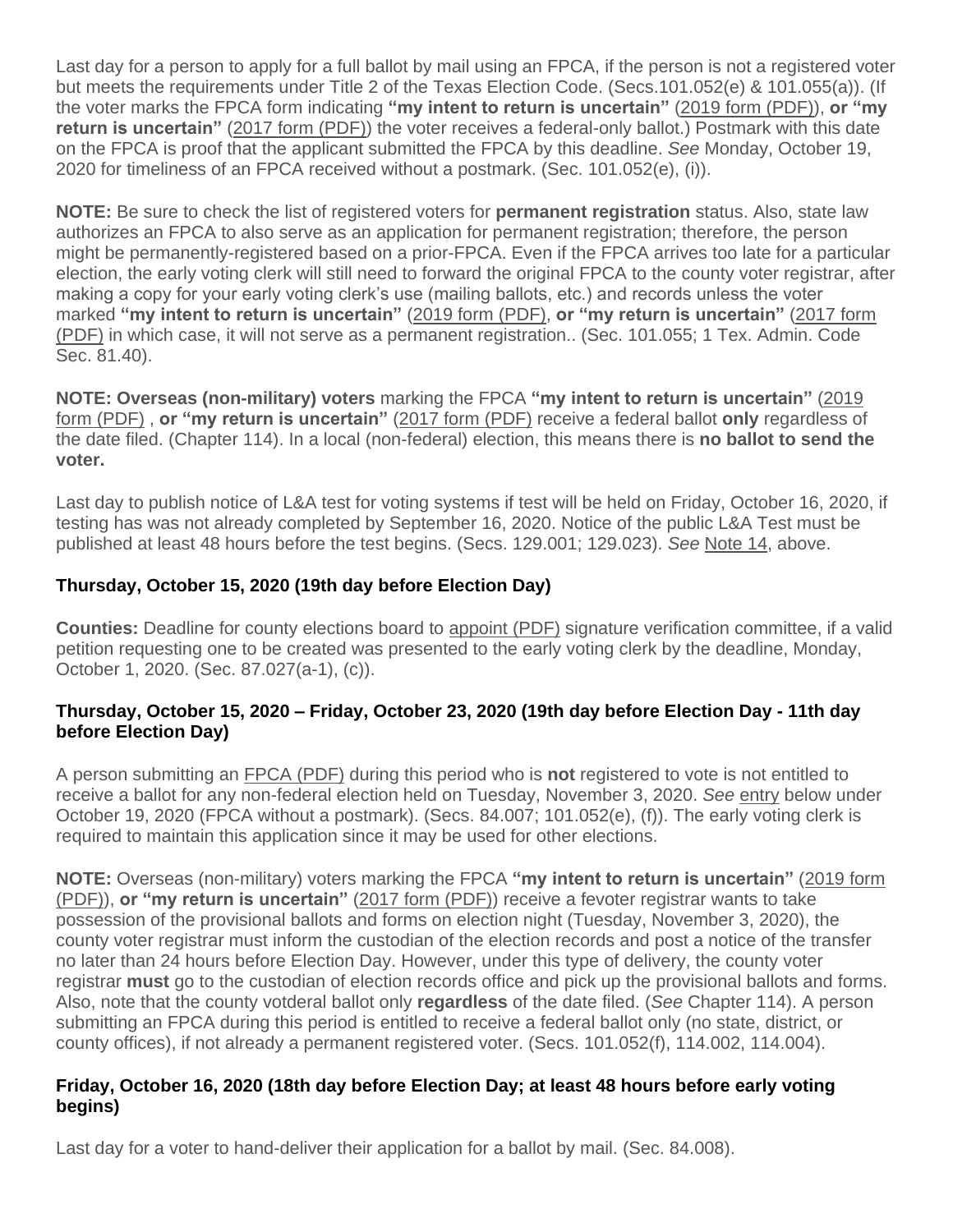Last day for a person to apply for a full ballot by mail using an FPCA, if the person is not a registered voter but meets the requirements under Title 2 of the Texas Election Code. (Secs.101.052(e) & 101.055(a)). (If the voter marks the FPCA form indicating **"my intent to return is uncertain"** (2019 form (PDF)), **or "my return is uncertain"** (2017 form (PDF)) the voter receives a federal-only ballot.) Postmark with this date on the FPCA is proof that the applicant submitted the FPCA by this deadline. *See* Monday, October 19, 2020 for timeliness of an FPCA received without a postmark. (Sec. 101.052(e), (i)).

**NOTE:** Be sure to check the list of registered voters for **permanent registration** status. Also, state law authorizes an FPCA to also serve as an application for permanent registration; therefore, the person might be permanently-registered based on a prior-FPCA. Even if the FPCA arrives too late for a particular election, the early voting clerk will still need to forward the original FPCA to the county voter registrar, after making a copy for your early voting clerk's use (mailing ballots, etc.) and records unless the voter marked **"my intent to return is uncertain"** (2019 form (PDF), **or "my return is uncertain"** (2017 form (PDF) in which case, it will not serve as a permanent registration.. (Sec. 101.055; 1 Tex. Admin. Code Sec. 81.40).

**NOTE: Overseas (non-military) voters** marking the FPCA **"my intent to return is uncertain"** (2019 form (PDF) , **or "my return is uncertain"** (2017 form (PDF) receive a federal ballot **only** regardless of the date filed. (Chapter 114). In a local (non-federal) election, this means there is **no ballot to send the voter.**

Last day to publish notice of L&A test for voting systems if test will be held on Friday, October 16, 2020, if testing has was not already completed by September 16, 2020. Notice of the public L&A Test must be published at least 48 hours before the test begins. (Secs. 129.001; 129.023). *See* Note 14, above.

### Thursday, October 15, 2020 (19th day before Election Day)

**Counties:** Deadline for county elections board to appoint (PDF) signature verification committee, if a valid petition requesting one to be created was presented to the early voting clerk by the deadline, Monday, October 1, 2020. (Sec. 87.027(a-1), (c)).

### Thursday, October 15, 2020 – Friday, October 23, 2020 (19th day before Election Day - 11th day before Election Day)

A person submitting an FPCA (PDF) during this period who is **not** registered to vote is not entitled to receive a ballot for any non-federal election held on Tuesday, November 3, 2020. *See* entry below under October 19, 2020 (FPCA without a postmark). (Secs. 84.007; 101.052(e), (f)). The early voting clerk is required to maintain this application since it may be used for other elections.

**NOTE:** Overseas (non-military) voters marking the FPCA **"my intent to return is uncertain"** (2019 form (PDF)), **or "my return is uncertain"** (2017 form (PDF)) receive a fevoter registrar wants to take possession of the provisional ballots and forms on election night (Tuesday, November 3, 2020), the county voter registrar must inform the custodian of the election records and post a notice of the transfer no later than 24 hours before Election Day. However, under this type of delivery, the county voter registrar **must** go to the custodian of election records office and pick up the provisional ballots and forms. Also, note that the county votderal ballot only **regardless** of the date filed. (*See* Chapter 114). A person submitting an FPCA during this period is entitled to receive a federal ballot only (no state, district, or county offices), if not already a permanent registered voter. (Secs. 101.052(f), 114.002, 114.004).

### Friday, October 16, 2020 (18th day before Election Day; at least 48 hours before early voting begins)

Last day for a voter to hand-deliver their application for a ballot by mail. (Sec. 84.008).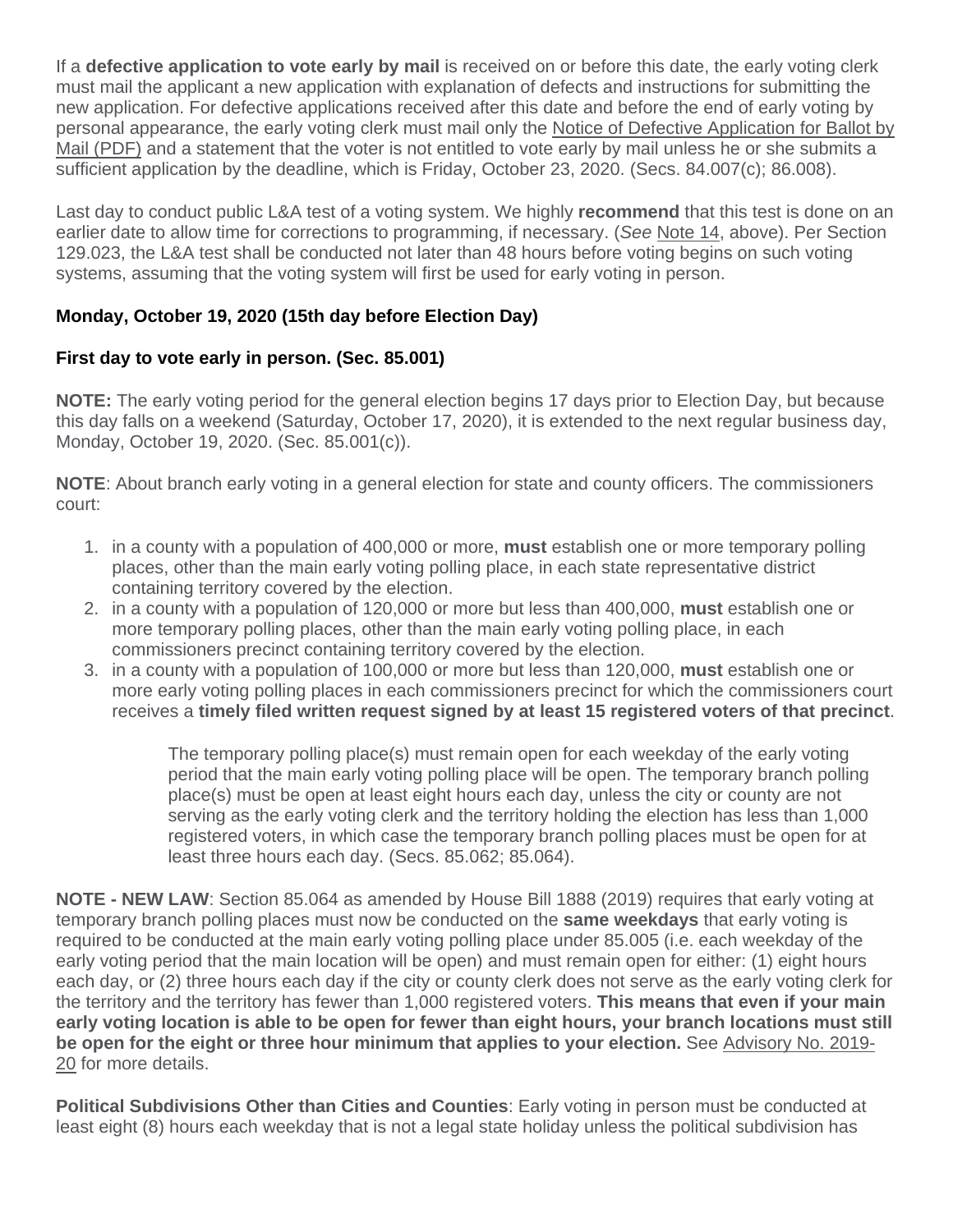If a **defective application to vote early by mail** is received on or before this date, the early voting clerk must mail the applicant a new application with explanation of defects and instructions for submitting the new application. For defective applications received after this date and before the end of early voting by personal appearance, the early voting clerk must mail only the Notice of Defective Application for Ballot by Mail (PDF) and a statement that the voter is not entitled to vote early by mail unless he or she submits a sufficient application by the deadline, which is Friday, October 23, 2020. (Secs. 84.007(c); 86.008).

Last day to conduct public L&A test of a voting system. We highly **recommend** that this test is done on an earlier date to allow time for corrections to programming, if necessary. (*See* Note 14, above). Per Section 129.023, the L&A test shall be conducted not later than 48 hours before voting begins on such voting systems, assuming that the voting system will first be used for early voting in person.

**Monday, October 19, 2020 (15th day before Election Day)**

**First day to vote early in person. (Sec. 85.001)**

**NOTE:** The early voting period for the general election begins 17 days prior to Election Day, but because this day falls on a weekend (Saturday, October 17, 2020), it is extended to the next regular business day, Monday, October 19, 2020. (Sec. 85.001(c)).

**NOTE**: About branch early voting in a general election for state and county officers. The commissioners court:

1. in a county with a population of 400,000 or more, **must** establish one or more temporary polling places, other than the main early voting polling place, in each state representative district containing territory covered by the election.
2. in a county with a population of 120,000 or more but less than 400,000, **must** establish one or more temporary polling places, other than the main early voting polling place, in each commissioners precinct containing territory covered by the election.
3. in a county with a population of 100,000 or more but less than 120,000, **must** establish one or more early voting polling places in each commissioners precinct for which the commissioners court receives a **timely filed written request signed by at least 15 registered voters of that precinct**.

> The temporary polling place(s) must remain open for each weekday of the early voting period that the main early voting polling place will be open. The temporary branch polling place(s) must be open at least eight hours each day, unless the city or county are not serving as the early voting clerk and the territory holding the election has less than 1,000 registered voters, in which case the temporary branch polling places must be open for at least three hours each day. (Secs. 85.062; 85.064).

**NOTE - NEW LAW**: Section 85.064 as amended by House Bill 1888 (2019) requires that early voting at temporary branch polling places must now be conducted on the **same weekdays** that early voting is required to be conducted at the main early voting polling place under 85.005 (i.e. each weekday of the early voting period that the main location will be open) and must remain open for either: (1) eight hours each day, or (2) three hours each day if the city or county clerk does not serve as the early voting clerk for the territory and the territory has fewer than 1,000 registered voters. **This means that even if your main early voting location is able to be open for fewer than eight hours, your branch locations must still be open for the eight or three hour minimum that applies to your election.** See Advisory No. 2019-20 for more details.

**Political Subdivisions Other than Cities and Counties**: Early voting in person must be conducted at least eight (8) hours each weekday that is not a legal state holiday unless the political subdivision has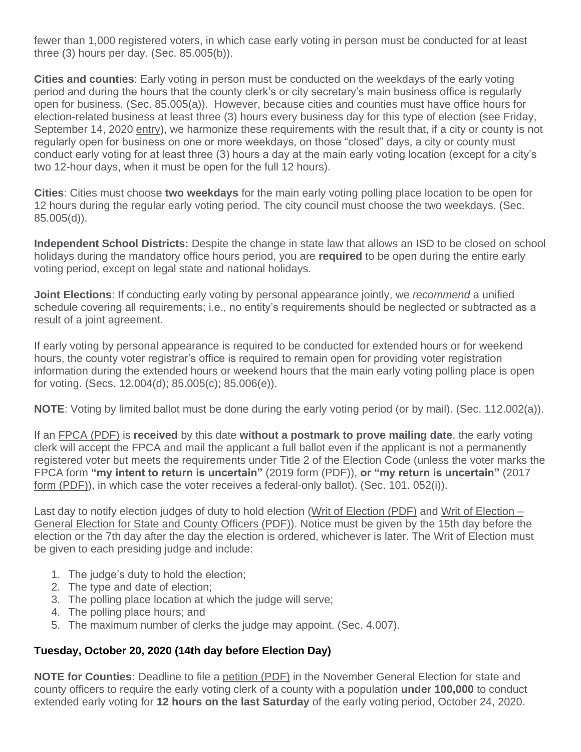fewer than 1,000 registered voters, in which case early voting in person must be conducted for at least three (3) hours per day. (Sec. 85.005(b)).

**Cities and counties**: Early voting in person must be conducted on the weekdays of the early voting period and during the hours that the county clerk's or city secretary's main business office is regularly open for business. (Sec. 85.005(a)). However, because cities and counties must have office hours for election-related business at least three (3) hours every business day for this type of election (see Friday, September 14, 2020 entry), we harmonize these requirements with the result that, if a city or county is not regularly open for business on one or more weekdays, on those "closed" days, a city or county must conduct early voting for at least three (3) hours a day at the main early voting location (except for a city's two 12-hour days, when it must be open for the full 12 hours).

**Cities**: Cities must choose **two weekdays** for the main early voting polling place location to be open for 12 hours during the regular early voting period. The city council must choose the two weekdays. (Sec. 85.005(d)).

**Independent School Districts:** Despite the change in state law that allows an ISD to be closed on school holidays during the mandatory office hours period, you are **required** to be open during the entire early voting period, except on legal state and national holidays.

**Joint Elections**: If conducting early voting by personal appearance jointly, we *recommend* a unified schedule covering all requirements; i.e., no entity's requirements should be neglected or subtracted as a result of a joint agreement.

If early voting by personal appearance is required to be conducted for extended hours or for weekend hours, the county voter registrar's office is required to remain open for providing voter registration information during the extended hours or weekend hours that the main early voting polling place is open for voting. (Secs. 12.004(d); 85.005(c); 85.006(e)).

**NOTE**: Voting by limited ballot must be done during the early voting period (or by mail). (Sec. 112.002(a)).

If an FPCA (PDF) is **received** by this date **without a postmark to prove mailing date**, the early voting clerk will accept the FPCA and mail the applicant a full ballot even if the applicant is not a permanently registered voter but meets the requirements under Title 2 of the Election Code (unless the voter marks the FPCA form **"my intent to return is uncertain"** (2019 form (PDF)), **or "my return is uncertain"** (2017 form (PDF)), in which case the voter receives a federal-only ballot). (Sec. 101. 052(i)).

Last day to notify election judges of duty to hold election (Writ of Election (PDF) and Writ of Election – General Election for State and County Officers (PDF)). Notice must be given by the 15th day before the election or the 7th day after the day the election is ordered, whichever is later. The Writ of Election must be given to each presiding judge and include:

1. The judge's duty to hold the election;
2. The type and date of election;
3. The polling place location at which the judge will serve;
4. The polling place hours; and
5. The maximum number of clerks the judge may appoint. (Sec. 4.007).

### Tuesday, October 20, 2020 (14th day before Election Day)

**NOTE for Counties:** Deadline to file a petition (PDF) in the November General Election for state and county officers to require the early voting clerk of a county with a population **under 100,000** to conduct extended early voting for **12 hours on the last Saturday** of the early voting period, October 24, 2020.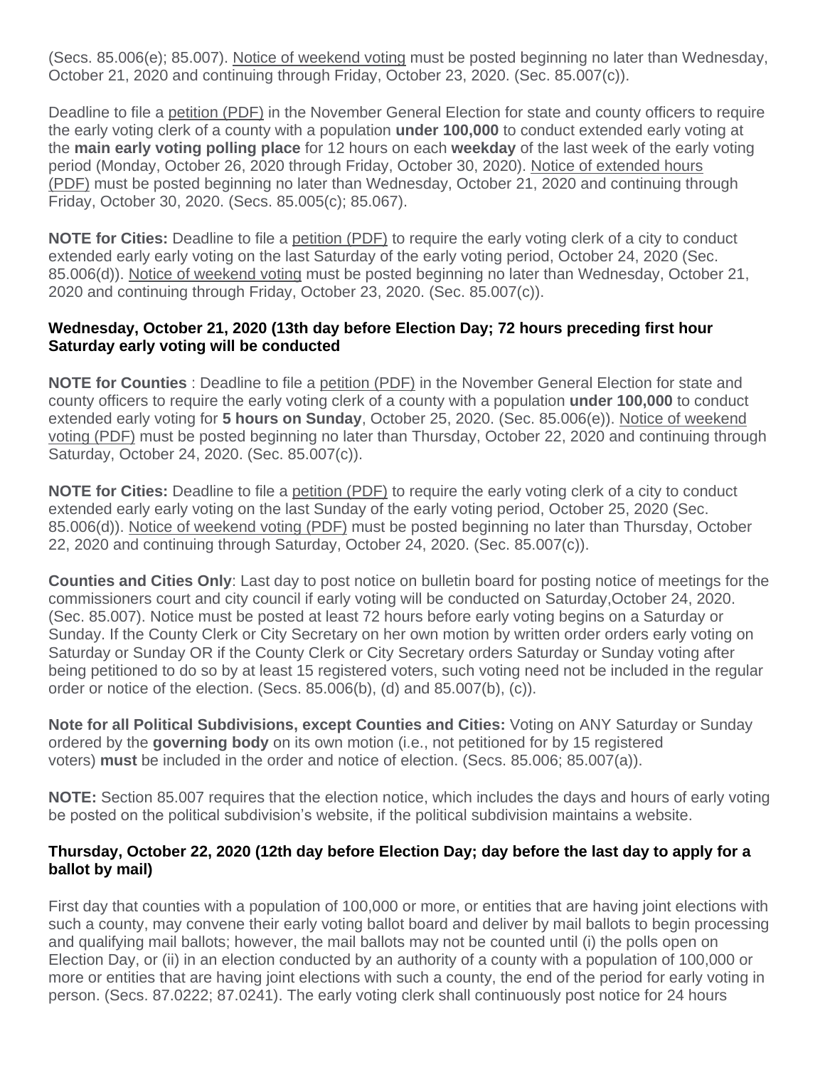(Secs. 85.006(e); 85.007). Notice of weekend voting must be posted beginning no later than Wednesday, October 21, 2020 and continuing through Friday, October 23, 2020. (Sec. 85.007(c)).

Deadline to file a petition (PDF) in the November General Election for state and county officers to require the early voting clerk of a county with a population **under 100,000** to conduct extended early voting at the **main early voting polling place** for 12 hours on each **weekday** of the last week of the early voting period (Monday, October 26, 2020 through Friday, October 30, 2020). Notice of extended hours (PDF) must be posted beginning no later than Wednesday, October 21, 2020 and continuing through Friday, October 30, 2020. (Secs. 85.005(c); 85.067).

**NOTE for Cities:** Deadline to file a petition (PDF) to require the early voting clerk of a city to conduct extended early early voting on the last Saturday of the early voting period, October 24, 2020 (Sec. 85.006(d)). Notice of weekend voting must be posted beginning no later than Wednesday, October 21, 2020 and continuing through Friday, October 23, 2020. (Sec. 85.007(c)).

**Wednesday, October 21, 2020 (13th day before Election Day; 72 hours preceding first hour Saturday early voting will be conducted**

**NOTE for Counties** : Deadline to file a petition (PDF) in the November General Election for state and county officers to require the early voting clerk of a county with a population **under 100,000** to conduct extended early voting for **5 hours on Sunday**, October 25, 2020. (Sec. 85.006(e)). Notice of weekend voting (PDF) must be posted beginning no later than Thursday, October 22, 2020 and continuing through Saturday, October 24, 2020. (Sec. 85.007(c)).

**NOTE for Cities:** Deadline to file a petition (PDF) to require the early voting clerk of a city to conduct extended early early voting on the last Sunday of the early voting period, October 25, 2020 (Sec. 85.006(d)). Notice of weekend voting (PDF) must be posted beginning no later than Thursday, October 22, 2020 and continuing through Saturday, October 24, 2020. (Sec. 85.007(c)).

**Counties and Cities Only**: Last day to post notice on bulletin board for posting notice of meetings for the commissioners court and city council if early voting will be conducted on Saturday,October 24, 2020. (Sec. 85.007). Notice must be posted at least 72 hours before early voting begins on a Saturday or Sunday. If the County Clerk or City Secretary on her own motion by written order orders early voting on Saturday or Sunday OR if the County Clerk or City Secretary orders Saturday or Sunday voting after being petitioned to do so by at least 15 registered voters, such voting need not be included in the regular order or notice of the election. (Secs. 85.006(b), (d) and 85.007(b), (c)).

**Note for all Political Subdivisions, except Counties and Cities:** Voting on ANY Saturday or Sunday ordered by the **governing body** on its own motion (i.e., not petitioned for by 15 registered voters) **must** be included in the order and notice of election. (Secs. 85.006; 85.007(a)).

**NOTE:** Section 85.007 requires that the election notice, which includes the days and hours of early voting be posted on the political subdivision's website, if the political subdivision maintains a website.

**Thursday, October 22, 2020 (12th day before Election Day; day before the last day to apply for a ballot by mail)**

First day that counties with a population of 100,000 or more, or entities that are having joint elections with such a county, may convene their early voting ballot board and deliver by mail ballots to begin processing and qualifying mail ballots; however, the mail ballots may not be counted until (i) the polls open on Election Day, or (ii) in an election conducted by an authority of a county with a population of 100,000 or more or entities that are having joint elections with such a county, the end of the period for early voting in person. (Secs. 87.0222; 87.0241). The early voting clerk shall continuously post notice for 24 hours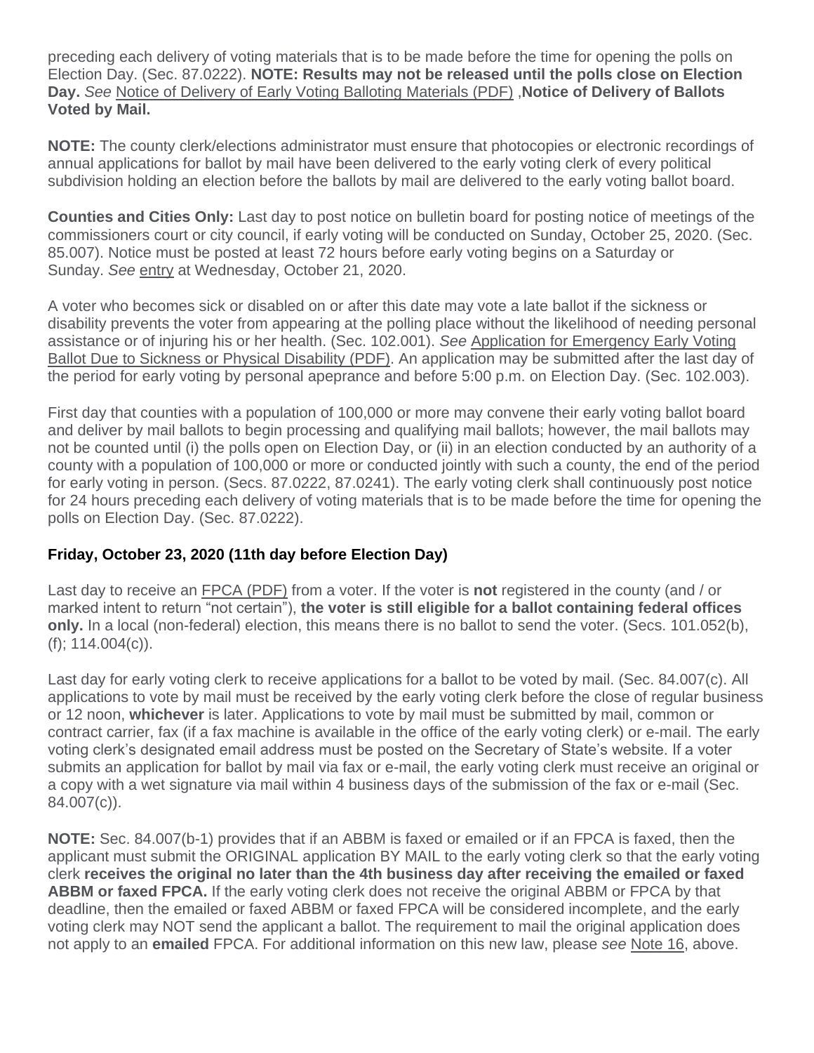preceding each delivery of voting materials that is to be made before the time for opening the polls on Election Day. (Sec. 87.0222). **NOTE: Results may not be released until the polls close on Election Day.** *See* Notice of Delivery of Early Voting Balloting Materials (PDF) ,**Notice of Delivery of Ballots Voted by Mail.**

**NOTE:** The county clerk/elections administrator must ensure that photocopies or electronic recordings of annual applications for ballot by mail have been delivered to the early voting clerk of every political subdivision holding an election before the ballots by mail are delivered to the early voting ballot board.

**Counties and Cities Only:** Last day to post notice on bulletin board for posting notice of meetings of the commissioners court or city council, if early voting will be conducted on Sunday, October 25, 2020. (Sec. 85.007). Notice must be posted at least 72 hours before early voting begins on a Saturday or Sunday. *See* entry at Wednesday, October 21, 2020.

A voter who becomes sick or disabled on or after this date may vote a late ballot if the sickness or disability prevents the voter from appearing at the polling place without the likelihood of needing personal assistance or of injuring his or her health. (Sec. 102.001). *See* Application for Emergency Early Voting Ballot Due to Sickness or Physical Disability (PDF). An application may be submitted after the last day of the period for early voting by personal apeprance and before 5:00 p.m. on Election Day. (Sec. 102.003).

First day that counties with a population of 100,000 or more may convene their early voting ballot board and deliver by mail ballots to begin processing and qualifying mail ballots; however, the mail ballots may not be counted until (i) the polls open on Election Day, or (ii) in an election conducted by an authority of a county with a population of 100,000 or more or conducted jointly with such a county, the end of the period for early voting in person. (Secs. 87.0222, 87.0241). The early voting clerk shall continuously post notice for 24 hours preceding each delivery of voting materials that is to be made before the time for opening the polls on Election Day. (Sec. 87.0222).

### Friday, October 23, 2020 (11th day before Election Day)

Last day to receive an FPCA (PDF) from a voter. If the voter is **not** registered in the county (and / or marked intent to return "not certain"), **the voter is still eligible for a ballot containing federal offices only.** In a local (non-federal) election, this means there is no ballot to send the voter. (Secs. 101.052(b), (f); 114.004(c)).

Last day for early voting clerk to receive applications for a ballot to be voted by mail. (Sec. 84.007(c). All applications to vote by mail must be received by the early voting clerk before the close of regular business or 12 noon, **whichever** is later. Applications to vote by mail must be submitted by mail, common or contract carrier, fax (if a fax machine is available in the office of the early voting clerk) or e-mail. The early voting clerk's designated email address must be posted on the Secretary of State's website. If a voter submits an application for ballot by mail via fax or e-mail, the early voting clerk must receive an original or a copy with a wet signature via mail within 4 business days of the submission of the fax or e-mail (Sec. 84.007(c)).

**NOTE:** Sec. 84.007(b-1) provides that if an ABBM is faxed or emailed or if an FPCA is faxed, then the applicant must submit the ORIGINAL application BY MAIL to the early voting clerk so that the early voting clerk **receives the original no later than the 4th business day after receiving the emailed or faxed ABBM or faxed FPCA.** If the early voting clerk does not receive the original ABBM or FPCA by that deadline, then the emailed or faxed ABBM or faxed FPCA will be considered incomplete, and the early voting clerk may NOT send the applicant a ballot. The requirement to mail the original application does not apply to an **emailed** FPCA. For additional information on this new law, please *see* Note 16, above.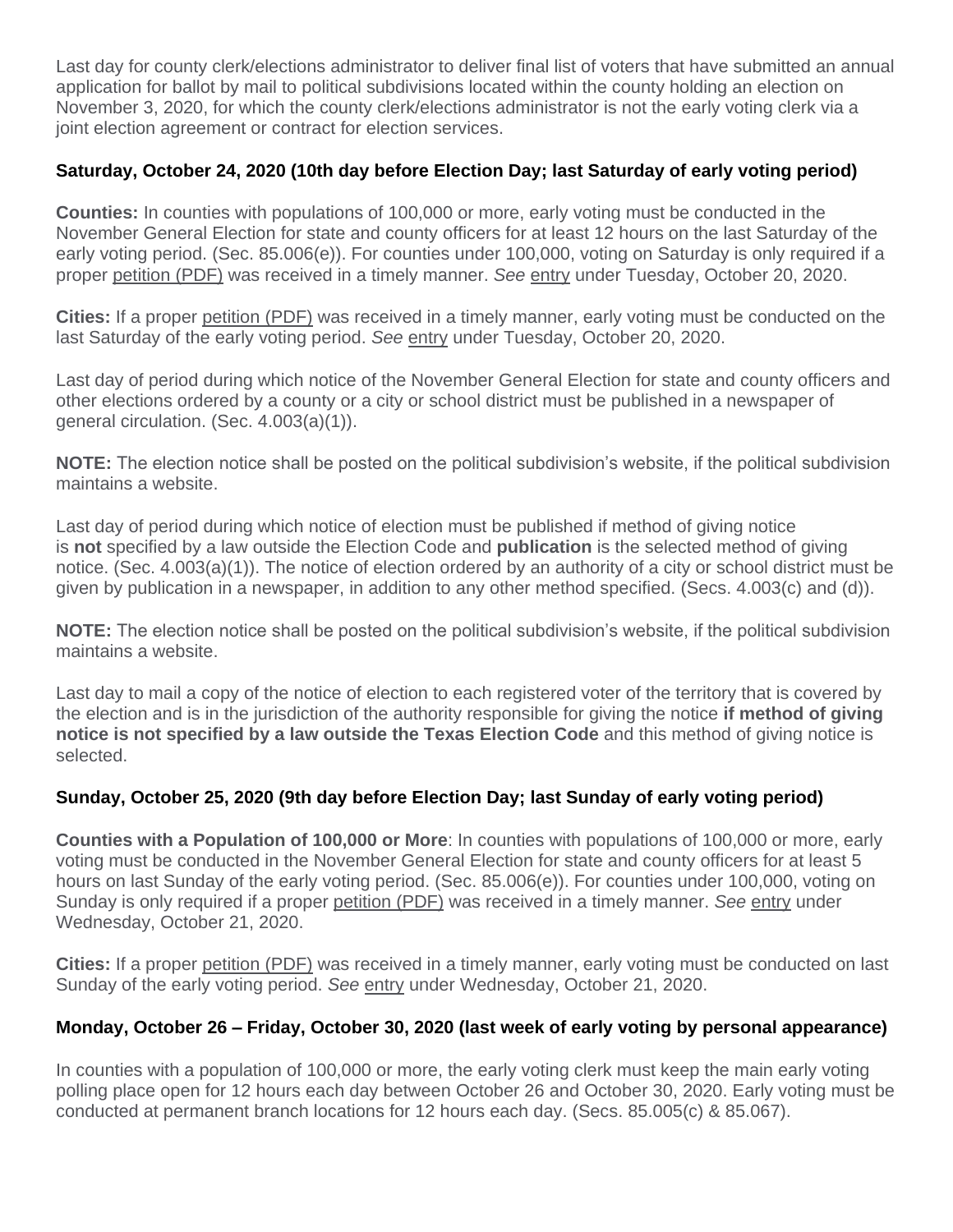Last day for county clerk/elections administrator to deliver final list of voters that have submitted an annual application for ballot by mail to political subdivisions located within the county holding an election on November 3, 2020, for which the county clerk/elections administrator is not the early voting clerk via a joint election agreement or contract for election services.

### Saturday, October 24, 2020 (10th day before Election Day; last Saturday of early voting period)

**Counties:** In counties with populations of 100,000 or more, early voting must be conducted in the November General Election for state and county officers for at least 12 hours on the last Saturday of the early voting period. (Sec. 85.006(e)). For counties under 100,000, voting on Saturday is only required if a proper petition (PDF) was received in a timely manner. *See* entry under Tuesday, October 20, 2020.

**Cities:** If a proper petition (PDF) was received in a timely manner, early voting must be conducted on the last Saturday of the early voting period. *See* entry under Tuesday, October 20, 2020.

Last day of period during which notice of the November General Election for state and county officers and other elections ordered by a county or a city or school district must be published in a newspaper of general circulation. (Sec. 4.003(a)(1)).

**NOTE:** The election notice shall be posted on the political subdivision's website, if the political subdivision maintains a website.

Last day of period during which notice of election must be published if method of giving notice is **not** specified by a law outside the Election Code and **publication** is the selected method of giving notice. (Sec. 4.003(a)(1)). The notice of election ordered by an authority of a city or school district must be given by publication in a newspaper, in addition to any other method specified. (Secs. 4.003(c) and (d)).

**NOTE:** The election notice shall be posted on the political subdivision's website, if the political subdivision maintains a website.

Last day to mail a copy of the notice of election to each registered voter of the territory that is covered by the election and is in the jurisdiction of the authority responsible for giving the notice **if method of giving notice is not specified by a law outside the Texas Election Code** and this method of giving notice is selected.

### Sunday, October 25, 2020 (9th day before Election Day; last Sunday of early voting period)

**Counties with a Population of 100,000 or More**: In counties with populations of 100,000 or more, early voting must be conducted in the November General Election for state and county officers for at least 5 hours on last Sunday of the early voting period. (Sec. 85.006(e)). For counties under 100,000, voting on Sunday is only required if a proper petition (PDF) was received in a timely manner. *See* entry under Wednesday, October 21, 2020.

**Cities:** If a proper petition (PDF) was received in a timely manner, early voting must be conducted on last Sunday of the early voting period. *See* entry under Wednesday, October 21, 2020.

### Monday, October 26 – Friday, October 30, 2020 (last week of early voting by personal appearance)

In counties with a population of 100,000 or more, the early voting clerk must keep the main early voting polling place open for 12 hours each day between October 26 and October 30, 2020. Early voting must be conducted at permanent branch locations for 12 hours each day. (Secs. 85.005(c) & 85.067).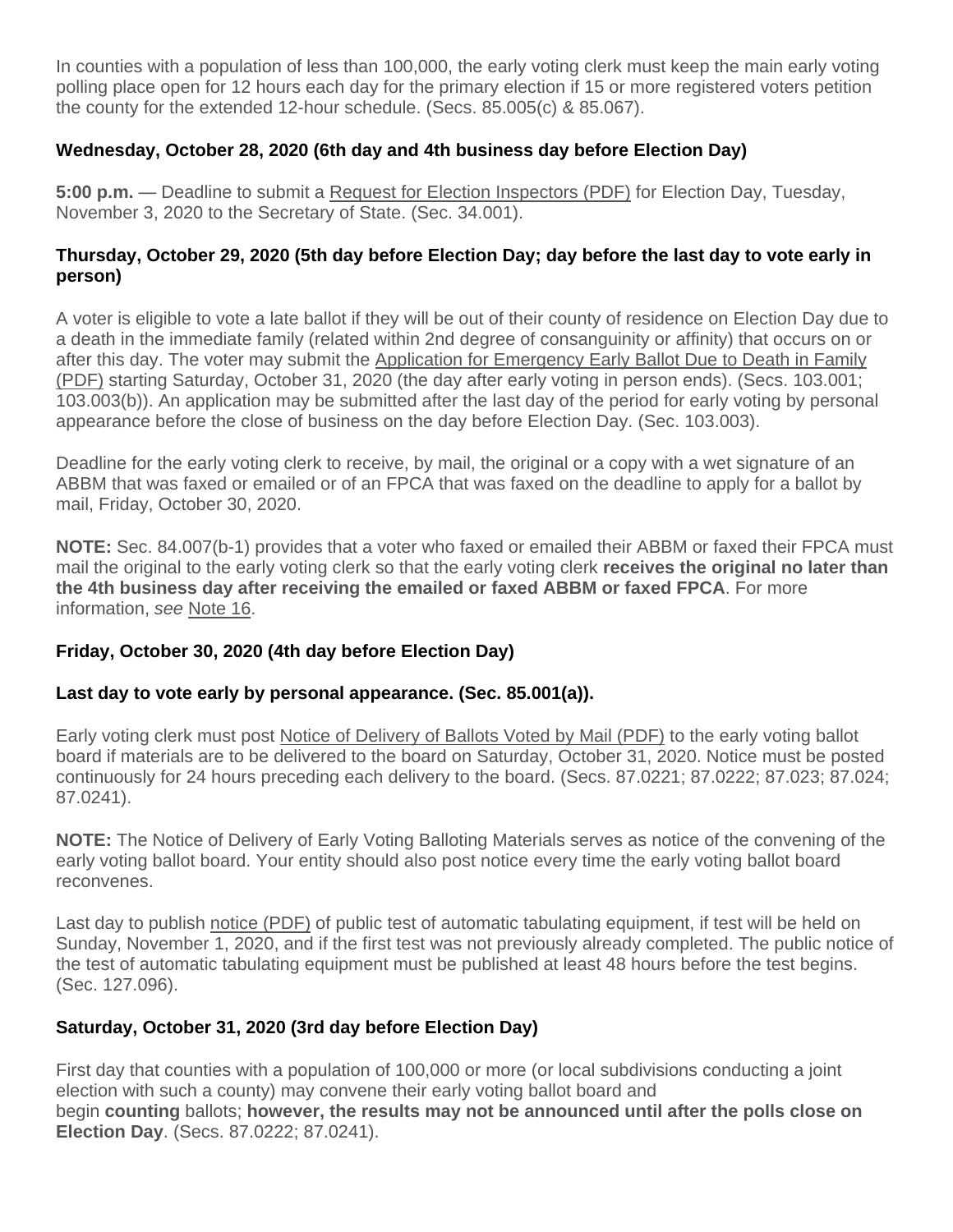In counties with a population of less than 100,000, the early voting clerk must keep the main early voting polling place open for 12 hours each day for the primary election if 15 or more registered voters petition the county for the extended 12-hour schedule. (Secs. 85.005(c) & 85.067).

**Wednesday, October 28, 2020 (6th day and 4th business day before Election Day)**

**5:00 p.m.** — Deadline to submit a Request for Election Inspectors (PDF) for Election Day, Tuesday, November 3, 2020 to the Secretary of State. (Sec. 34.001).

**Thursday, October 29, 2020 (5th day before Election Day; day before the last day to vote early in person)**

A voter is eligible to vote a late ballot if they will be out of their county of residence on Election Day due to a death in the immediate family (related within 2nd degree of consanguinity or affinity) that occurs on or after this day. The voter may submit the Application for Emergency Early Ballot Due to Death in Family (PDF) starting Saturday, October 31, 2020 (the day after early voting in person ends). (Secs. 103.001; 103.003(b)). An application may be submitted after the last day of the period for early voting by personal appearance before the close of business on the day before Election Day. (Sec. 103.003).

Deadline for the early voting clerk to receive, by mail, the original or a copy with a wet signature of an ABBM that was faxed or emailed or of an FPCA that was faxed on the deadline to apply for a ballot by mail, Friday, October 30, 2020.

**NOTE:** Sec. 84.007(b-1) provides that a voter who faxed or emailed their ABBM or faxed their FPCA must mail the original to the early voting clerk so that the early voting clerk **receives the original no later than the 4th business day after receiving the emailed or faxed ABBM or faxed FPCA**. For more information, *see* Note 16.

**Friday, October 30, 2020 (4th day before Election Day)**

**Last day to vote early by personal appearance. (Sec. 85.001(a)).**

Early voting clerk must post Notice of Delivery of Ballots Voted by Mail (PDF) to the early voting ballot board if materials are to be delivered to the board on Saturday, October 31, 2020. Notice must be posted continuously for 24 hours preceding each delivery to the board. (Secs. 87.0221; 87.0222; 87.023; 87.024; 87.0241).

**NOTE:** The Notice of Delivery of Early Voting Balloting Materials serves as notice of the convening of the early voting ballot board. Your entity should also post notice every time the early voting ballot board reconvenes.

Last day to publish notice (PDF) of public test of automatic tabulating equipment, if test will be held on Sunday, November 1, 2020, and if the first test was not previously already completed. The public notice of the test of automatic tabulating equipment must be published at least 48 hours before the test begins. (Sec. 127.096).

**Saturday, October 31, 2020 (3rd day before Election Day)**

First day that counties with a population of 100,000 or more (or local subdivisions conducting a joint election with such a county) may convene their early voting ballot board and begin **counting** ballots; **however, the results may not be announced until after the polls close on Election Day**. (Secs. 87.0222; 87.0241).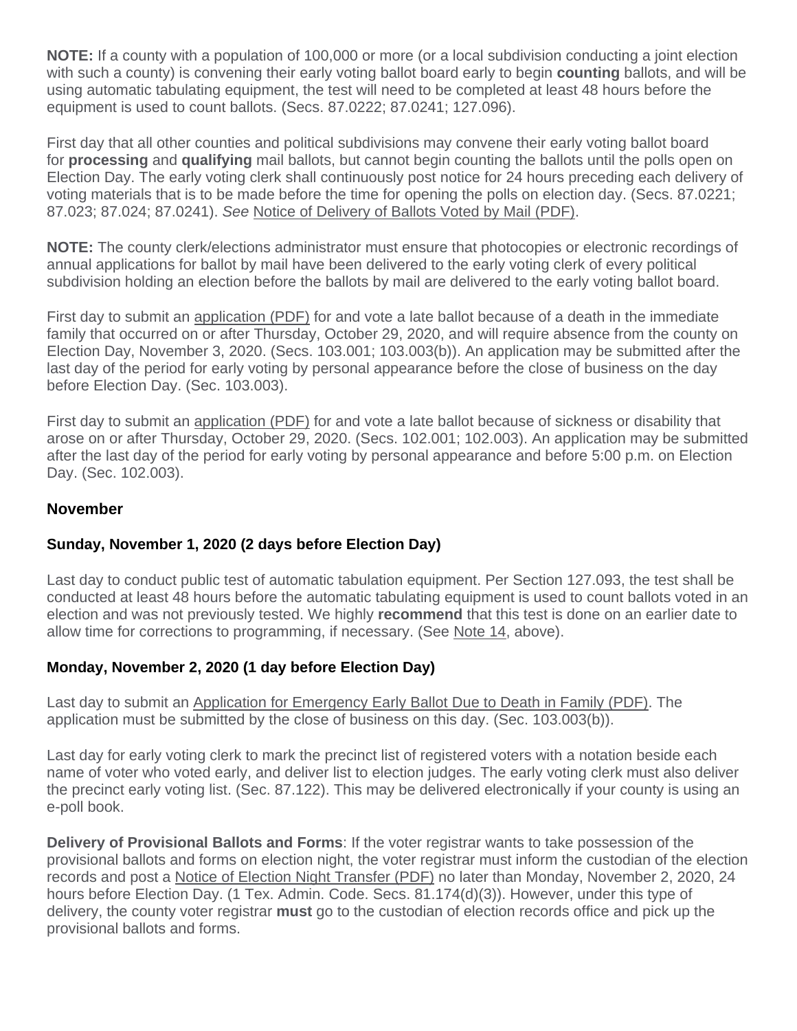**NOTE:** If a county with a population of 100,000 or more (or a local subdivision conducting a joint election with such a county) is convening their early voting ballot board early to begin **counting** ballots, and will be using automatic tabulating equipment, the test will need to be completed at least 48 hours before the equipment is used to count ballots. (Secs. 87.0222; 87.0241; 127.096).

First day that all other counties and political subdivisions may convene their early voting ballot board for **processing** and **qualifying** mail ballots, but cannot begin counting the ballots until the polls open on Election Day. The early voting clerk shall continuously post notice for 24 hours preceding each delivery of voting materials that is to be made before the time for opening the polls on election day. (Secs. 87.0221; 87.023; 87.024; 87.0241). *See* Notice of Delivery of Ballots Voted by Mail (PDF).

**NOTE:** The county clerk/elections administrator must ensure that photocopies or electronic recordings of annual applications for ballot by mail have been delivered to the early voting clerk of every political subdivision holding an election before the ballots by mail are delivered to the early voting ballot board.

First day to submit an application (PDF) for and vote a late ballot because of a death in the immediate family that occurred on or after Thursday, October 29, 2020, and will require absence from the county on Election Day, November 3, 2020. (Secs. 103.001; 103.003(b)). An application may be submitted after the last day of the period for early voting by personal appearance before the close of business on the day before Election Day. (Sec. 103.003).

First day to submit an application (PDF) for and vote a late ballot because of sickness or disability that arose on or after Thursday, October 29, 2020. (Secs. 102.001; 102.003). An application may be submitted after the last day of the period for early voting by personal appearance and before 5:00 p.m. on Election Day. (Sec. 102.003).

### November

#### Sunday, November 1, 2020 (2 days before Election Day)

Last day to conduct public test of automatic tabulation equipment. Per Section 127.093, the test shall be conducted at least 48 hours before the automatic tabulating equipment is used to count ballots voted in an election and was not previously tested. We highly **recommend** that this test is done on an earlier date to allow time for corrections to programming, if necessary. (See Note 14, above).

#### Monday, November 2, 2020 (1 day before Election Day)

Last day to submit an Application for Emergency Early Ballot Due to Death in Family (PDF). The application must be submitted by the close of business on this day. (Sec. 103.003(b)).

Last day for early voting clerk to mark the precinct list of registered voters with a notation beside each name of voter who voted early, and deliver list to election judges. The early voting clerk must also deliver the precinct early voting list. (Sec. 87.122). This may be delivered electronically if your county is using an e-poll book.

**Delivery of Provisional Ballots and Forms**: If the voter registrar wants to take possession of the provisional ballots and forms on election night, the voter registrar must inform the custodian of the election records and post a Notice of Election Night Transfer (PDF) no later than Monday, November 2, 2020, 24 hours before Election Day. (1 Tex. Admin. Code. Secs. 81.174(d)(3)). However, under this type of delivery, the county voter registrar **must** go to the custodian of election records office and pick up the provisional ballots and forms.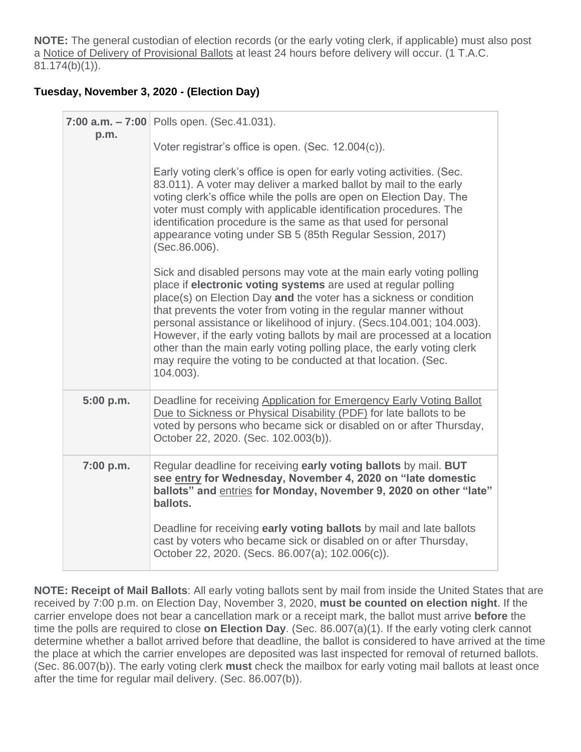**NOTE:** The general custodian of election records (or the early voting clerk, if applicable) must also post a Notice of Delivery of Provisional Ballots at least 24 hours before delivery will occur. (1 T.A.C. 81.174(b)(1)).

**Tuesday, November 3, 2020 - (Election Day)**

| | |
|---|---|
| **7:00 a.m. – 7:00 p.m.** | Polls open. (Sec.41.031).<br><br>Voter registrar's office is open. (Sec. 12.004(c)).<br><br>Early voting clerk's office is open for early voting activities. (Sec. 83.011). A voter may deliver a marked ballot by mail to the early voting clerk's office while the polls are open on Election Day. The voter must comply with applicable identification procedures. The identification procedure is the same as that used for personal appearance voting under SB 5 (85th Regular Session, 2017) (Sec.86.006).<br><br>Sick and disabled persons may vote at the main early voting polling place if **electronic voting systems** are used at regular polling place(s) on Election Day **and** the voter has a sickness or condition that prevents the voter from voting in the regular manner without personal assistance or likelihood of injury. (Secs.104.001; 104.003). However, if the early voting ballots by mail are processed at a location other than the main early voting polling place, the early voting clerk may require the voting to be conducted at that location. (Sec. 104.003). |
| **5:00 p.m.** | Deadline for receiving Application for Emergency Early Voting Ballot Due to Sickness or Physical Disability (PDF) for late ballots to be voted by persons who became sick or disabled on or after Thursday, October 22, 2020. (Sec. 102.003(b)). |
| **7:00 p.m.** | Regular deadline for receiving **early voting ballots** by mail. **BUT see entry for Wednesday, November 4, 2020 on "late domestic ballots" and entries for Monday, November 9, 2020 on other "late" ballots.**<br><br>Deadline for receiving **early voting ballots** by mail and late ballots cast by voters who became sick or disabled on or after Thursday, October 22, 2020. (Secs. 86.007(a); 102.006(c)). |

**NOTE: Receipt of Mail Ballots**: All early voting ballots sent by mail from inside the United States that are received by 7:00 p.m. on Election Day, November 3, 2020, **must be counted on election night**. If the carrier envelope does not bear a cancellation mark or a receipt mark, the ballot must arrive **before** the time the polls are required to close **on Election Day**. (Sec. 86.007(a)(1). If the early voting clerk cannot determine whether a ballot arrived before that deadline, the ballot is considered to have arrived at the time the place at which the carrier envelopes are deposited was last inspected for removal of returned ballots. (Sec. 86.007(b)). The early voting clerk **must** check the mailbox for early voting mail ballots at least once after the time for regular mail delivery. (Sec. 86.007(b)).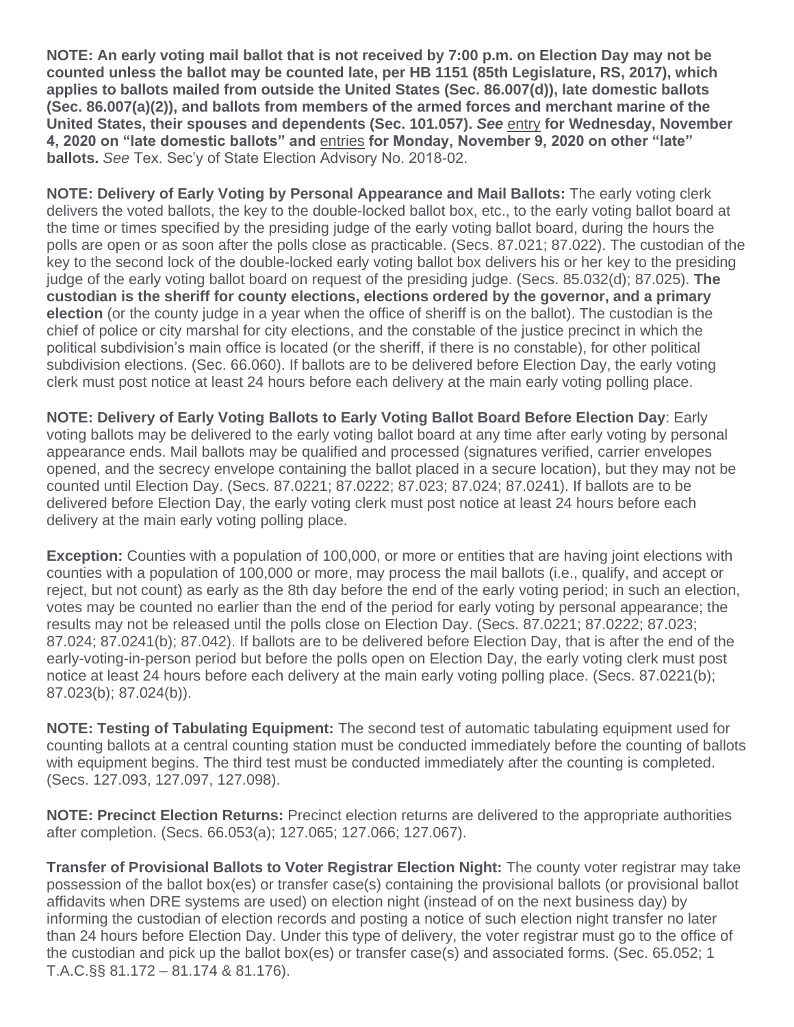**NOTE: An early voting mail ballot that is not received by 7:00 p.m. on Election Day may not be counted unless the ballot may be counted late, per HB 1151 (85th Legislature, RS, 2017), which applies to ballots mailed from outside the United States (Sec. 86.007(d)), late domestic ballots (Sec. 86.007(a)(2)), and ballots from members of the armed forces and merchant marine of the United States, their spouses and dependents (Sec. 101.057).** ***See*** entry **for Wednesday, November 4, 2020 on "late domestic ballots" and** entries **for Monday, November 9, 2020 on other "late" ballots.** *See* Tex. Sec'y of State Election Advisory No. 2018-02.

**NOTE: Delivery of Early Voting by Personal Appearance and Mail Ballots:** The early voting clerk delivers the voted ballots, the key to the double-locked ballot box, etc., to the early voting ballot board at the time or times specified by the presiding judge of the early voting ballot board, during the hours the polls are open or as soon after the polls close as practicable. (Secs. 87.021; 87.022). The custodian of the key to the second lock of the double-locked early voting ballot box delivers his or her key to the presiding judge of the early voting ballot board on request of the presiding judge. (Secs. 85.032(d); 87.025). **The custodian is the sheriff for county elections, elections ordered by the governor, and a primary election** (or the county judge in a year when the office of sheriff is on the ballot). The custodian is the chief of police or city marshal for city elections, and the constable of the justice precinct in which the political subdivision's main office is located (or the sheriff, if there is no constable), for other political subdivision elections. (Sec. 66.060). If ballots are to be delivered before Election Day, the early voting clerk must post notice at least 24 hours before each delivery at the main early voting polling place.

**NOTE: Delivery of Early Voting Ballots to Early Voting Ballot Board Before Election Day**: Early voting ballots may be delivered to the early voting ballot board at any time after early voting by personal appearance ends. Mail ballots may be qualified and processed (signatures verified, carrier envelopes opened, and the secrecy envelope containing the ballot placed in a secure location), but they may not be counted until Election Day. (Secs. 87.0221; 87.0222; 87.023; 87.024; 87.0241). If ballots are to be delivered before Election Day, the early voting clerk must post notice at least 24 hours before each delivery at the main early voting polling place.

**Exception:** Counties with a population of 100,000, or more or entities that are having joint elections with counties with a population of 100,000 or more, may process the mail ballots (i.e., qualify, and accept or reject, but not count) as early as the 8th day before the end of the early voting period; in such an election, votes may be counted no earlier than the end of the period for early voting by personal appearance; the results may not be released until the polls close on Election Day. (Secs. 87.0221; 87.0222; 87.023; 87.024; 87.0241(b); 87.042). If ballots are to be delivered before Election Day, that is after the end of the early-voting-in-person period but before the polls open on Election Day, the early voting clerk must post notice at least 24 hours before each delivery at the main early voting polling place. (Secs. 87.0221(b); 87.023(b); 87.024(b)).

**NOTE: Testing of Tabulating Equipment:** The second test of automatic tabulating equipment used for counting ballots at a central counting station must be conducted immediately before the counting of ballots with equipment begins. The third test must be conducted immediately after the counting is completed. (Secs. 127.093, 127.097, 127.098).

**NOTE: Precinct Election Returns:** Precinct election returns are delivered to the appropriate authorities after completion. (Secs. 66.053(a); 127.065; 127.066; 127.067).

**Transfer of Provisional Ballots to Voter Registrar Election Night:** The county voter registrar may take possession of the ballot box(es) or transfer case(s) containing the provisional ballots (or provisional ballot affidavits when DRE systems are used) on election night (instead of on the next business day) by informing the custodian of election records and posting a notice of such election night transfer no later than 24 hours before Election Day. Under this type of delivery, the voter registrar must go to the office of the custodian and pick up the ballot box(es) or transfer case(s) and associated forms. (Sec. 65.052; 1 T.A.C.§§ 81.172 – 81.174 & 81.176).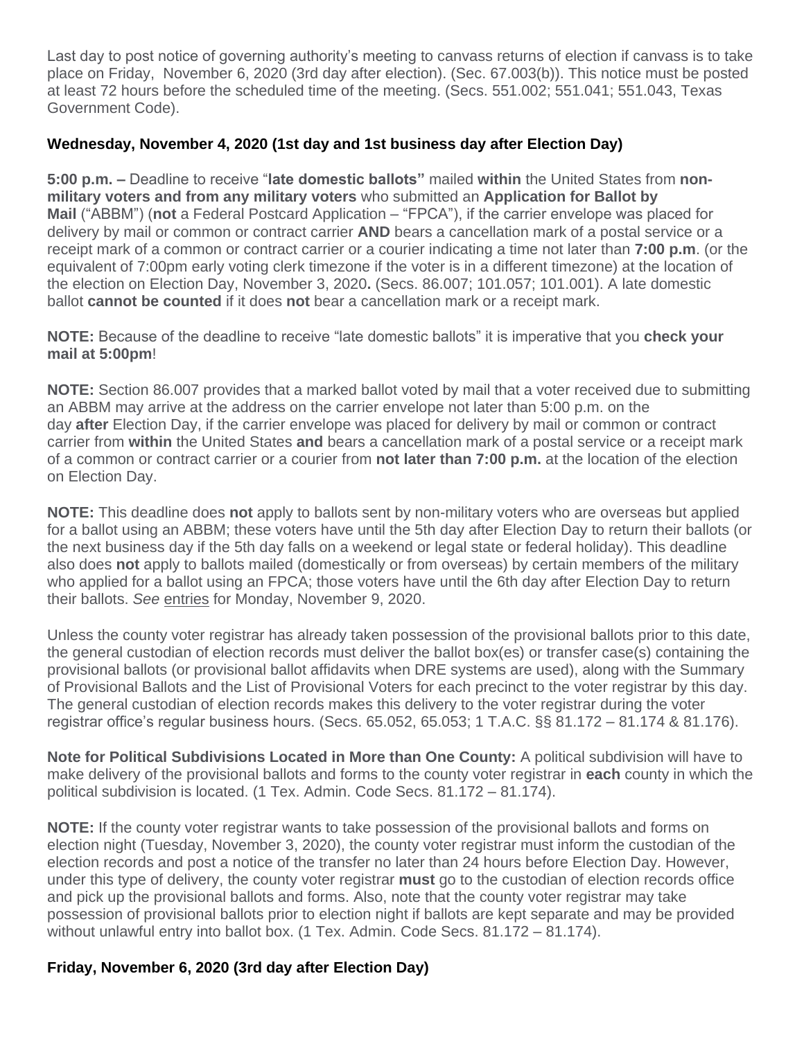Last day to post notice of governing authority's meeting to canvass returns of election if canvass is to take place on Friday, November 6, 2020 (3rd day after election). (Sec. 67.003(b)). This notice must be posted at least 72 hours before the scheduled time of the meeting. (Secs. 551.002; 551.041; 551.043, Texas Government Code).

**Wednesday, November 4, 2020 (1st day and 1st business day after Election Day)**

**5:00 p.m. –** Deadline to receive "**late domestic ballots"** mailed **within** the United States from **non-military voters and from any military voters** who submitted an **Application for Ballot by Mail** ("ABBM") (**not** a Federal Postcard Application – "FPCA"), if the carrier envelope was placed for delivery by mail or common or contract carrier **AND** bears a cancellation mark of a postal service or a receipt mark of a common or contract carrier or a courier indicating a time not later than **7:00 p.m**. (or the equivalent of 7:00pm early voting clerk timezone if the voter is in a different timezone) at the location of the election on Election Day, November 3, 2020**.** (Secs. 86.007; 101.057; 101.001). A late domestic ballot **cannot be counted** if it does **not** bear a cancellation mark or a receipt mark.

**NOTE:** Because of the deadline to receive "late domestic ballots" it is imperative that you **check your mail at 5:00pm**!

**NOTE:** Section 86.007 provides that a marked ballot voted by mail that a voter received due to submitting an ABBM may arrive at the address on the carrier envelope not later than 5:00 p.m. on the day **after** Election Day, if the carrier envelope was placed for delivery by mail or common or contract carrier from **within** the United States **and** bears a cancellation mark of a postal service or a receipt mark of a common or contract carrier or a courier from **not later than 7:00 p.m.** at the location of the election on Election Day.

**NOTE:** This deadline does **not** apply to ballots sent by non-military voters who are overseas but applied for a ballot using an ABBM; these voters have until the 5th day after Election Day to return their ballots (or the next business day if the 5th day falls on a weekend or legal state or federal holiday). This deadline also does **not** apply to ballots mailed (domestically or from overseas) by certain members of the military who applied for a ballot using an FPCA; those voters have until the 6th day after Election Day to return their ballots. *See* entries for Monday, November 9, 2020.

Unless the county voter registrar has already taken possession of the provisional ballots prior to this date, the general custodian of election records must deliver the ballot box(es) or transfer case(s) containing the provisional ballots (or provisional ballot affidavits when DRE systems are used), along with the Summary of Provisional Ballots and the List of Provisional Voters for each precinct to the voter registrar by this day. The general custodian of election records makes this delivery to the voter registrar during the voter registrar office's regular business hours. (Secs. 65.052, 65.053; 1 T.A.C. §§ 81.172 – 81.174 & 81.176).

**Note for Political Subdivisions Located in More than One County:** A political subdivision will have to make delivery of the provisional ballots and forms to the county voter registrar in **each** county in which the political subdivision is located. (1 Tex. Admin. Code Secs. 81.172 – 81.174).

**NOTE:** If the county voter registrar wants to take possession of the provisional ballots and forms on election night (Tuesday, November 3, 2020), the county voter registrar must inform the custodian of the election records and post a notice of the transfer no later than 24 hours before Election Day. However, under this type of delivery, the county voter registrar **must** go to the custodian of election records office and pick up the provisional ballots and forms. Also, note that the county voter registrar may take possession of provisional ballots prior to election night if ballots are kept separate and may be provided without unlawful entry into ballot box. (1 Tex. Admin. Code Secs. 81.172 – 81.174).

**Friday, November 6, 2020 (3rd day after Election Day)**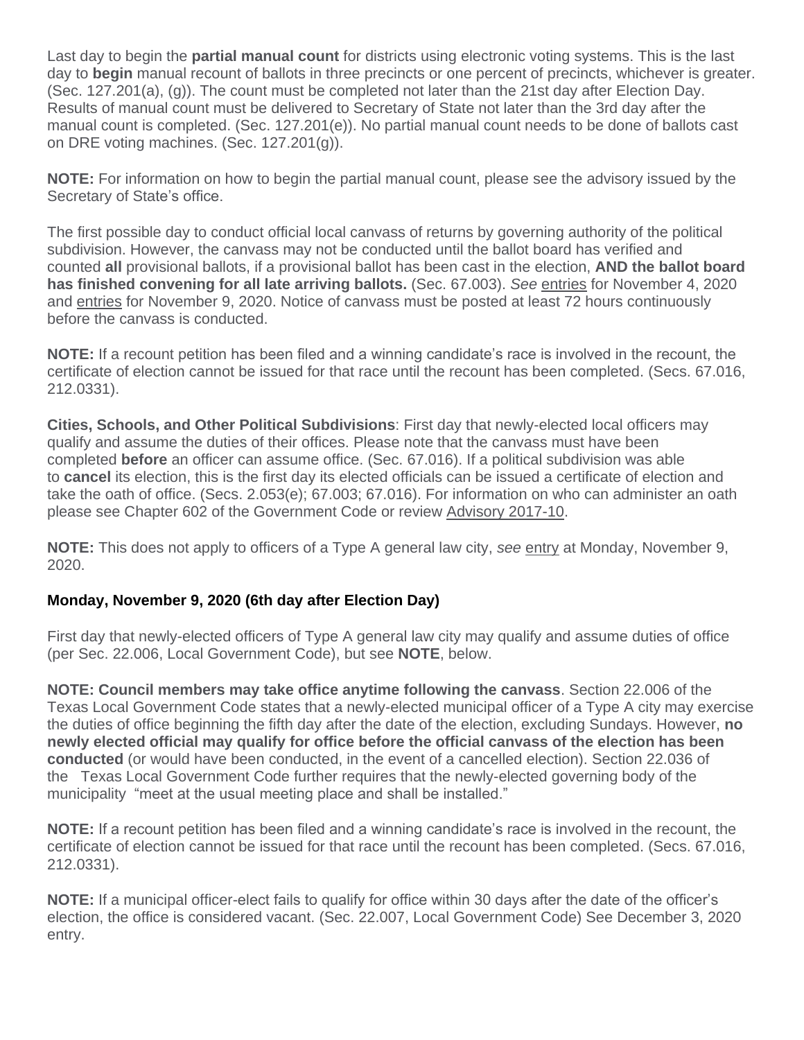Last day to begin the **partial manual count** for districts using electronic voting systems. This is the last day to **begin** manual recount of ballots in three precincts or one percent of precincts, whichever is greater. (Sec. 127.201(a), (g)). The count must be completed not later than the 21st day after Election Day. Results of manual count must be delivered to Secretary of State not later than the 3rd day after the manual count is completed. (Sec. 127.201(e)). No partial manual count needs to be done of ballots cast on DRE voting machines. (Sec. 127.201(g)).

**NOTE:** For information on how to begin the partial manual count, please see the advisory issued by the Secretary of State's office.

The first possible day to conduct official local canvass of returns by governing authority of the political subdivision. However, the canvass may not be conducted until the ballot board has verified and counted **all** provisional ballots, if a provisional ballot has been cast in the election, **AND the ballot board has finished convening for all late arriving ballots.** (Sec. 67.003). *See* entries for November 4, 2020 and entries for November 9, 2020. Notice of canvass must be posted at least 72 hours continuously before the canvass is conducted.

**NOTE:** If a recount petition has been filed and a winning candidate's race is involved in the recount, the certificate of election cannot be issued for that race until the recount has been completed. (Secs. 67.016, 212.0331).

**Cities, Schools, and Other Political Subdivisions**: First day that newly-elected local officers may qualify and assume the duties of their offices. Please note that the canvass must have been completed **before** an officer can assume office. (Sec. 67.016). If a political subdivision was able to **cancel** its election, this is the first day its elected officials can be issued a certificate of election and take the oath of office. (Secs. 2.053(e); 67.003; 67.016). For information on who can administer an oath please see Chapter 602 of the Government Code or review Advisory 2017-10.

**NOTE:** This does not apply to officers of a Type A general law city, *see* entry at Monday, November 9, 2020.

### Monday, November 9, 2020 (6th day after Election Day)

First day that newly-elected officers of Type A general law city may qualify and assume duties of office (per Sec. 22.006, Local Government Code), but see **NOTE**, below.

**NOTE: Council members may take office anytime following the canvass**. Section 22.006 of the Texas Local Government Code states that a newly-elected municipal officer of a Type A city may exercise the duties of office beginning the fifth day after the date of the election, excluding Sundays. However, **no newly elected official may qualify for office before the official canvass of the election has been conducted** (or would have been conducted, in the event of a cancelled election). Section 22.036 of the Texas Local Government Code further requires that the newly-elected governing body of the municipality "meet at the usual meeting place and shall be installed."

**NOTE:** If a recount petition has been filed and a winning candidate's race is involved in the recount, the certificate of election cannot be issued for that race until the recount has been completed. (Secs. 67.016, 212.0331).

**NOTE:** If a municipal officer-elect fails to qualify for office within 30 days after the date of the officer's election, the office is considered vacant. (Sec. 22.007, Local Government Code) See December 3, 2020 entry.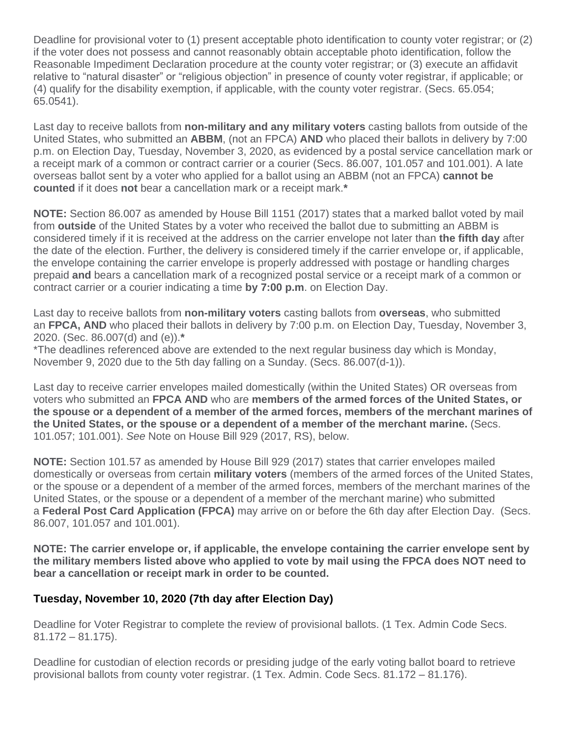Deadline for provisional voter to (1) present acceptable photo identification to county voter registrar; or (2) if the voter does not possess and cannot reasonably obtain acceptable photo identification, follow the Reasonable Impediment Declaration procedure at the county voter registrar; or (3) execute an affidavit relative to "natural disaster" or "religious objection" in presence of county voter registrar, if applicable; or (4) qualify for the disability exemption, if applicable, with the county voter registrar. (Secs. 65.054; 65.0541).

Last day to receive ballots from **non-military and any military voters** casting ballots from outside of the United States, who submitted an **ABBM**, (not an FPCA) **AND** who placed their ballots in delivery by 7:00 p.m. on Election Day, Tuesday, November 3, 2020, as evidenced by a postal service cancellation mark or a receipt mark of a common or contract carrier or a courier (Secs. 86.007, 101.057 and 101.001). A late overseas ballot sent by a voter who applied for a ballot using an ABBM (not an FPCA) **cannot be counted** if it does **not** bear a cancellation mark or a receipt mark.**\***

**NOTE:** Section 86.007 as amended by House Bill 1151 (2017) states that a marked ballot voted by mail from **outside** of the United States by a voter who received the ballot due to submitting an ABBM is considered timely if it is received at the address on the carrier envelope not later than **the fifth day** after the date of the election. Further, the delivery is considered timely if the carrier envelope or, if applicable, the envelope containing the carrier envelope is properly addressed with postage or handling charges prepaid **and** bears a cancellation mark of a recognized postal service or a receipt mark of a common or contract carrier or a courier indicating a time **by 7:00 p.m**. on Election Day.

Last day to receive ballots from **non-military voters** casting ballots from **overseas**, who submitted an **FPCA, AND** who placed their ballots in delivery by 7:00 p.m. on Election Day, Tuesday, November 3, 2020. (Sec. 86.007(d) and (e)).**\***
\*The deadlines referenced above are extended to the next regular business day which is Monday, November 9, 2020 due to the 5th day falling on a Sunday. (Secs. 86.007(d-1)).

Last day to receive carrier envelopes mailed domestically (within the United States) OR overseas from voters who submitted an **FPCA AND** who are **members of the armed forces of the United States, or the spouse or a dependent of a member of the armed forces, members of the merchant marines of the United States, or the spouse or a dependent of a member of the merchant marine.** (Secs. 101.057; 101.001). *See* Note on House Bill 929 (2017, RS), below.

**NOTE:** Section 101.57 as amended by House Bill 929 (2017) states that carrier envelopes mailed domestically or overseas from certain **military voters** (members of the armed forces of the United States, or the spouse or a dependent of a member of the armed forces, members of the merchant marines of the United States, or the spouse or a dependent of a member of the merchant marine) who submitted a **Federal Post Card Application (FPCA)** may arrive on or before the 6th day after Election Day. (Secs. 86.007, 101.057 and 101.001).

**NOTE: The carrier envelope or, if applicable, the envelope containing the carrier envelope sent by the military members listed above who applied to vote by mail using the FPCA does NOT need to bear a cancellation or receipt mark in order to be counted.**

### Tuesday, November 10, 2020 (7th day after Election Day)

Deadline for Voter Registrar to complete the review of provisional ballots. (1 Tex. Admin Code Secs. 81.172 – 81.175).

Deadline for custodian of election records or presiding judge of the early voting ballot board to retrieve provisional ballots from county voter registrar. (1 Tex. Admin. Code Secs. 81.172 – 81.176).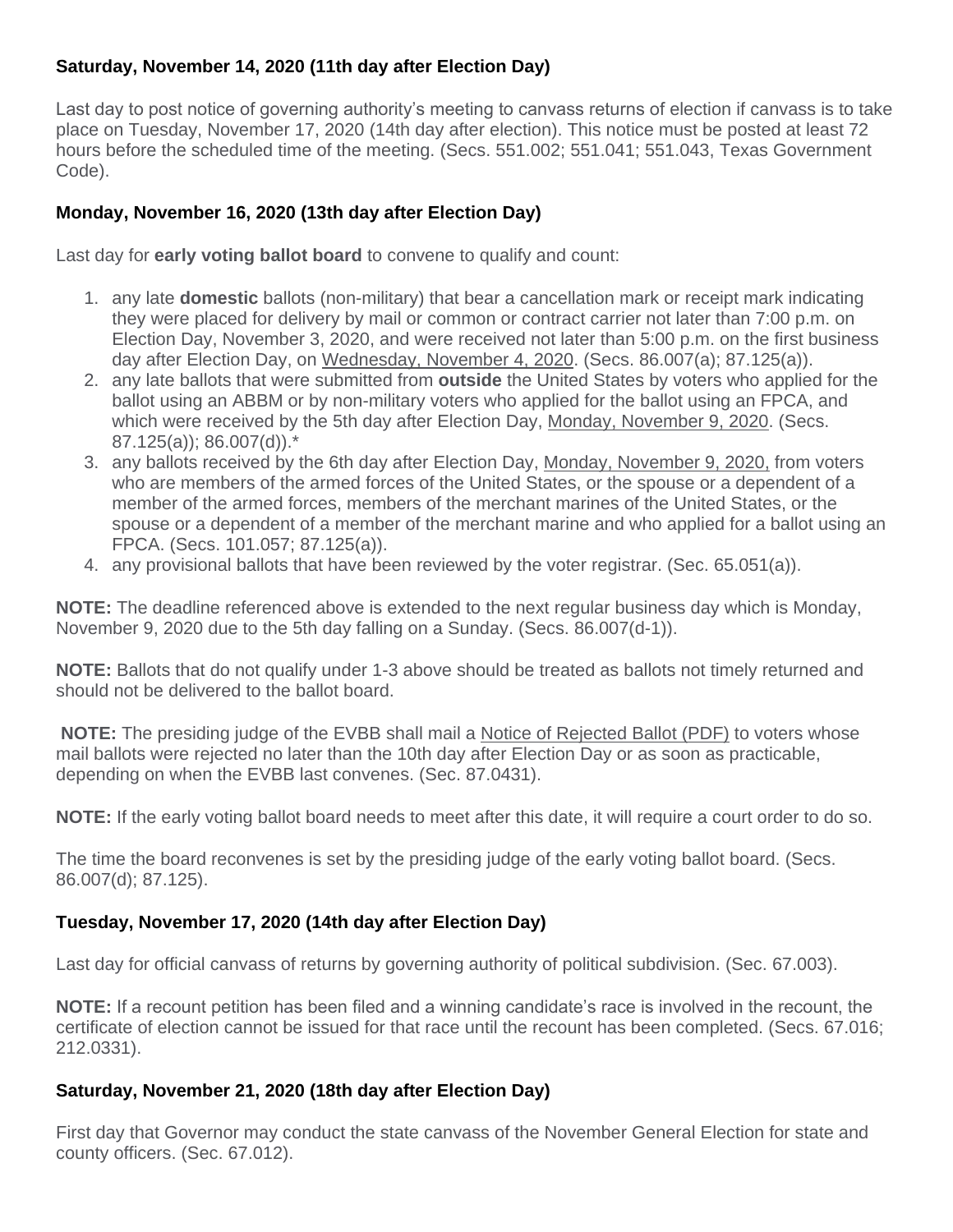**Saturday, November 14, 2020 (11th day after Election Day)**

Last day to post notice of governing authority's meeting to canvass returns of election if canvass is to take place on Tuesday, November 17, 2020 (14th day after election). This notice must be posted at least 72 hours before the scheduled time of the meeting. (Secs. 551.002; 551.041; 551.043, Texas Government Code).

**Monday, November 16, 2020 (13th day after Election Day)**

Last day for **early voting ballot board** to convene to qualify and count:

1. any late **domestic** ballots (non-military) that bear a cancellation mark or receipt mark indicating they were placed for delivery by mail or common or contract carrier not later than 7:00 p.m. on Election Day, November 3, 2020, and were received not later than 5:00 p.m. on the first business day after Election Day, on Wednesday, November 4, 2020. (Secs. 86.007(a); 87.125(a)).
2. any late ballots that were submitted from **outside** the United States by voters who applied for the ballot using an ABBM or by non-military voters who applied for the ballot using an FPCA, and which were received by the 5th day after Election Day, Monday, November 9, 2020. (Secs. 87.125(a)); 86.007(d)).*
3. any ballots received by the 6th day after Election Day, Monday, November 9, 2020, from voters who are members of the armed forces of the United States, or the spouse or a dependent of a member of the armed forces, members of the merchant marines of the United States, or the spouse or a dependent of a member of the merchant marine and who applied for a ballot using an FPCA. (Secs. 101.057; 87.125(a)).
4. any provisional ballots that have been reviewed by the voter registrar. (Sec. 65.051(a)).

**NOTE:** The deadline referenced above is extended to the next regular business day which is Monday, November 9, 2020 due to the 5th day falling on a Sunday. (Secs. 86.007(d-1)).

**NOTE:** Ballots that do not qualify under 1-3 above should be treated as ballots not timely returned and should not be delivered to the ballot board.

**NOTE:** The presiding judge of the EVBB shall mail a Notice of Rejected Ballot (PDF) to voters whose mail ballots were rejected no later than the 10th day after Election Day or as soon as practicable, depending on when the EVBB last convenes. (Sec. 87.0431).

**NOTE:** If the early voting ballot board needs to meet after this date, it will require a court order to do so.

The time the board reconvenes is set by the presiding judge of the early voting ballot board. (Secs. 86.007(d); 87.125).

**Tuesday, November 17, 2020 (14th day after Election Day)**

Last day for official canvass of returns by governing authority of political subdivision. (Sec. 67.003).

**NOTE:** If a recount petition has been filed and a winning candidate's race is involved in the recount, the certificate of election cannot be issued for that race until the recount has been completed. (Secs. 67.016; 212.0331).

**Saturday, November 21, 2020 (18th day after Election Day)**

First day that Governor may conduct the state canvass of the November General Election for state and county officers. (Sec. 67.012).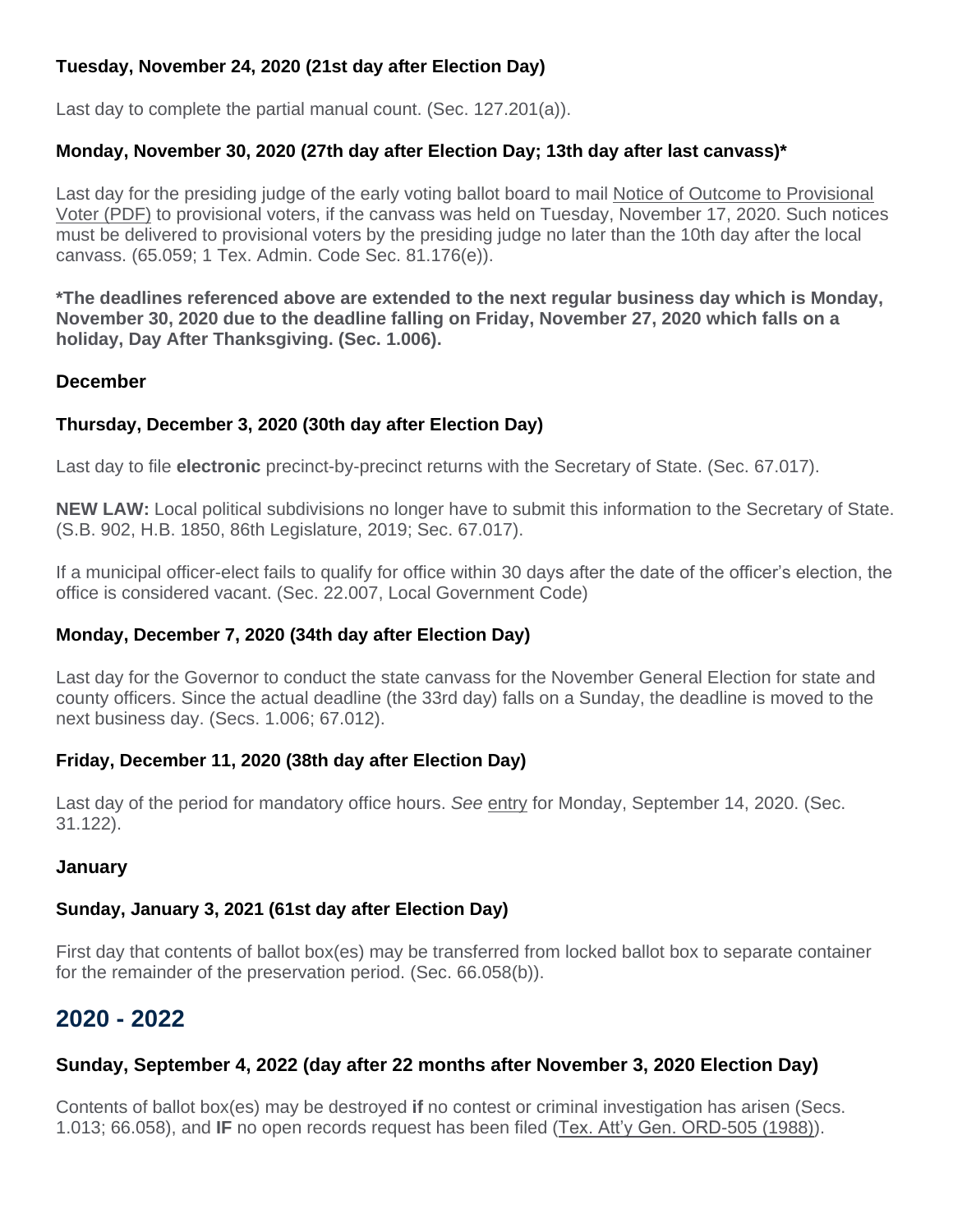#### Tuesday, November 24, 2020 (21st day after Election Day)

Last day to complete the partial manual count. (Sec. 127.201(a)).

#### Monday, November 30, 2020 (27th day after Election Day; 13th day after last canvass)*

Last day for the presiding judge of the early voting ballot board to mail Notice of Outcome to Provisional Voter (PDF) to provisional voters, if the canvass was held on Tuesday, November 17, 2020. Such notices must be delivered to provisional voters by the presiding judge no later than the 10th day after the local canvass. (65.059; 1 Tex. Admin. Code Sec. 81.176(e)).

**\*The deadlines referenced above are extended to the next regular business day which is Monday, November 30, 2020 due to the deadline falling on Friday, November 27, 2020 which falls on a holiday, Day After Thanksgiving. (Sec. 1.006).**

### December

#### Thursday, December 3, 2020 (30th day after Election Day)

Last day to file **electronic** precinct-by-precinct returns with the Secretary of State. (Sec. 67.017).

**NEW LAW:** Local political subdivisions no longer have to submit this information to the Secretary of State. (S.B. 902, H.B. 1850, 86th Legislature, 2019; Sec. 67.017).

If a municipal officer-elect fails to qualify for office within 30 days after the date of the officer's election, the office is considered vacant. (Sec. 22.007, Local Government Code)

#### Monday, December 7, 2020 (34th day after Election Day)

Last day for the Governor to conduct the state canvass for the November General Election for state and county officers. Since the actual deadline (the 33rd day) falls on a Sunday, the deadline is moved to the next business day. (Secs. 1.006; 67.012).

#### Friday, December 11, 2020 (38th day after Election Day)

Last day of the period for mandatory office hours. *See* entry for Monday, September 14, 2020. (Sec. 31.122).

### January

#### Sunday, January 3, 2021 (61st day after Election Day)

First day that contents of ballot box(es) may be transferred from locked ballot box to separate container for the remainder of the preservation period. (Sec. 66.058(b)).

## 2020 - 2022

#### Sunday, September 4, 2022 (day after 22 months after November 3, 2020 Election Day)

Contents of ballot box(es) may be destroyed **if** no contest or criminal investigation has arisen (Secs. 1.013; 66.058), and **IF** no open records request has been filed (Tex. Att'y Gen. ORD-505 (1988)).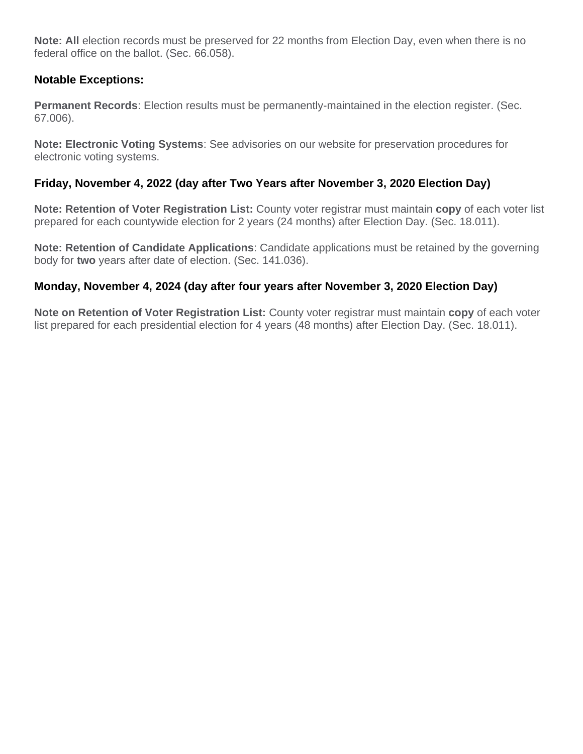**Note: All** election records must be preserved for 22 months from Election Day, even when there is no federal office on the ballot. (Sec. 66.058).

### Notable Exceptions:

**Permanent Records**: Election results must be permanently-maintained in the election register. (Sec. 67.006).

**Note: Electronic Voting Systems**: See advisories on our website for preservation procedures for electronic voting systems.

### Friday, November 4, 2022 (day after Two Years after November 3, 2020 Election Day)

**Note: Retention of Voter Registration List:** County voter registrar must maintain **copy** of each voter list prepared for each countywide election for 2 years (24 months) after Election Day. (Sec. 18.011).

**Note: Retention of Candidate Applications**: Candidate applications must be retained by the governing body for **two** years after date of election. (Sec. 141.036).

### Monday, November 4, 2024 (day after four years after November 3, 2020 Election Day)

**Note on Retention of Voter Registration List:** County voter registrar must maintain **copy** of each voter list prepared for each presidential election for 4 years (48 months) after Election Day. (Sec. 18.011).